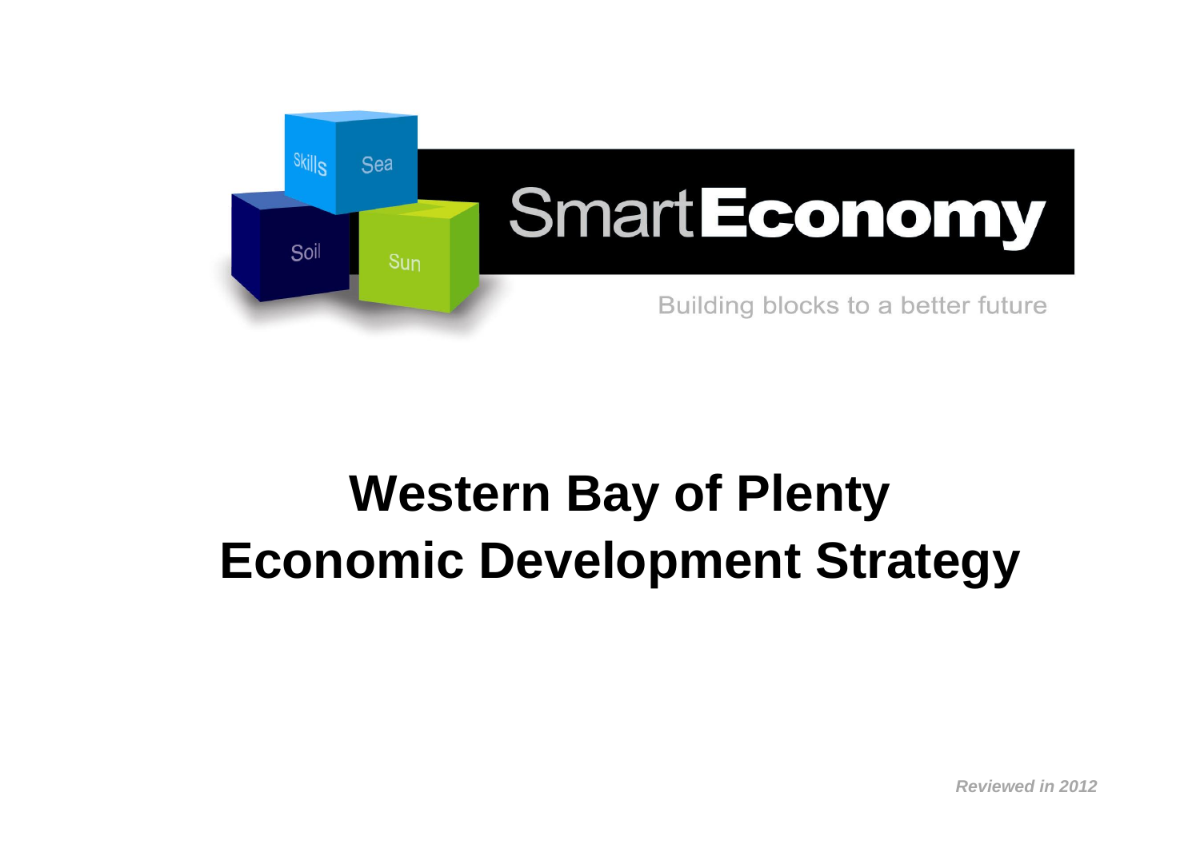Skills Sea Soil Sun

SmartEconomy

Building blocks to a better future

# Western Bay of Plenty Economic Development Strategy

*Reviewed in 2012*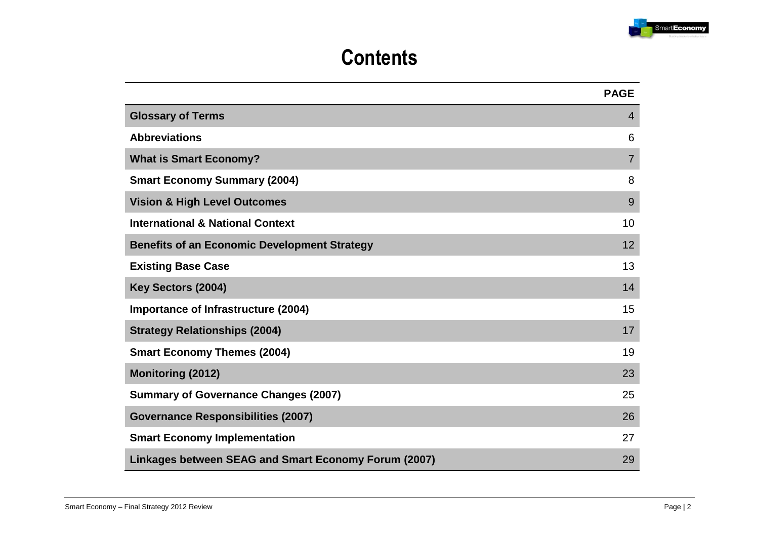# Contents

| | PAGE |
|---|---|
| **Glossary of Terms** | 4 |
| **Abbreviations** | 6 |
| **What is Smart Economy?** | 7 |
| **Smart Economy Summary (2004)** | 8 |
| **Vision & High Level Outcomes** | 9 |
| **International & National Context** | 10 |
| **Benefits of an Economic Development Strategy** | 12 |
| **Existing Base Case** | 13 |
| **Key Sectors (2004)** | 14 |
| **Importance of Infrastructure (2004)** | 15 |
| **Strategy Relationships (2004)** | 17 |
| **Smart Economy Themes (2004)** | 19 |
| **Monitoring (2012)** | 23 |
| **Summary of Governance Changes (2007)** | 25 |
| **Governance Responsibilities (2007)** | 26 |
| **Smart Economy Implementation** | 27 |
| **Linkages between SEAG and Smart Economy Forum (2007)** | 29 |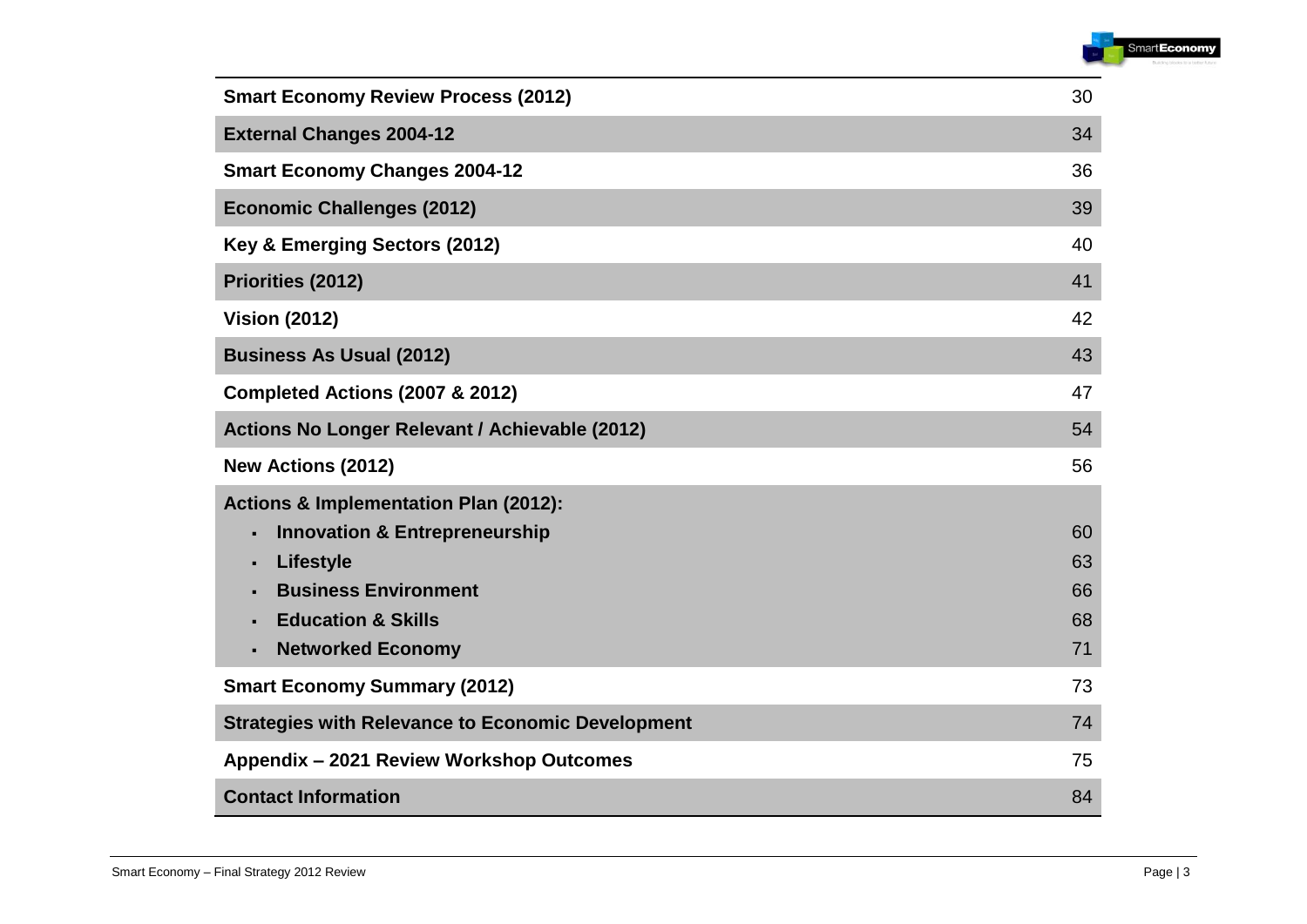| | |
|---|---|
| **Smart Economy Review Process (2012)** | 30 |
| **External Changes 2004-12** | 34 |
| **Smart Economy Changes 2004-12** | 36 |
| **Economic Challenges (2012)** | 39 |
| **Key & Emerging Sectors (2012)** | 40 |
| **Priorities (2012)** | 41 |
| **Vision (2012)** | 42 |
| **Business As Usual (2012)** | 43 |
| **Completed Actions (2007 & 2012)** | 47 |
| **Actions No Longer Relevant / Achievable (2012)** | 54 |
| **New Actions (2012)** | 56 |
| **Actions & Implementation Plan (2012):** | |
| ▪ **Innovation & Entrepreneurship** | 60 |
| ▪ **Lifestyle** | 63 |
| ▪ **Business Environment** | 66 |
| ▪ **Education & Skills** | 68 |
| ▪ **Networked Economy** | 71 |
| **Smart Economy Summary (2012)** | 73 |
| **Strategies with Relevance to Economic Development** | 74 |
| **Appendix – 2021 Review Workshop Outcomes** | 75 |
| **Contact Information** | 84 |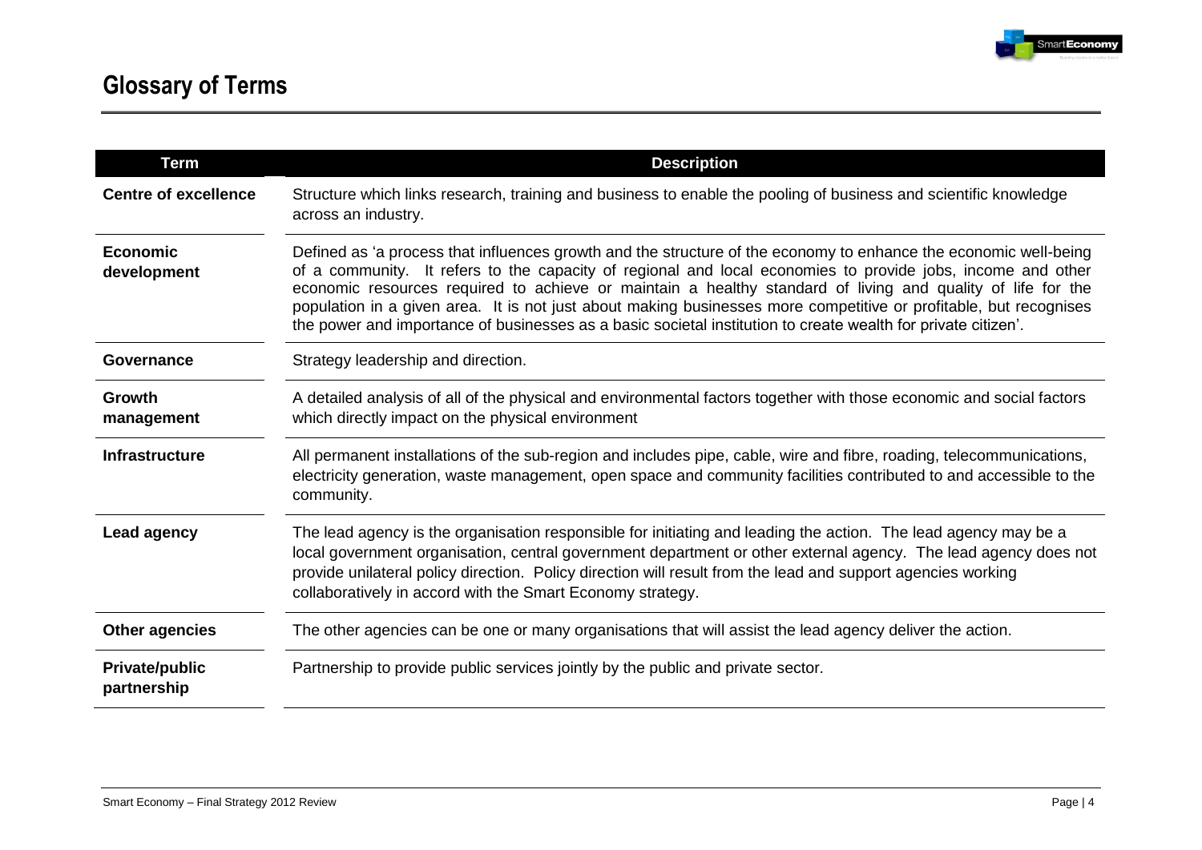## Glossary of Terms

| Term | Description |
| --- | --- |
| **Centre of excellence** | Structure which links research, training and business to enable the pooling of business and scientific knowledge across an industry. |
| **Economic development** | Defined as 'a process that influences growth and the structure of the economy to enhance the economic well-being of a community. It refers to the capacity of regional and local economies to provide jobs, income and other economic resources required to achieve or maintain a healthy standard of living and quality of life for the population in a given area. It is not just about making businesses more competitive or profitable, but recognises the power and importance of businesses as a basic societal institution to create wealth for private citizen'. |
| **Governance** | Strategy leadership and direction. |
| **Growth management** | A detailed analysis of all of the physical and environmental factors together with those economic and social factors which directly impact on the physical environment |
| **Infrastructure** | All permanent installations of the sub-region and includes pipe, cable, wire and fibre, roading, telecommunications, electricity generation, waste management, open space and community facilities contributed to and accessible to the community. |
| **Lead agency** | The lead agency is the organisation responsible for initiating and leading the action. The lead agency may be a local government organisation, central government department or other external agency. The lead agency does not provide unilateral policy direction. Policy direction will result from the lead and support agencies working collaboratively in accord with the Smart Economy strategy. |
| **Other agencies** | The other agencies can be one or many organisations that will assist the lead agency deliver the action. |
| **Private/public partnership** | Partnership to provide public services jointly by the public and private sector. |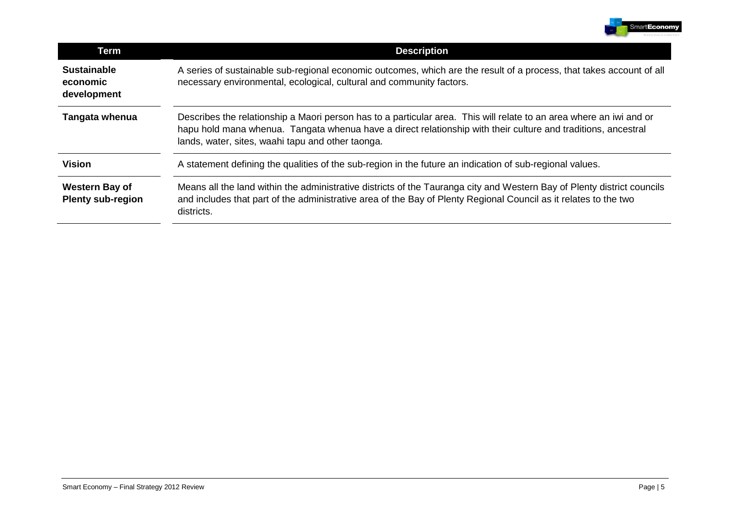| Term | Description |
| --- | --- |
| **Sustainable economic development** | A series of sustainable sub-regional economic outcomes, which are the result of a process, that takes account of all necessary environmental, ecological, cultural and community factors. |
| **Tangata whenua** | Describes the relationship a Maori person has to a particular area. This will relate to an area where an iwi and or hapu hold mana whenua. Tangata whenua have a direct relationship with their culture and traditions, ancestral lands, water, sites, waahi tapu and other taonga. |
| **Vision** | A statement defining the qualities of the sub-region in the future an indication of sub-regional values. |
| **Western Bay of Plenty sub-region** | Means all the land within the administrative districts of the Tauranga city and Western Bay of Plenty district councils and includes that part of the administrative area of the Bay of Plenty Regional Council as it relates to the two districts. |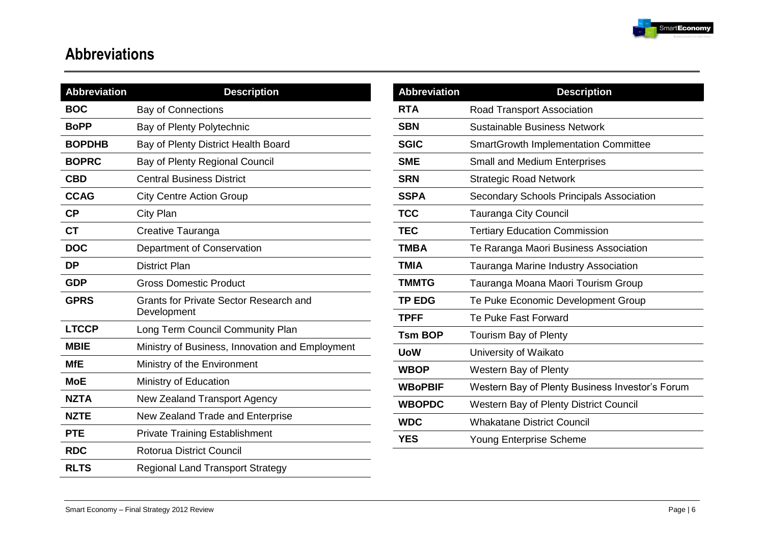# Abbreviations

| Abbreviation | Description |
|---|---|
| **BOC** | Bay of Connections |
| **BoPP** | Bay of Plenty Polytechnic |
| **BOPDHB** | Bay of Plenty District Health Board |
| **BOPRC** | Bay of Plenty Regional Council |
| **CBD** | Central Business District |
| **CCAG** | City Centre Action Group |
| **CP** | City Plan |
| **CT** | Creative Tauranga |
| **DOC** | Department of Conservation |
| **DP** | District Plan |
| **GDP** | Gross Domestic Product |
| **GPRS** | Grants for Private Sector Research and Development |
| **LTCCP** | Long Term Council Community Plan |
| **MBIE** | Ministry of Business, Innovation and Employment |
| **MfE** | Ministry of the Environment |
| **MoE** | Ministry of Education |
| **NZTA** | New Zealand Transport Agency |
| **NZTE** | New Zealand Trade and Enterprise |
| **PTE** | Private Training Establishment |
| **RDC** | Rotorua District Council |
| **RLTS** | Regional Land Transport Strategy |
| **RTA** | Road Transport Association |
| **SBN** | Sustainable Business Network |
| **SGIC** | SmartGrowth Implementation Committee |
| **SME** | Small and Medium Enterprises |
| **SRN** | Strategic Road Network |
| **SSPA** | Secondary Schools Principals Association |
| **TCC** | Tauranga City Council |
| **TEC** | Tertiary Education Commission |
| **TMBA** | Te Raranga Maori Business Association |
| **TMIA** | Tauranga Marine Industry Association |
| **TMMTG** | Tauranga Moana Maori Tourism Group |
| **TP EDG** | Te Puke Economic Development Group |
| **TPFF** | Te Puke Fast Forward |
| **Tsm BOP** | Tourism Bay of Plenty |
| **UoW** | University of Waikato |
| **WBOP** | Western Bay of Plenty |
| **WBoPBIF** | Western Bay of Plenty Business Investor's Forum |
| **WBOPDC** | Western Bay of Plenty District Council |
| **WDC** | Whakatane District Council |
| **YES** | Young Enterprise Scheme |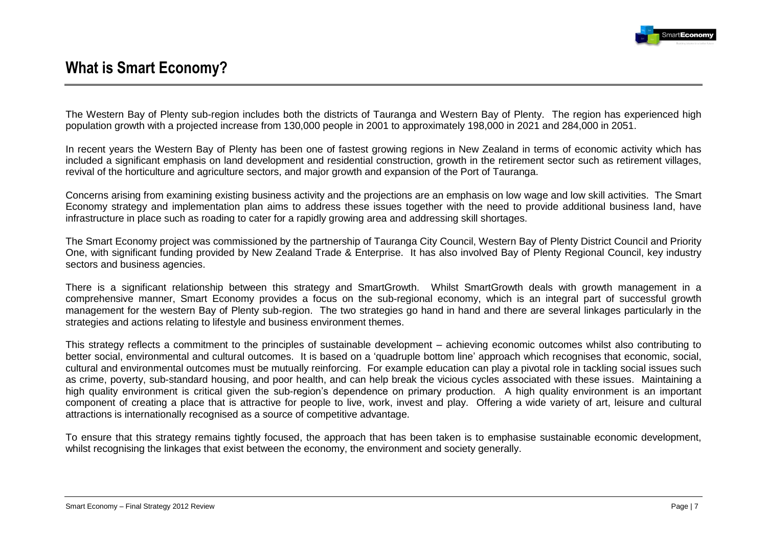# What is Smart Economy?

The Western Bay of Plenty sub-region includes both the districts of Tauranga and Western Bay of Plenty. The region has experienced high population growth with a projected increase from 130,000 people in 2001 to approximately 198,000 in 2021 and 284,000 in 2051.

In recent years the Western Bay of Plenty has been one of fastest growing regions in New Zealand in terms of economic activity which has included a significant emphasis on land development and residential construction, growth in the retirement sector such as retirement villages, revival of the horticulture and agriculture sectors, and major growth and expansion of the Port of Tauranga.

Concerns arising from examining existing business activity and the projections are an emphasis on low wage and low skill activities. The Smart Economy strategy and implementation plan aims to address these issues together with the need to provide additional business land, have infrastructure in place such as roading to cater for a rapidly growing area and addressing skill shortages.

The Smart Economy project was commissioned by the partnership of Tauranga City Council, Western Bay of Plenty District Council and Priority One, with significant funding provided by New Zealand Trade & Enterprise. It has also involved Bay of Plenty Regional Council, key industry sectors and business agencies.

There is a significant relationship between this strategy and SmartGrowth. Whilst SmartGrowth deals with growth management in a comprehensive manner, Smart Economy provides a focus on the sub-regional economy, which is an integral part of successful growth management for the western Bay of Plenty sub-region. The two strategies go hand in hand and there are several linkages particularly in the strategies and actions relating to lifestyle and business environment themes.

This strategy reflects a commitment to the principles of sustainable development – achieving economic outcomes whilst also contributing to better social, environmental and cultural outcomes. It is based on a 'quadruple bottom line' approach which recognises that economic, social, cultural and environmental outcomes must be mutually reinforcing. For example education can play a pivotal role in tackling social issues such as crime, poverty, sub-standard housing, and poor health, and can help break the vicious cycles associated with these issues. Maintaining a high quality environment is critical given the sub-region's dependence on primary production. A high quality environment is an important component of creating a place that is attractive for people to live, work, invest and play. Offering a wide variety of art, leisure and cultural attractions is internationally recognised as a source of competitive advantage.

To ensure that this strategy remains tightly focused, the approach that has been taken is to emphasise sustainable economic development, whilst recognising the linkages that exist between the economy, the environment and society generally.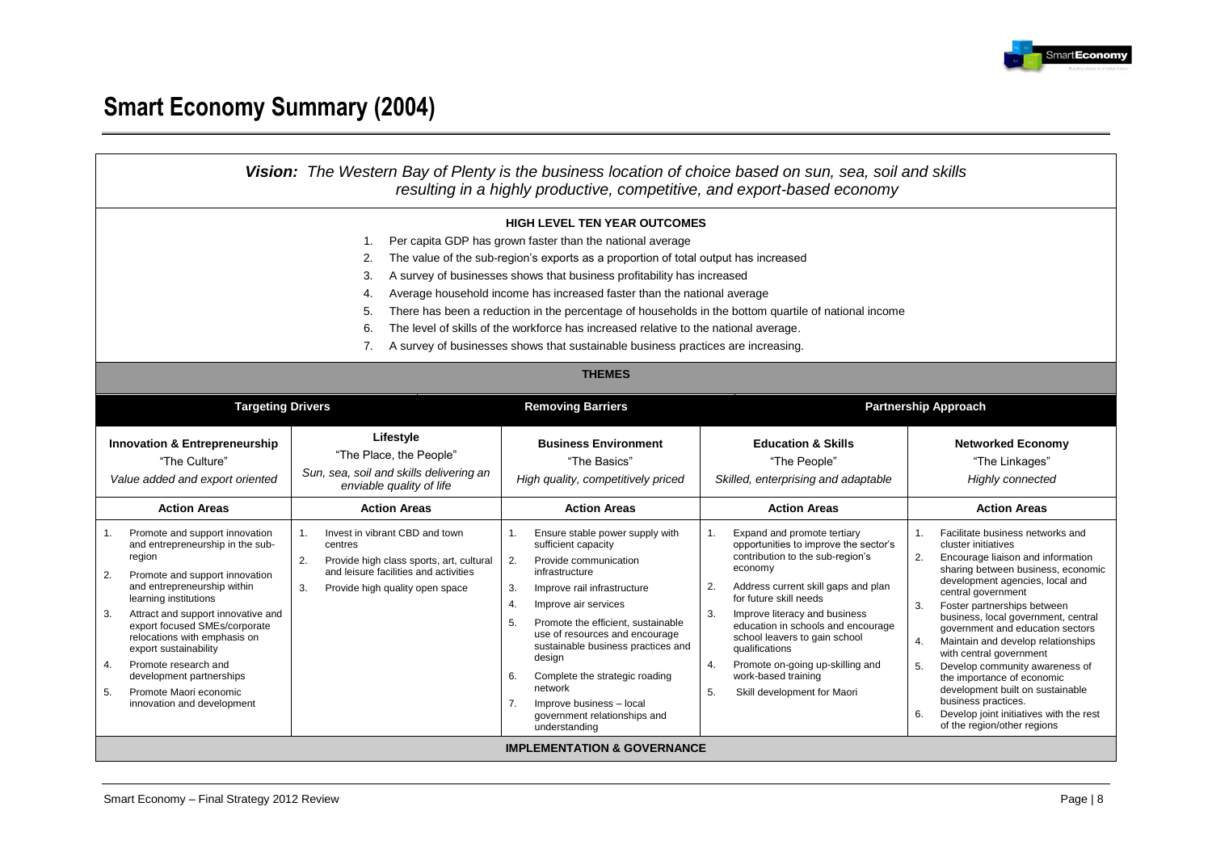# Smart Economy Summary (2004)

***Vision:** The Western Bay of Plenty is the business location of choice based on sun, sea, soil and skills resulting in a highly productive, competitive, and export-based economy*

**HIGH LEVEL TEN YEAR OUTCOMES**

1. Per capita GDP has grown faster than the national average
2. The value of the sub-region's exports as a proportion of total output has increased
3. A survey of businesses shows that business profitability has increased
4. Average household income has increased faster than the national average
5. There has been a reduction in the percentage of households in the bottom quartile of national income
6. The level of skills of the workforce has increased relative to the national average.
7. A survey of businesses shows that sustainable business practices are increasing.

**THEMES**

| **Targeting Drivers** | | **Removing Barriers** | **Partnership Approach** | |
|---|---|---|---|---|
| **Innovation & Entrepreneurship**<br>"The Culture"<br>*Value added and export oriented* | **Lifestyle**<br>"The Place, the People"<br>*Sun, sea, soil and skills delivering an enviable quality of life* | **Business Environment**<br>"The Basics"<br>*High quality, competitively priced* | **Education & Skills**<br>"The People"<br>*Skilled, enterprising and adaptable* | **Networked Economy**<br>"The Linkages"<br>*Highly connected* |
| **Action Areas** | **Action Areas** | **Action Areas** | **Action Areas** | **Action Areas** |
| 1. Promote and support innovation and entrepreneurship in the sub-region<br>2. Promote and support innovation and entrepreneurship within learning institutions<br>3. Attract and support innovative and export focused SMEs/corporate relocations with emphasis on export sustainability<br>4. Promote research and development partnerships<br>5. Promote Maori economic innovation and development | 1. Invest in vibrant CBD and town centres<br>2. Provide high class sports, art, cultural and leisure facilities and activities<br>3. Provide high quality open space | 1. Ensure stable power supply with sufficient capacity<br>2. Provide communication infrastructure<br>3. Improve rail infrastructure<br>4. Improve air services<br>5. Promote the efficient, sustainable use of resources and encourage sustainable business practices and design<br>6. Complete the strategic roading network<br>7. Improve business – local government relationships and understanding | 1. Expand and promote tertiary opportunities to improve the sector's contribution to the sub-region's economy<br>2. Address current skill gaps and plan for future skill needs<br>3. Improve literacy and business education in schools and encourage school leavers to gain school qualifications<br>4. Promote on-going up-skilling and work-based training<br>5. Skill development for Maori | 1. Facilitate business networks and cluster initiatives<br>2. Encourage liaison and information sharing between business, economic development agencies, local and central government<br>3. Foster partnerships between business, local government, central government and education sectors<br>4. Maintain and develop relationships with central government<br>5. Develop community awareness of the importance of economic development built on sustainable business practices.<br>6. Develop joint initiatives with the rest of the region/other regions |

**IMPLEMENTATION & GOVERNANCE**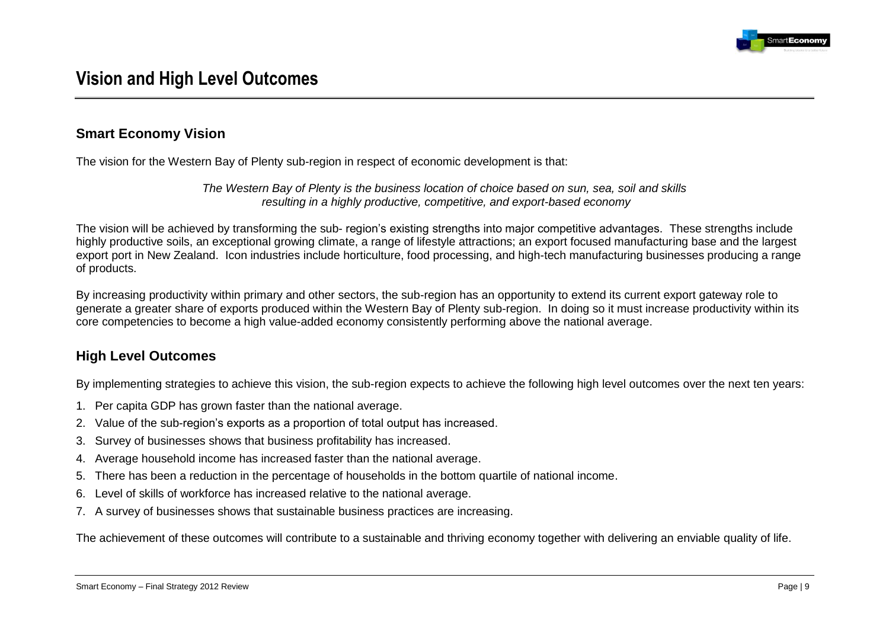# Vision and High Level Outcomes

## Smart Economy Vision

The vision for the Western Bay of Plenty sub-region in respect of economic development is that:

*The Western Bay of Plenty is the business location of choice based on sun, sea, soil and skills resulting in a highly productive, competitive, and export-based economy*

The vision will be achieved by transforming the sub- region's existing strengths into major competitive advantages. These strengths include highly productive soils, an exceptional growing climate, a range of lifestyle attractions; an export focused manufacturing base and the largest export port in New Zealand. Icon industries include horticulture, food processing, and high-tech manufacturing businesses producing a range of products.

By increasing productivity within primary and other sectors, the sub-region has an opportunity to extend its current export gateway role to generate a greater share of exports produced within the Western Bay of Plenty sub-region. In doing so it must increase productivity within its core competencies to become a high value-added economy consistently performing above the national average.

## High Level Outcomes

By implementing strategies to achieve this vision, the sub-region expects to achieve the following high level outcomes over the next ten years:

1. Per capita GDP has grown faster than the national average.
2. Value of the sub-region's exports as a proportion of total output has increased.
3. Survey of businesses shows that business profitability has increased.
4. Average household income has increased faster than the national average.
5. There has been a reduction in the percentage of households in the bottom quartile of national income.
6. Level of skills of workforce has increased relative to the national average.
7. A survey of businesses shows that sustainable business practices are increasing.

The achievement of these outcomes will contribute to a sustainable and thriving economy together with delivering an enviable quality of life.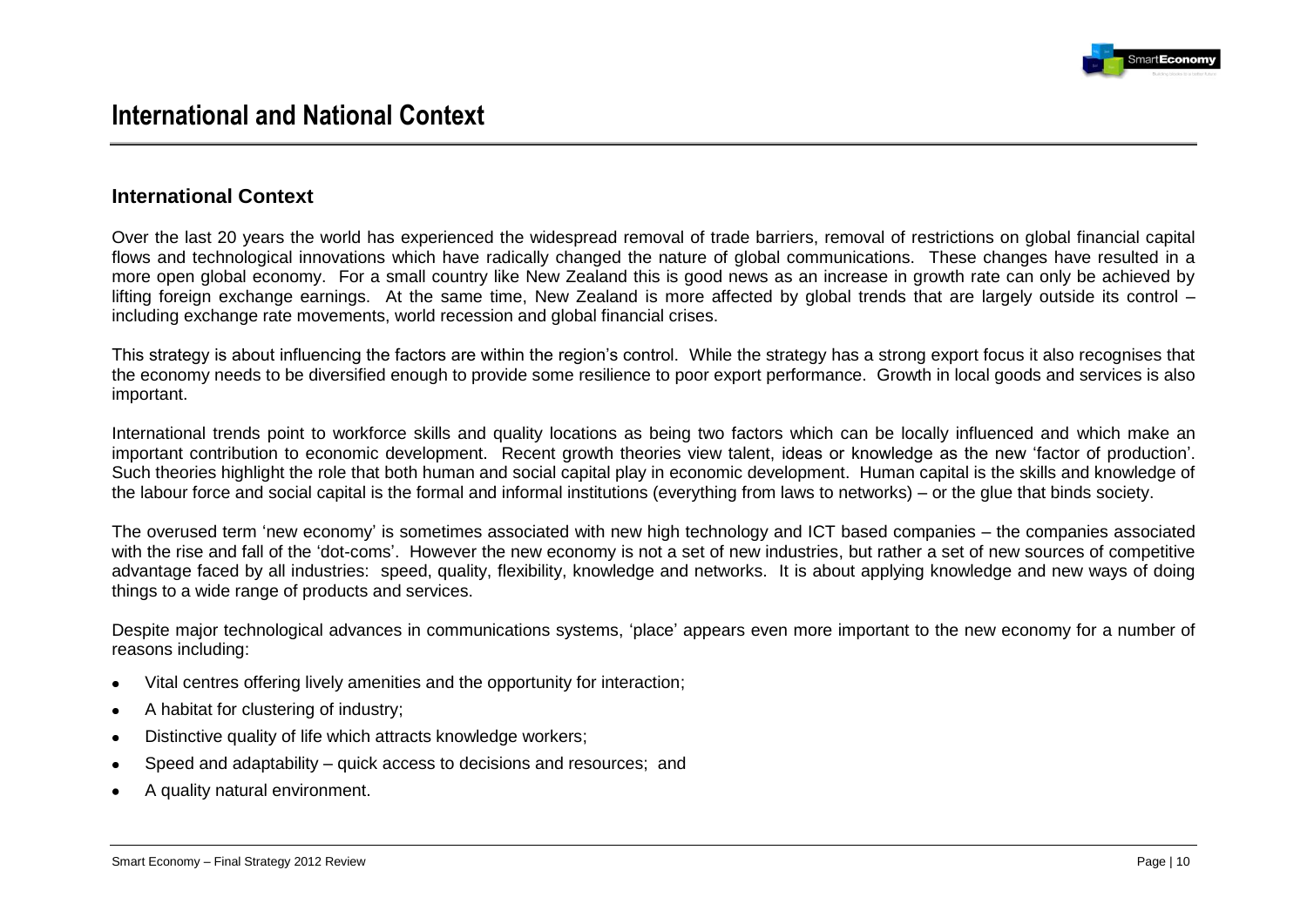# International and National Context

## International Context

Over the last 20 years the world has experienced the widespread removal of trade barriers, removal of restrictions on global financial capital flows and technological innovations which have radically changed the nature of global communications. These changes have resulted in a more open global economy. For a small country like New Zealand this is good news as an increase in growth rate can only be achieved by lifting foreign exchange earnings. At the same time, New Zealand is more affected by global trends that are largely outside its control – including exchange rate movements, world recession and global financial crises.

This strategy is about influencing the factors are within the region's control. While the strategy has a strong export focus it also recognises that the economy needs to be diversified enough to provide some resilience to poor export performance. Growth in local goods and services is also important.

International trends point to workforce skills and quality locations as being two factors which can be locally influenced and which make an important contribution to economic development. Recent growth theories view talent, ideas or knowledge as the new 'factor of production'. Such theories highlight the role that both human and social capital play in economic development. Human capital is the skills and knowledge of the labour force and social capital is the formal and informal institutions (everything from laws to networks) – or the glue that binds society.

The overused term 'new economy' is sometimes associated with new high technology and ICT based companies – the companies associated with the rise and fall of the 'dot-coms'. However the new economy is not a set of new industries, but rather a set of new sources of competitive advantage faced by all industries: speed, quality, flexibility, knowledge and networks. It is about applying knowledge and new ways of doing things to a wide range of products and services.

Despite major technological advances in communications systems, 'place' appears even more important to the new economy for a number of reasons including:

- Vital centres offering lively amenities and the opportunity for interaction;
- A habitat for clustering of industry;
- Distinctive quality of life which attracts knowledge workers;
- Speed and adaptability – quick access to decisions and resources; and
- A quality natural environment.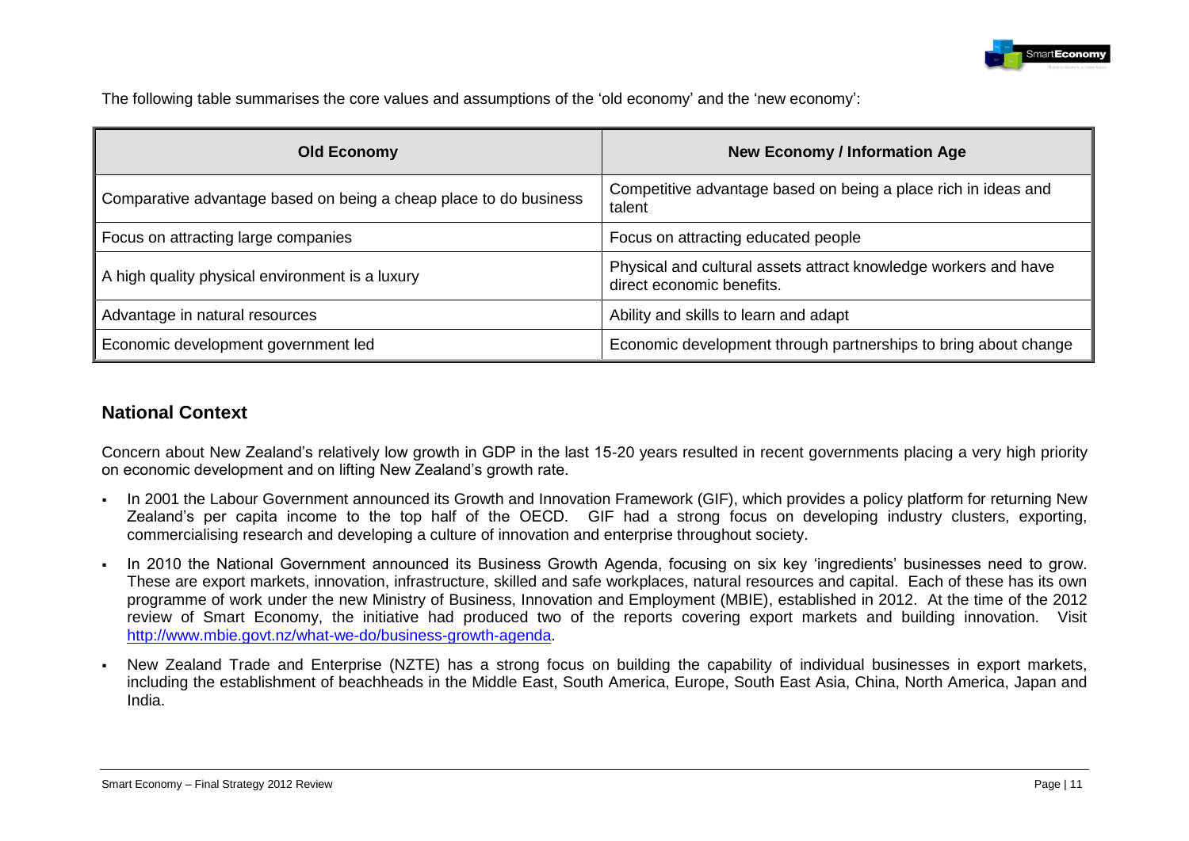The following table summarises the core values and assumptions of the 'old economy' and the 'new economy':

| Old Economy | New Economy / Information Age |
|---|---|
| Comparative advantage based on being a cheap place to do business | Competitive advantage based on being a place rich in ideas and talent |
| Focus on attracting large companies | Focus on attracting educated people |
| A high quality physical environment is a luxury | Physical and cultural assets attract knowledge workers and have direct economic benefits. |
| Advantage in natural resources | Ability and skills to learn and adapt |
| Economic development government led | Economic development through partnerships to bring about change |

## National Context

Concern about New Zealand's relatively low growth in GDP in the last 15-20 years resulted in recent governments placing a very high priority on economic development and on lifting New Zealand's growth rate.

- In 2001 the Labour Government announced its Growth and Innovation Framework (GIF), which provides a policy platform for returning New Zealand's per capita income to the top half of the OECD. GIF had a strong focus on developing industry clusters, exporting, commercialising research and developing a culture of innovation and enterprise throughout society.
- In 2010 the National Government announced its Business Growth Agenda, focusing on six key 'ingredients' businesses need to grow. These are export markets, innovation, infrastructure, skilled and safe workplaces, natural resources and capital. Each of these has its own programme of work under the new Ministry of Business, Innovation and Employment (MBIE), established in 2012. At the time of the 2012 review of Smart Economy, the initiative had produced two of the reports covering export markets and building innovation. Visit http://www.mbie.govt.nz/what-we-do/business-growth-agenda.
- New Zealand Trade and Enterprise (NZTE) has a strong focus on building the capability of individual businesses in export markets, including the establishment of beachheads in the Middle East, South America, Europe, South East Asia, China, North America, Japan and India.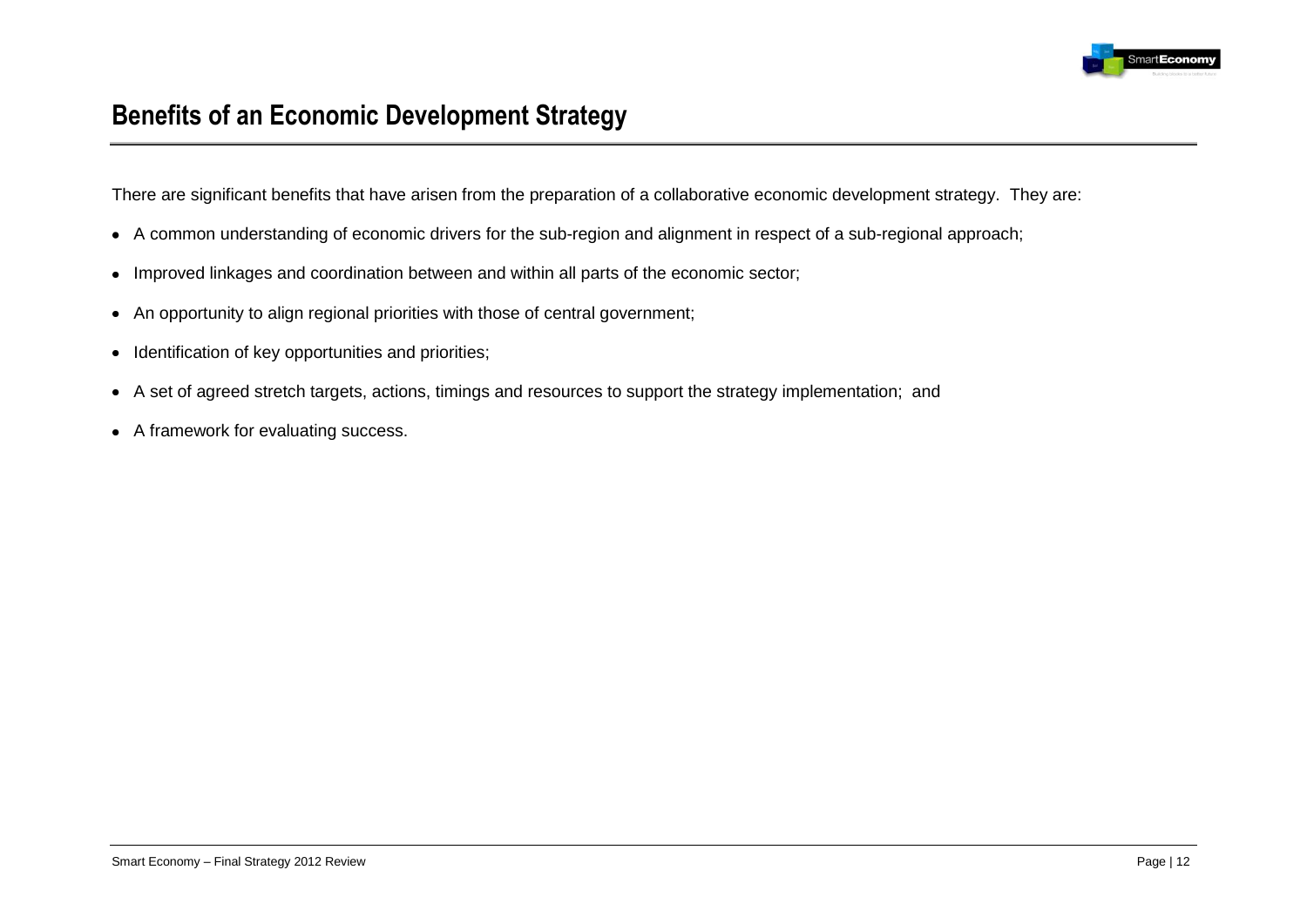## Benefits of an Economic Development Strategy

There are significant benefits that have arisen from the preparation of a collaborative economic development strategy. They are:

- A common understanding of economic drivers for the sub-region and alignment in respect of a sub-regional approach;
- Improved linkages and coordination between and within all parts of the economic sector;
- An opportunity to align regional priorities with those of central government;
- Identification of key opportunities and priorities;
- A set of agreed stretch targets, actions, timings and resources to support the strategy implementation; and
- A framework for evaluating success.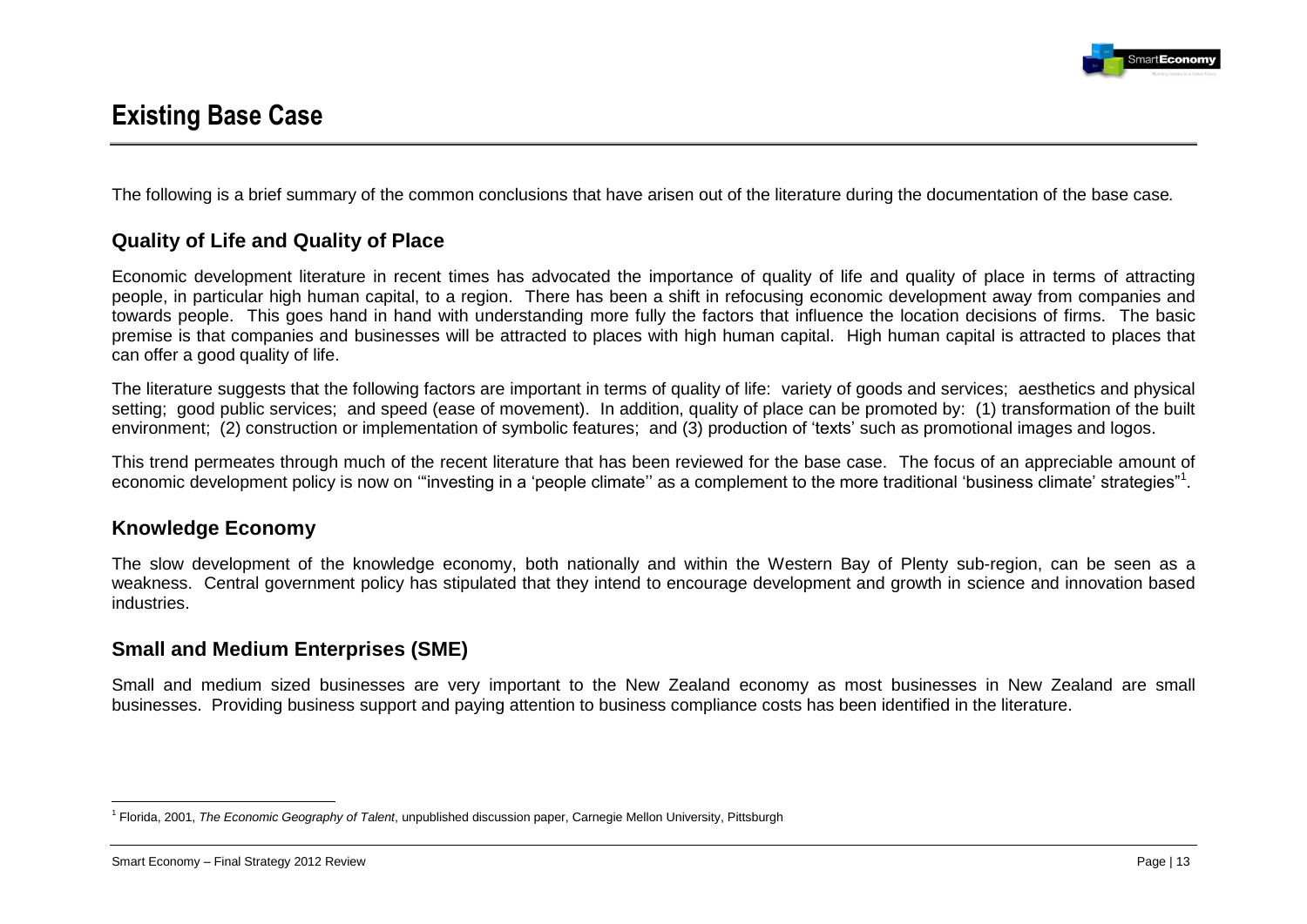# Existing Base Case

The following is a brief summary of the common conclusions that have arisen out of the literature during the documentation of the base case.

## Quality of Life and Quality of Place

Economic development literature in recent times has advocated the importance of quality of life and quality of place in terms of attracting people, in particular high human capital, to a region. There has been a shift in refocusing economic development away from companies and towards people. This goes hand in hand with understanding more fully the factors that influence the location decisions of firms. The basic premise is that companies and businesses will be attracted to places with high human capital. High human capital is attracted to places that can offer a good quality of life.

The literature suggests that the following factors are important in terms of quality of life: variety of goods and services; aesthetics and physical setting; good public services; and speed (ease of movement). In addition, quality of place can be promoted by: (1) transformation of the built environment; (2) construction or implementation of symbolic features; and (3) production of 'texts' such as promotional images and logos.

This trend permeates through much of the recent literature that has been reviewed for the base case. The focus of an appreciable amount of economic development policy is now on '"investing in a 'people climate'' as a complement to the more traditional 'business climate' strategies"[1].

## Knowledge Economy

The slow development of the knowledge economy, both nationally and within the Western Bay of Plenty sub-region, can be seen as a weakness. Central government policy has stipulated that they intend to encourage development and growth in science and innovation based industries.

## Small and Medium Enterprises (SME)

Small and medium sized businesses are very important to the New Zealand economy as most businesses in New Zealand are small businesses. Providing business support and paying attention to business compliance costs has been identified in the literature.

---

[1] Florida, 2001, *The Economic Geography of Talent*, unpublished discussion paper, Carnegie Mellon University, Pittsburgh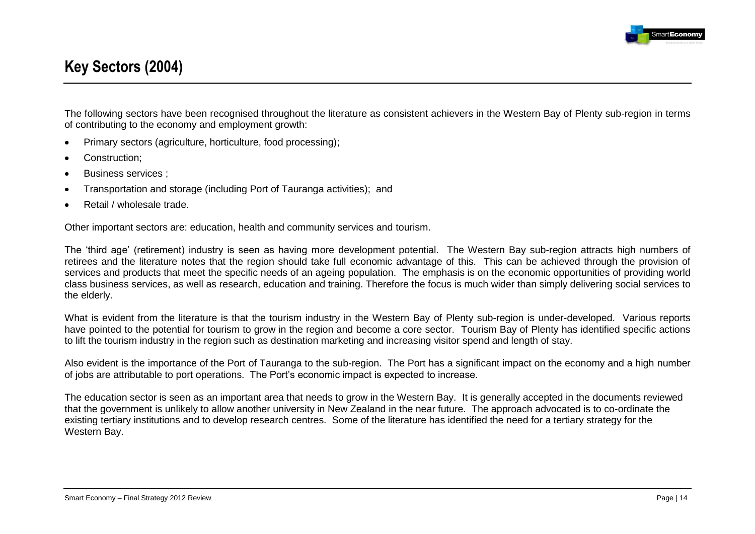## Key Sectors (2004)

The following sectors have been recognised throughout the literature as consistent achievers in the Western Bay of Plenty sub-region in terms of contributing to the economy and employment growth:

- Primary sectors (agriculture, horticulture, food processing);
- Construction;
- Business services ;
- Transportation and storage (including Port of Tauranga activities); and
- Retail / wholesale trade.

Other important sectors are: education, health and community services and tourism.

The 'third age' (retirement) industry is seen as having more development potential. The Western Bay sub-region attracts high numbers of retirees and the literature notes that the region should take full economic advantage of this. This can be achieved through the provision of services and products that meet the specific needs of an ageing population. The emphasis is on the economic opportunities of providing world class business services, as well as research, education and training. Therefore the focus is much wider than simply delivering social services to the elderly.

What is evident from the literature is that the tourism industry in the Western Bay of Plenty sub-region is under-developed. Various reports have pointed to the potential for tourism to grow in the region and become a core sector. Tourism Bay of Plenty has identified specific actions to lift the tourism industry in the region such as destination marketing and increasing visitor spend and length of stay.

Also evident is the importance of the Port of Tauranga to the sub-region. The Port has a significant impact on the economy and a high number of jobs are attributable to port operations. The Port's economic impact is expected to increase.

The education sector is seen as an important area that needs to grow in the Western Bay. It is generally accepted in the documents reviewed that the government is unlikely to allow another university in New Zealand in the near future. The approach advocated is to co-ordinate the existing tertiary institutions and to develop research centres. Some of the literature has identified the need for a tertiary strategy for the Western Bay.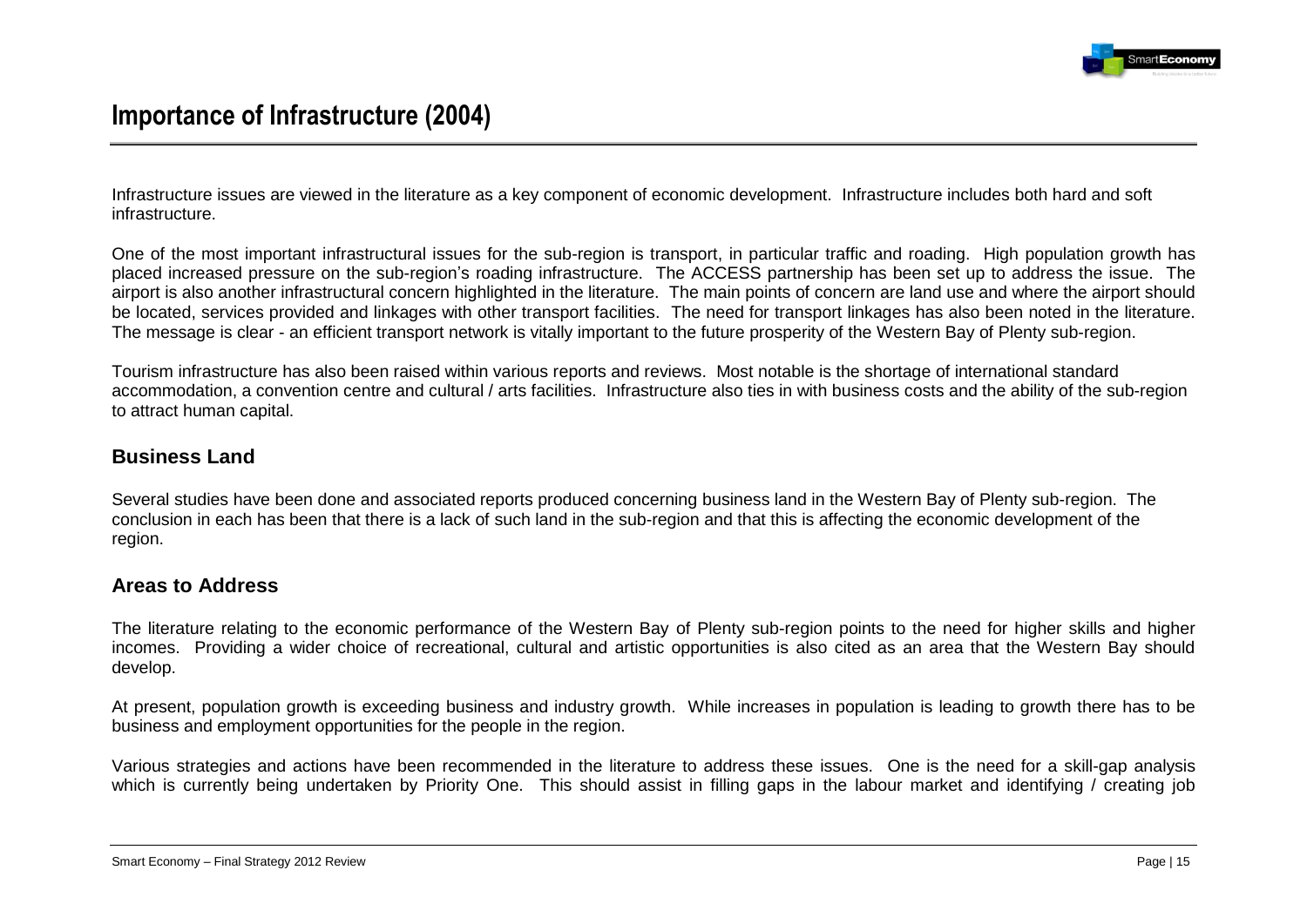## Importance of Infrastructure (2004)

Infrastructure issues are viewed in the literature as a key component of economic development. Infrastructure includes both hard and soft infrastructure.

One of the most important infrastructural issues for the sub-region is transport, in particular traffic and roading. High population growth has placed increased pressure on the sub-region's roading infrastructure. The ACCESS partnership has been set up to address the issue. The airport is also another infrastructural concern highlighted in the literature. The main points of concern are land use and where the airport should be located, services provided and linkages with other transport facilities. The need for transport linkages has also been noted in the literature. The message is clear - an efficient transport network is vitally important to the future prosperity of the Western Bay of Plenty sub-region.

Tourism infrastructure has also been raised within various reports and reviews. Most notable is the shortage of international standard accommodation, a convention centre and cultural / arts facilities. Infrastructure also ties in with business costs and the ability of the sub-region to attract human capital.

### Business Land

Several studies have been done and associated reports produced concerning business land in the Western Bay of Plenty sub-region. The conclusion in each has been that there is a lack of such land in the sub-region and that this is affecting the economic development of the region.

### Areas to Address

The literature relating to the economic performance of the Western Bay of Plenty sub-region points to the need for higher skills and higher incomes. Providing a wider choice of recreational, cultural and artistic opportunities is also cited as an area that the Western Bay should develop.

At present, population growth is exceeding business and industry growth. While increases in population is leading to growth there has to be business and employment opportunities for the people in the region.

Various strategies and actions have been recommended in the literature to address these issues. One is the need for a skill-gap analysis which is currently being undertaken by Priority One. This should assist in filling gaps in the labour market and identifying / creating job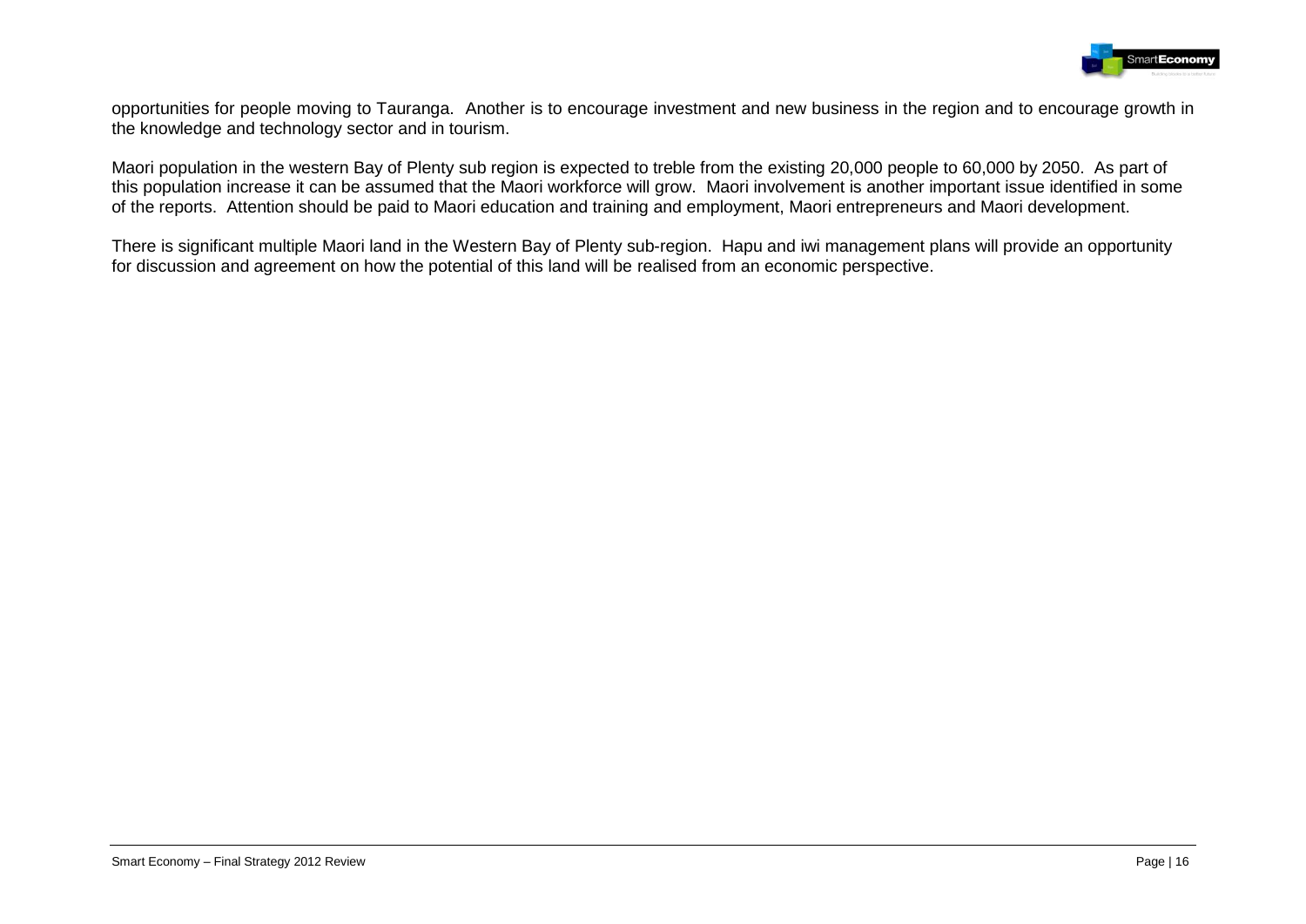opportunities for people moving to Tauranga. Another is to encourage investment and new business in the region and to encourage growth in the knowledge and technology sector and in tourism.

Maori population in the western Bay of Plenty sub region is expected to treble from the existing 20,000 people to 60,000 by 2050. As part of this population increase it can be assumed that the Maori workforce will grow. Maori involvement is another important issue identified in some of the reports. Attention should be paid to Maori education and training and employment, Maori entrepreneurs and Maori development.

There is significant multiple Maori land in the Western Bay of Plenty sub-region. Hapu and iwi management plans will provide an opportunity for discussion and agreement on how the potential of this land will be realised from an economic perspective.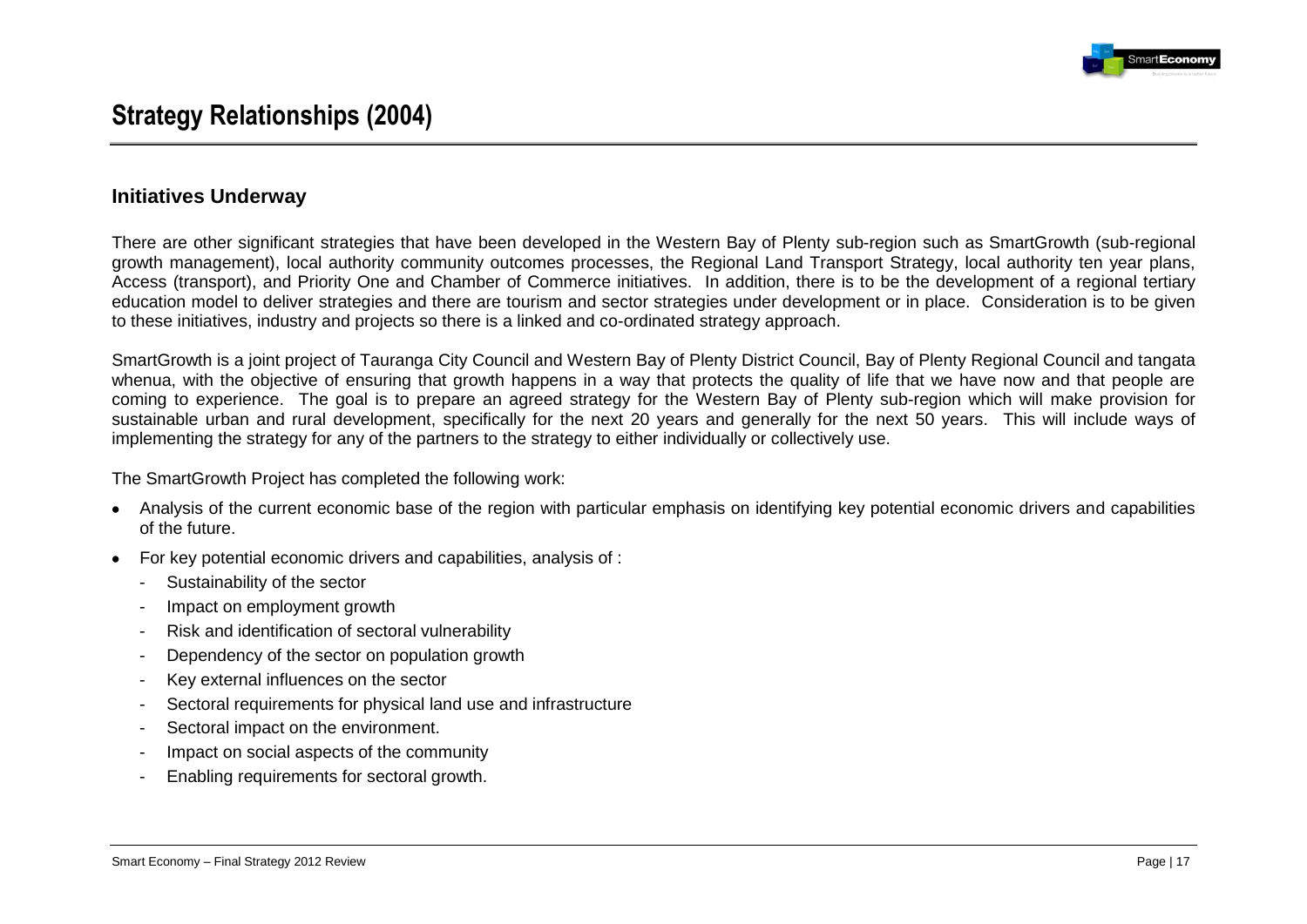# Strategy Relationships (2004)

## Initiatives Underway

There are other significant strategies that have been developed in the Western Bay of Plenty sub-region such as SmartGrowth (sub-regional growth management), local authority community outcomes processes, the Regional Land Transport Strategy, local authority ten year plans, Access (transport), and Priority One and Chamber of Commerce initiatives. In addition, there is to be the development of a regional tertiary education model to deliver strategies and there are tourism and sector strategies under development or in place. Consideration is to be given to these initiatives, industry and projects so there is a linked and co-ordinated strategy approach.

SmartGrowth is a joint project of Tauranga City Council and Western Bay of Plenty District Council, Bay of Plenty Regional Council and tangata whenua, with the objective of ensuring that growth happens in a way that protects the quality of life that we have now and that people are coming to experience. The goal is to prepare an agreed strategy for the Western Bay of Plenty sub-region which will make provision for sustainable urban and rural development, specifically for the next 20 years and generally for the next 50 years. This will include ways of implementing the strategy for any of the partners to the strategy to either individually or collectively use.

The SmartGrowth Project has completed the following work:

- Analysis of the current economic base of the region with particular emphasis on identifying key potential economic drivers and capabilities of the future.
- For key potential economic drivers and capabilities, analysis of :
  - Sustainability of the sector
  - Impact on employment growth
  - Risk and identification of sectoral vulnerability
  - Dependency of the sector on population growth
  - Key external influences on the sector
  - Sectoral requirements for physical land use and infrastructure
  - Sectoral impact on the environment.
  - Impact on social aspects of the community
  - Enabling requirements for sectoral growth.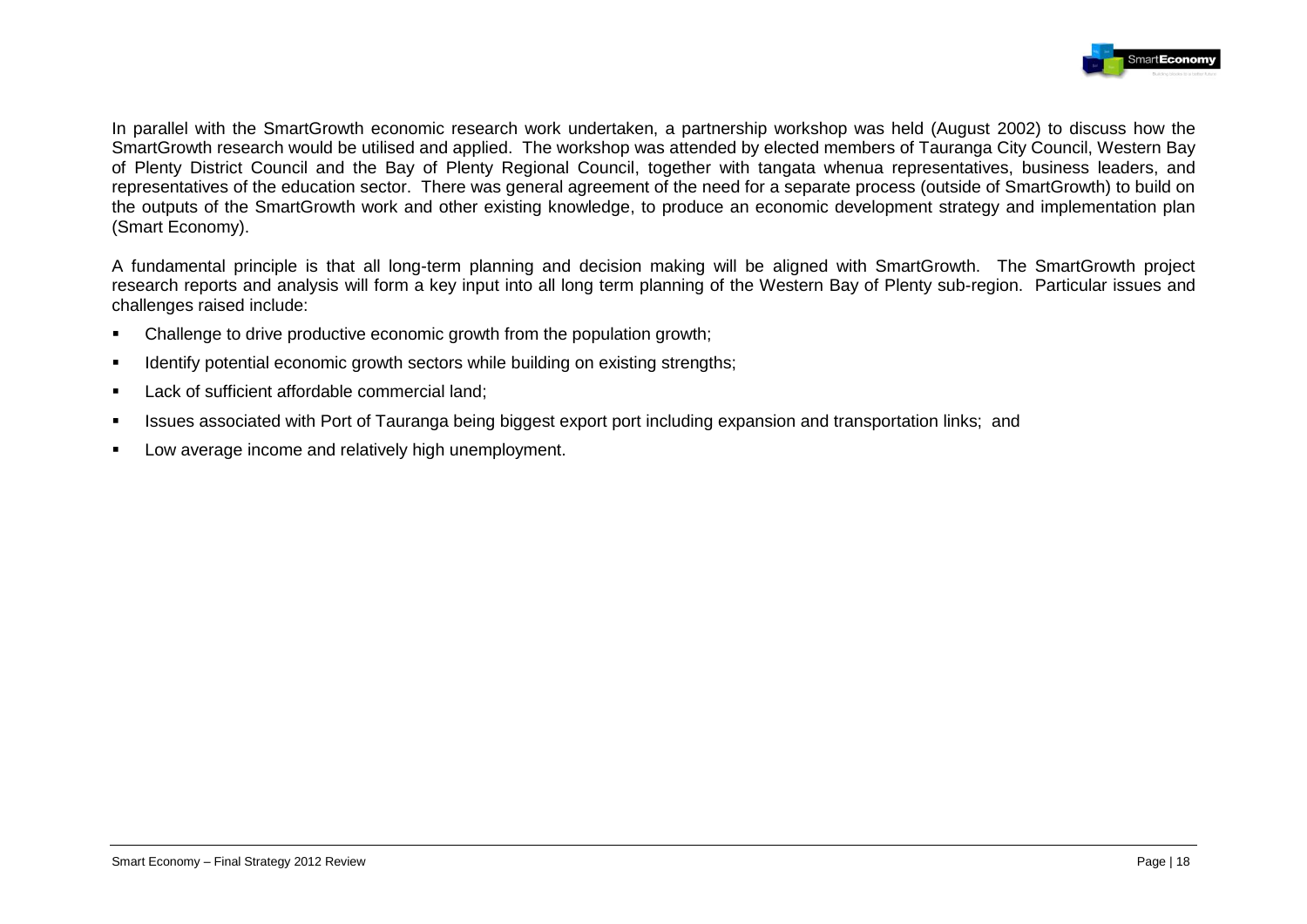In parallel with the SmartGrowth economic research work undertaken, a partnership workshop was held (August 2002) to discuss how the SmartGrowth research would be utilised and applied. The workshop was attended by elected members of Tauranga City Council, Western Bay of Plenty District Council and the Bay of Plenty Regional Council, together with tangata whenua representatives, business leaders, and representatives of the education sector. There was general agreement of the need for a separate process (outside of SmartGrowth) to build on the outputs of the SmartGrowth work and other existing knowledge, to produce an economic development strategy and implementation plan (Smart Economy).

A fundamental principle is that all long-term planning and decision making will be aligned with SmartGrowth. The SmartGrowth project research reports and analysis will form a key input into all long term planning of the Western Bay of Plenty sub-region. Particular issues and challenges raised include:

- Challenge to drive productive economic growth from the population growth;
- Identify potential economic growth sectors while building on existing strengths;
- Lack of sufficient affordable commercial land;
- Issues associated with Port of Tauranga being biggest export port including expansion and transportation links; and
- Low average income and relatively high unemployment.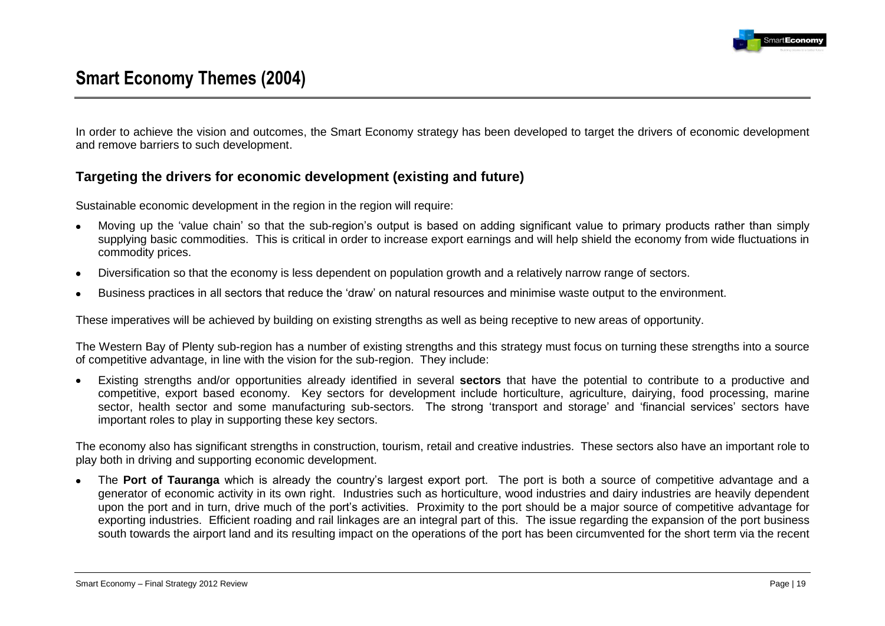# Smart Economy Themes (2004)

In order to achieve the vision and outcomes, the Smart Economy strategy has been developed to target the drivers of economic development and remove barriers to such development.

## Targeting the drivers for economic development (existing and future)

Sustainable economic development in the region in the region will require:

- Moving up the 'value chain' so that the sub-region's output is based on adding significant value to primary products rather than simply supplying basic commodities. This is critical in order to increase export earnings and will help shield the economy from wide fluctuations in commodity prices.
- Diversification so that the economy is less dependent on population growth and a relatively narrow range of sectors.
- Business practices in all sectors that reduce the 'draw' on natural resources and minimise waste output to the environment.

These imperatives will be achieved by building on existing strengths as well as being receptive to new areas of opportunity.

The Western Bay of Plenty sub-region has a number of existing strengths and this strategy must focus on turning these strengths into a source of competitive advantage, in line with the vision for the sub-region. They include:

- Existing strengths and/or opportunities already identified in several **sectors** that have the potential to contribute to a productive and competitive, export based economy. Key sectors for development include horticulture, agriculture, dairying, food processing, marine sector, health sector and some manufacturing sub-sectors. The strong 'transport and storage' and 'financial services' sectors have important roles to play in supporting these key sectors.

The economy also has significant strengths in construction, tourism, retail and creative industries. These sectors also have an important role to play both in driving and supporting economic development.

- The **Port of Tauranga** which is already the country's largest export port. The port is both a source of competitive advantage and a generator of economic activity in its own right. Industries such as horticulture, wood industries and dairy industries are heavily dependent upon the port and in turn, drive much of the port's activities. Proximity to the port should be a major source of competitive advantage for exporting industries. Efficient roading and rail linkages are an integral part of this. The issue regarding the expansion of the port business south towards the airport land and its resulting impact on the operations of the port has been circumvented for the short term via the recent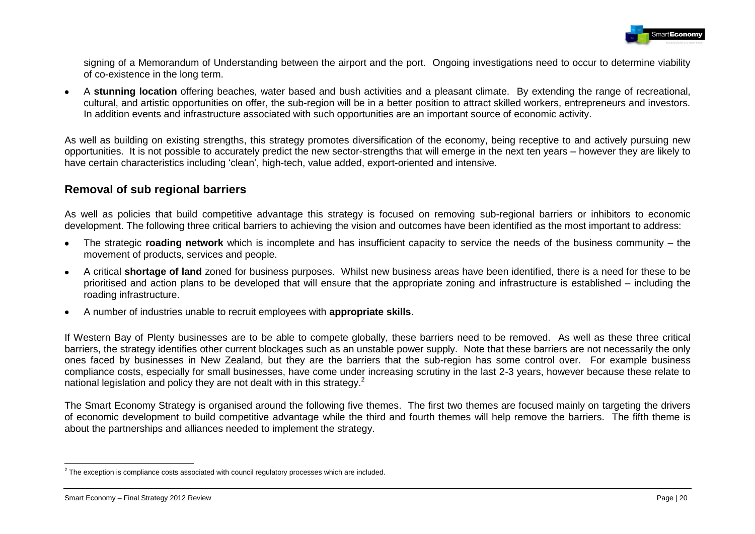signing of a Memorandum of Understanding between the airport and the port. Ongoing investigations need to occur to determine viability of co-existence in the long term.

- A **stunning location** offering beaches, water based and bush activities and a pleasant climate. By extending the range of recreational, cultural, and artistic opportunities on offer, the sub-region will be in a better position to attract skilled workers, entrepreneurs and investors. In addition events and infrastructure associated with such opportunities are an important source of economic activity.

As well as building on existing strengths, this strategy promotes diversification of the economy, being receptive to and actively pursuing new opportunities. It is not possible to accurately predict the new sector-strengths that will emerge in the next ten years – however they are likely to have certain characteristics including 'clean', high-tech, value added, export-oriented and intensive.

## Removal of sub regional barriers

As well as policies that build competitive advantage this strategy is focused on removing sub-regional barriers or inhibitors to economic development. The following three critical barriers to achieving the vision and outcomes have been identified as the most important to address:

- The strategic **roading network** which is incomplete and has insufficient capacity to service the needs of the business community – the movement of products, services and people.
- A critical **shortage of land** zoned for business purposes. Whilst new business areas have been identified, there is a need for these to be prioritised and action plans to be developed that will ensure that the appropriate zoning and infrastructure is established – including the roading infrastructure.
- A number of industries unable to recruit employees with **appropriate skills**.

If Western Bay of Plenty businesses are to be able to compete globally, these barriers need to be removed. As well as these three critical barriers, the strategy identifies other current blockages such as an unstable power supply. Note that these barriers are not necessarily the only ones faced by businesses in New Zealand, but they are the barriers that the sub-region has some control over. For example business compliance costs, especially for small businesses, have come under increasing scrutiny in the last 2-3 years, however because these relate to national legislation and policy they are not dealt with in this strategy.[2]

The Smart Economy Strategy is organised around the following five themes. The first two themes are focused mainly on targeting the drivers of economic development to build competitive advantage while the third and fourth themes will help remove the barriers. The fifth theme is about the partnerships and alliances needed to implement the strategy.

[2] The exception is compliance costs associated with council regulatory processes which are included.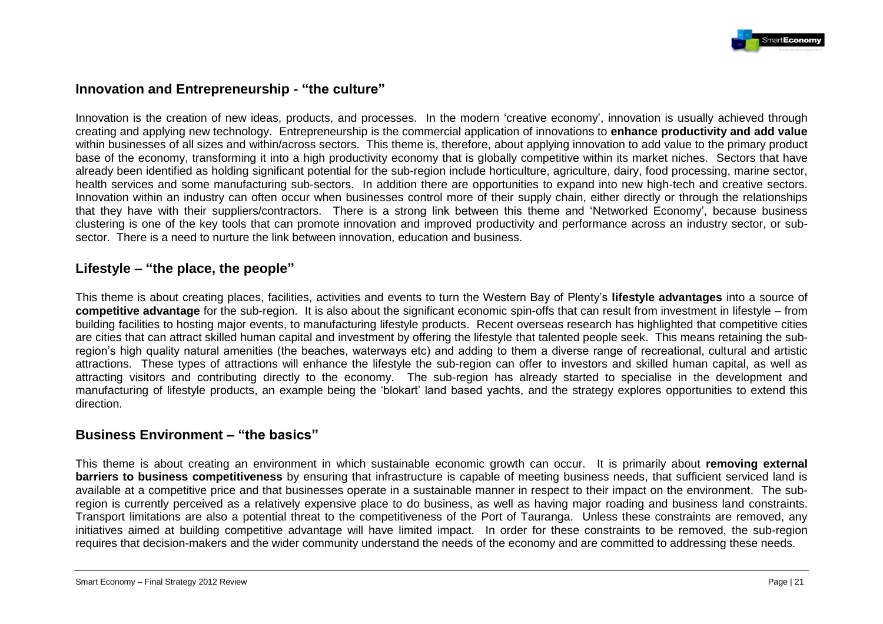## Innovation and Entrepreneurship - "the culture"

Innovation is the creation of new ideas, products, and processes. In the modern 'creative economy', innovation is usually achieved through creating and applying new technology. Entrepreneurship is the commercial application of innovations to **enhance productivity and add value** within businesses of all sizes and within/across sectors. This theme is, therefore, about applying innovation to add value to the primary product base of the economy, transforming it into a high productivity economy that is globally competitive within its market niches. Sectors that have already been identified as holding significant potential for the sub-region include horticulture, agriculture, dairy, food processing, marine sector, health services and some manufacturing sub-sectors. In addition there are opportunities to expand into new high-tech and creative sectors. Innovation within an industry can often occur when businesses control more of their supply chain, either directly or through the relationships that they have with their suppliers/contractors. There is a strong link between this theme and 'Networked Economy', because business clustering is one of the key tools that can promote innovation and improved productivity and performance across an industry sector, or sub-sector. There is a need to nurture the link between innovation, education and business.

## Lifestyle – "the place, the people"

This theme is about creating places, facilities, activities and events to turn the Western Bay of Plenty's **lifestyle advantages** into a source of **competitive advantage** for the sub-region. It is also about the significant economic spin-offs that can result from investment in lifestyle – from building facilities to hosting major events, to manufacturing lifestyle products. Recent overseas research has highlighted that competitive cities are cities that can attract skilled human capital and investment by offering the lifestyle that talented people seek. This means retaining the sub-region's high quality natural amenities (the beaches, waterways etc) and adding to them a diverse range of recreational, cultural and artistic attractions. These types of attractions will enhance the lifestyle the sub-region can offer to investors and skilled human capital, as well as attracting visitors and contributing directly to the economy. The sub-region has already started to specialise in the development and manufacturing of lifestyle products, an example being the 'blokart' land based yachts, and the strategy explores opportunities to extend this direction.

## Business Environment – "the basics"

This theme is about creating an environment in which sustainable economic growth can occur. It is primarily about **removing external barriers to business competitiveness** by ensuring that infrastructure is capable of meeting business needs, that sufficient serviced land is available at a competitive price and that businesses operate in a sustainable manner in respect to their impact on the environment. The sub-region is currently perceived as a relatively expensive place to do business, as well as having major roading and business land constraints. Transport limitations are also a potential threat to the competitiveness of the Port of Tauranga. Unless these constraints are removed, any initiatives aimed at building competitive advantage will have limited impact. In order for these constraints to be removed, the sub-region requires that decision-makers and the wider community understand the needs of the economy and are committed to addressing these needs.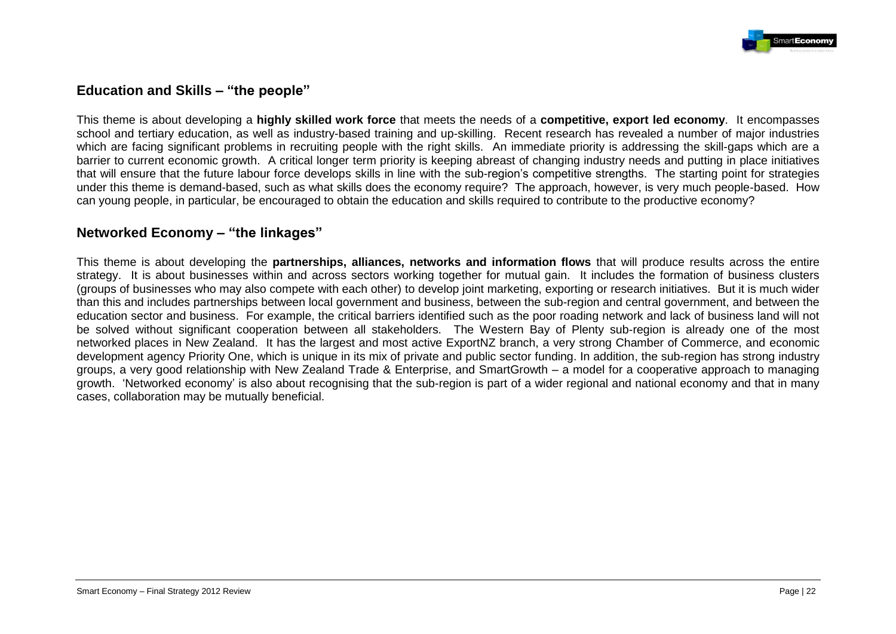## Education and Skills – "the people"

This theme is about developing a **highly skilled work force** that meets the needs of a **competitive, export led economy**. It encompasses school and tertiary education, as well as industry-based training and up-skilling. Recent research has revealed a number of major industries which are facing significant problems in recruiting people with the right skills. An immediate priority is addressing the skill-gaps which are a barrier to current economic growth. A critical longer term priority is keeping abreast of changing industry needs and putting in place initiatives that will ensure that the future labour force develops skills in line with the sub-region's competitive strengths. The starting point for strategies under this theme is demand-based, such as what skills does the economy require? The approach, however, is very much people-based. How can young people, in particular, be encouraged to obtain the education and skills required to contribute to the productive economy?

## Networked Economy – "the linkages"

This theme is about developing the **partnerships, alliances, networks and information flows** that will produce results across the entire strategy. It is about businesses within and across sectors working together for mutual gain. It includes the formation of business clusters (groups of businesses who may also compete with each other) to develop joint marketing, exporting or research initiatives. But it is much wider than this and includes partnerships between local government and business, between the sub-region and central government, and between the education sector and business. For example, the critical barriers identified such as the poor roading network and lack of business land will not be solved without significant cooperation between all stakeholders. The Western Bay of Plenty sub-region is already one of the most networked places in New Zealand. It has the largest and most active ExportNZ branch, a very strong Chamber of Commerce, and economic development agency Priority One, which is unique in its mix of private and public sector funding. In addition, the sub-region has strong industry groups, a very good relationship with New Zealand Trade & Enterprise, and SmartGrowth – a model for a cooperative approach to managing growth. 'Networked economy' is also about recognising that the sub-region is part of a wider regional and national economy and that in many cases, collaboration may be mutually beneficial.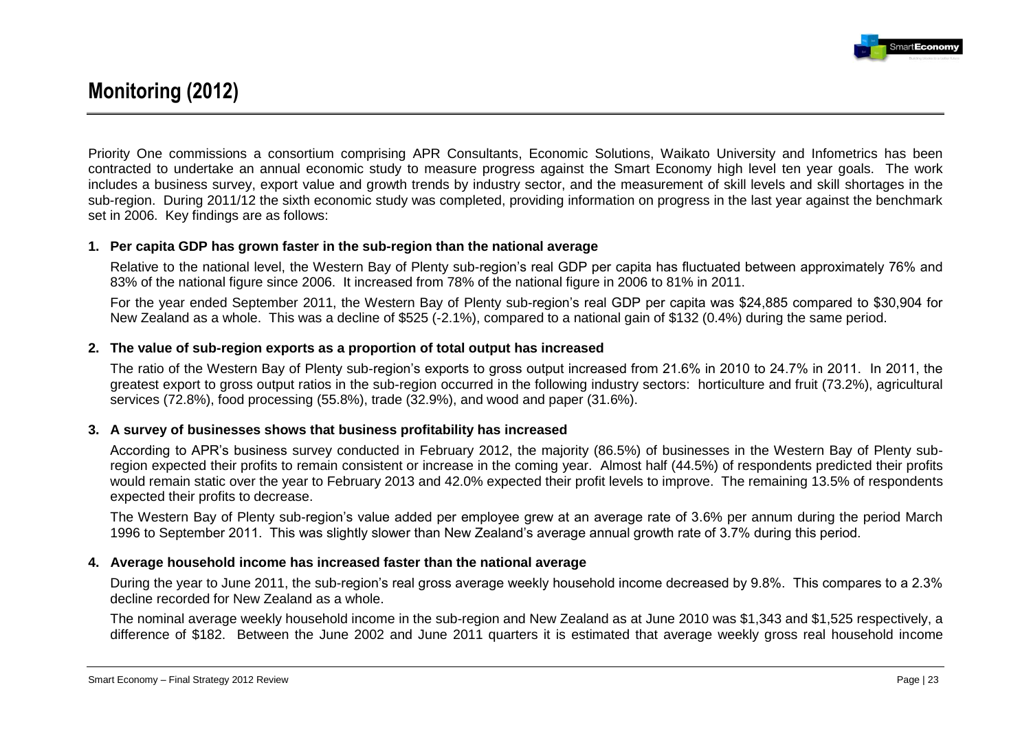## Monitoring (2012)

Priority One commissions a consortium comprising APR Consultants, Economic Solutions, Waikato University and Infometrics has been contracted to undertake an annual economic study to measure progress against the Smart Economy high level ten year goals. The work includes a business survey, export value and growth trends by industry sector, and the measurement of skill levels and skill shortages in the sub-region. During 2011/12 the sixth economic study was completed, providing information on progress in the last year against the benchmark set in 2006. Key findings are as follows:

1. **Per capita GDP has grown faster in the sub-region than the national average**

   Relative to the national level, the Western Bay of Plenty sub-region's real GDP per capita has fluctuated between approximately 76% and 83% of the national figure since 2006. It increased from 78% of the national figure in 2006 to 81% in 2011.

   For the year ended September 2011, the Western Bay of Plenty sub-region's real GDP per capita was $24,885 compared to $30,904 for New Zealand as a whole. This was a decline of $525 (-2.1%), compared to a national gain of $132 (0.4%) during the same period.

2. **The value of sub-region exports as a proportion of total output has increased**

   The ratio of the Western Bay of Plenty sub-region's exports to gross output increased from 21.6% in 2010 to 24.7% in 2011. In 2011, the greatest export to gross output ratios in the sub-region occurred in the following industry sectors: horticulture and fruit (73.2%), agricultural services (72.8%), food processing (55.8%), trade (32.9%), and wood and paper (31.6%).

3. **A survey of businesses shows that business profitability has increased**

   According to APR's business survey conducted in February 2012, the majority (86.5%) of businesses in the Western Bay of Plenty sub-region expected their profits to remain consistent or increase in the coming year. Almost half (44.5%) of respondents predicted their profits would remain static over the year to February 2013 and 42.0% expected their profit levels to improve. The remaining 13.5% of respondents expected their profits to decrease.

   The Western Bay of Plenty sub-region's value added per employee grew at an average rate of 3.6% per annum during the period March 1996 to September 2011. This was slightly slower than New Zealand's average annual growth rate of 3.7% during this period.

4. **Average household income has increased faster than the national average**

   During the year to June 2011, the sub-region's real gross average weekly household income decreased by 9.8%. This compares to a 2.3% decline recorded for New Zealand as a whole.

   The nominal average weekly household income in the sub-region and New Zealand as at June 2010 was $1,343 and $1,525 respectively, a difference of $182. Between the June 2002 and June 2011 quarters it is estimated that average weekly gross real household income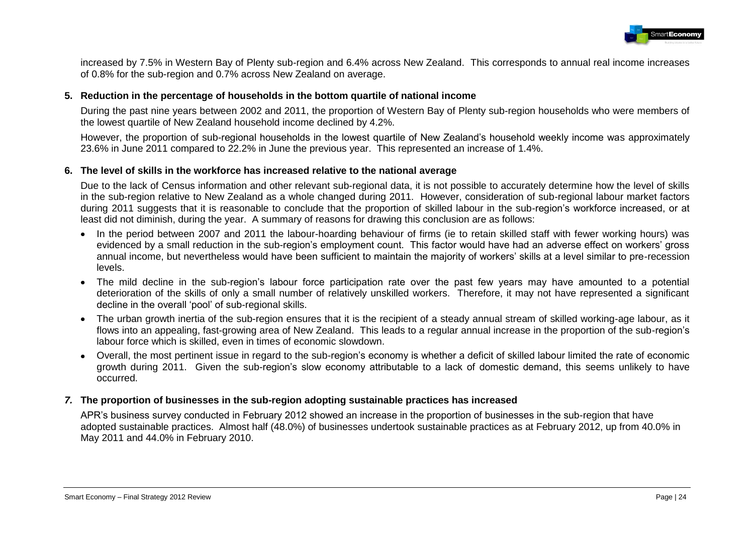increased by 7.5% in Western Bay of Plenty sub-region and 6.4% across New Zealand. This corresponds to annual real income increases of 0.8% for the sub-region and 0.7% across New Zealand on average.

**5. Reduction in the percentage of households in the bottom quartile of national income**

During the past nine years between 2002 and 2011, the proportion of Western Bay of Plenty sub-region households who were members of the lowest quartile of New Zealand household income declined by 4.2%.

However, the proportion of sub-regional households in the lowest quartile of New Zealand's household weekly income was approximately 23.6% in June 2011 compared to 22.2% in June the previous year. This represented an increase of 1.4%.

**6. The level of skills in the workforce has increased relative to the national average**

Due to the lack of Census information and other relevant sub-regional data, it is not possible to accurately determine how the level of skills in the sub-region relative to New Zealand as a whole changed during 2011. However, consideration of sub-regional labour market factors during 2011 suggests that it is reasonable to conclude that the proportion of skilled labour in the sub-region's workforce increased, or at least did not diminish, during the year. A summary of reasons for drawing this conclusion are as follows:

- In the period between 2007 and 2011 the labour-hoarding behaviour of firms (ie to retain skilled staff with fewer working hours) was evidenced by a small reduction in the sub-region's employment count. This factor would have had an adverse effect on workers' gross annual income, but nevertheless would have been sufficient to maintain the majority of workers' skills at a level similar to pre-recession levels.
- The mild decline in the sub-region's labour force participation rate over the past few years may have amounted to a potential deterioration of the skills of only a small number of relatively unskilled workers. Therefore, it may not have represented a significant decline in the overall 'pool' of sub-regional skills.
- The urban growth inertia of the sub-region ensures that it is the recipient of a steady annual stream of skilled working-age labour, as it flows into an appealing, fast-growing area of New Zealand. This leads to a regular annual increase in the proportion of the sub-region's labour force which is skilled, even in times of economic slowdown.
- Overall, the most pertinent issue in regard to the sub-region's economy is whether a deficit of skilled labour limited the rate of economic growth during 2011. Given the sub-region's slow economy attributable to a lack of domestic demand, this seems unlikely to have occurred.

***7.*** **The proportion of businesses in the sub-region adopting sustainable practices has increased**

APR's business survey conducted in February 2012 showed an increase in the proportion of businesses in the sub-region that have adopted sustainable practices. Almost half (48.0%) of businesses undertook sustainable practices as at February 2012, up from 40.0% in May 2011 and 44.0% in February 2010.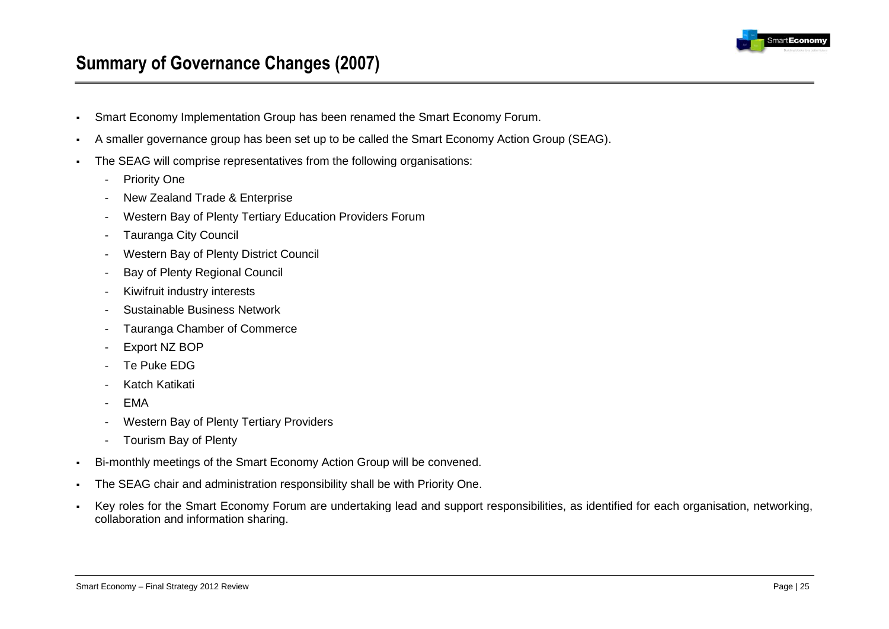## Summary of Governance Changes (2007)

- Smart Economy Implementation Group has been renamed the Smart Economy Forum.
- A smaller governance group has been set up to be called the Smart Economy Action Group (SEAG).
- The SEAG will comprise representatives from the following organisations:
  - Priority One
  - New Zealand Trade & Enterprise
  - Western Bay of Plenty Tertiary Education Providers Forum
  - Tauranga City Council
  - Western Bay of Plenty District Council
  - Bay of Plenty Regional Council
  - Kiwifruit industry interests
  - Sustainable Business Network
  - Tauranga Chamber of Commerce
  - Export NZ BOP
  - Te Puke EDG
  - Katch Katikati
  - EMA
  - Western Bay of Plenty Tertiary Providers
  - Tourism Bay of Plenty
- Bi-monthly meetings of the Smart Economy Action Group will be convened.
- The SEAG chair and administration responsibility shall be with Priority One.
- Key roles for the Smart Economy Forum are undertaking lead and support responsibilities, as identified for each organisation, networking, collaboration and information sharing.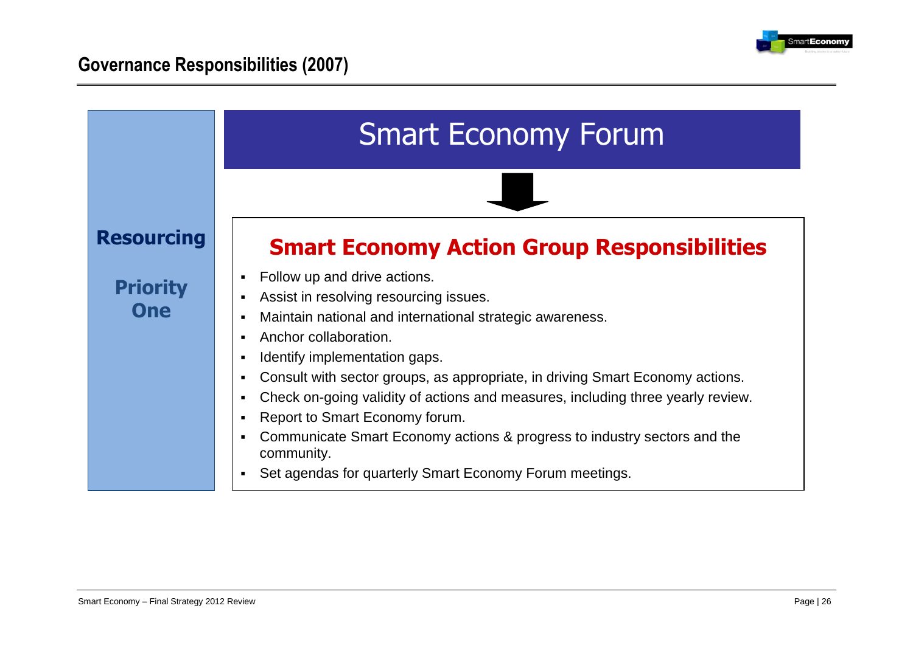## Governance Responsibilities (2007)

**Resourcing**

**Priority One**

### Smart Economy Forum

### Smart Economy Action Group Responsibilities

- Follow up and drive actions.
- Assist in resolving resourcing issues.
- Maintain national and international strategic awareness.
- Anchor collaboration.
- Identify implementation gaps.
- Consult with sector groups, as appropriate, in driving Smart Economy actions.
- Check on-going validity of actions and measures, including three yearly review.
- Report to Smart Economy forum.
- Communicate Smart Economy actions & progress to industry sectors and the community.
- Set agendas for quarterly Smart Economy Forum meetings.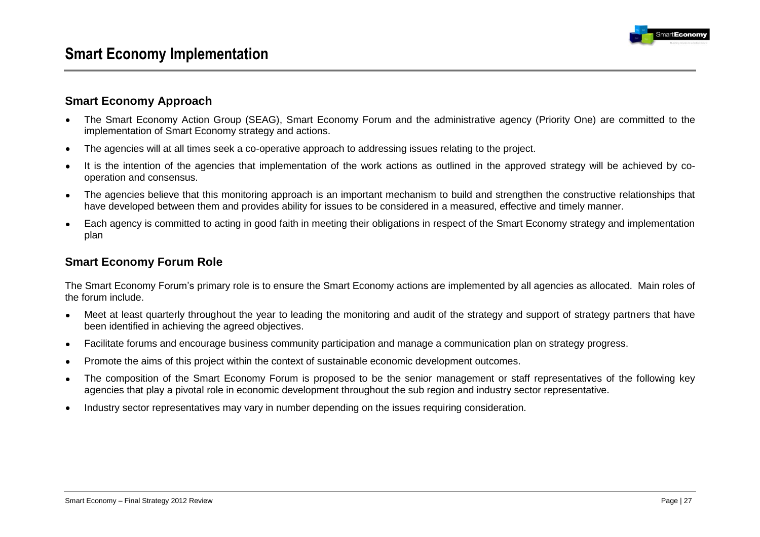# Smart Economy Implementation

## Smart Economy Approach

- The Smart Economy Action Group (SEAG), Smart Economy Forum and the administrative agency (Priority One) are committed to the implementation of Smart Economy strategy and actions.
- The agencies will at all times seek a co-operative approach to addressing issues relating to the project.
- It is the intention of the agencies that implementation of the work actions as outlined in the approved strategy will be achieved by co-operation and consensus.
- The agencies believe that this monitoring approach is an important mechanism to build and strengthen the constructive relationships that have developed between them and provides ability for issues to be considered in a measured, effective and timely manner.
- Each agency is committed to acting in good faith in meeting their obligations in respect of the Smart Economy strategy and implementation plan

## Smart Economy Forum Role

The Smart Economy Forum's primary role is to ensure the Smart Economy actions are implemented by all agencies as allocated. Main roles of the forum include.

- Meet at least quarterly throughout the year to leading the monitoring and audit of the strategy and support of strategy partners that have been identified in achieving the agreed objectives.
- Facilitate forums and encourage business community participation and manage a communication plan on strategy progress.
- Promote the aims of this project within the context of sustainable economic development outcomes.
- The composition of the Smart Economy Forum is proposed to be the senior management or staff representatives of the following key agencies that play a pivotal role in economic development throughout the sub region and industry sector representative.
- Industry sector representatives may vary in number depending on the issues requiring consideration.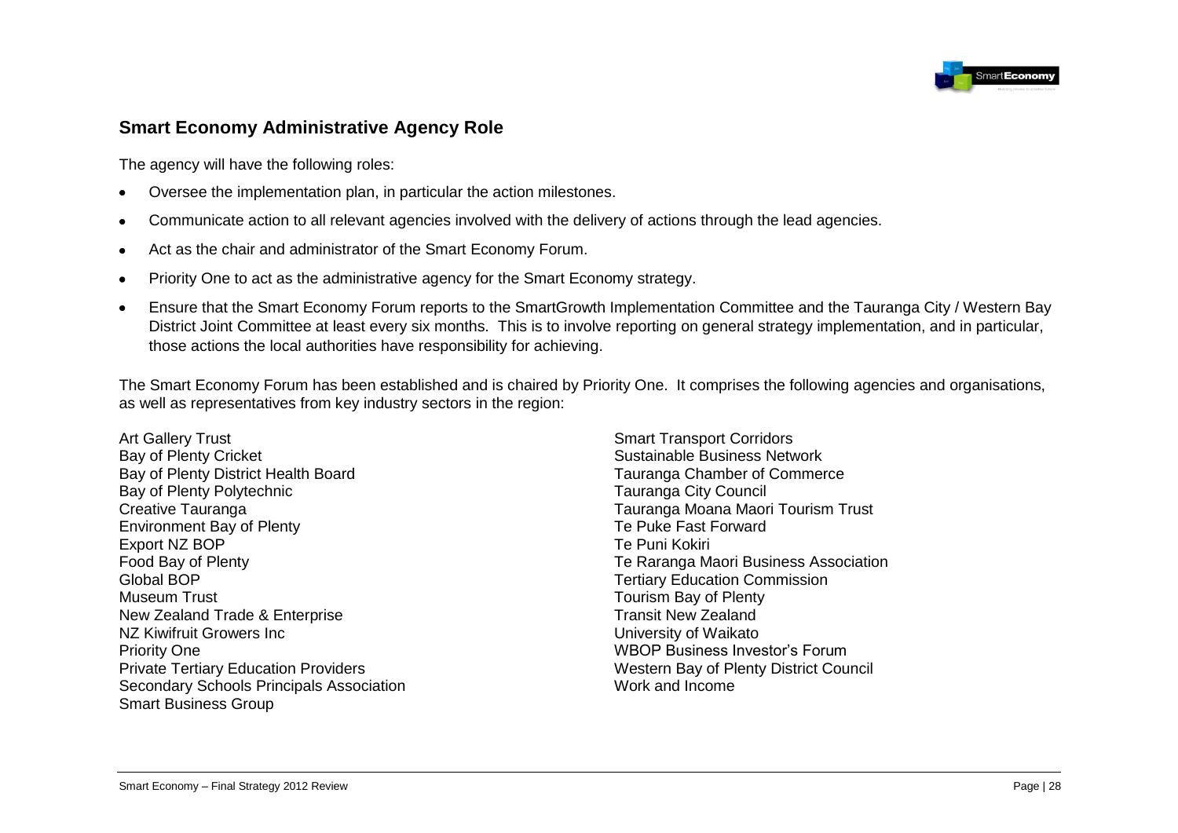## Smart Economy Administrative Agency Role

The agency will have the following roles:

- Oversee the implementation plan, in particular the action milestones.
- Communicate action to all relevant agencies involved with the delivery of actions through the lead agencies.
- Act as the chair and administrator of the Smart Economy Forum.
- Priority One to act as the administrative agency for the Smart Economy strategy.
- Ensure that the Smart Economy Forum reports to the SmartGrowth Implementation Committee and the Tauranga City / Western Bay District Joint Committee at least every six months. This is to involve reporting on general strategy implementation, and in particular, those actions the local authorities have responsibility for achieving.

The Smart Economy Forum has been established and is chaired by Priority One. It comprises the following agencies and organisations, as well as representatives from key industry sectors in the region:

Art Gallery Trust
Bay of Plenty Cricket
Bay of Plenty District Health Board
Bay of Plenty Polytechnic
Creative Tauranga
Environment Bay of Plenty
Export NZ BOP
Food Bay of Plenty
Global BOP
Museum Trust
New Zealand Trade & Enterprise
NZ Kiwifruit Growers Inc
Priority One
Private Tertiary Education Providers
Secondary Schools Principals Association
Smart Business Group
Smart Transport Corridors
Sustainable Business Network
Tauranga Chamber of Commerce
Tauranga City Council
Tauranga Moana Maori Tourism Trust
Te Puke Fast Forward
Te Puni Kokiri
Te Raranga Maori Business Association
Tertiary Education Commission
Tourism Bay of Plenty
Transit New Zealand
University of Waikato
WBOP Business Investor's Forum
Western Bay of Plenty District Council
Work and Income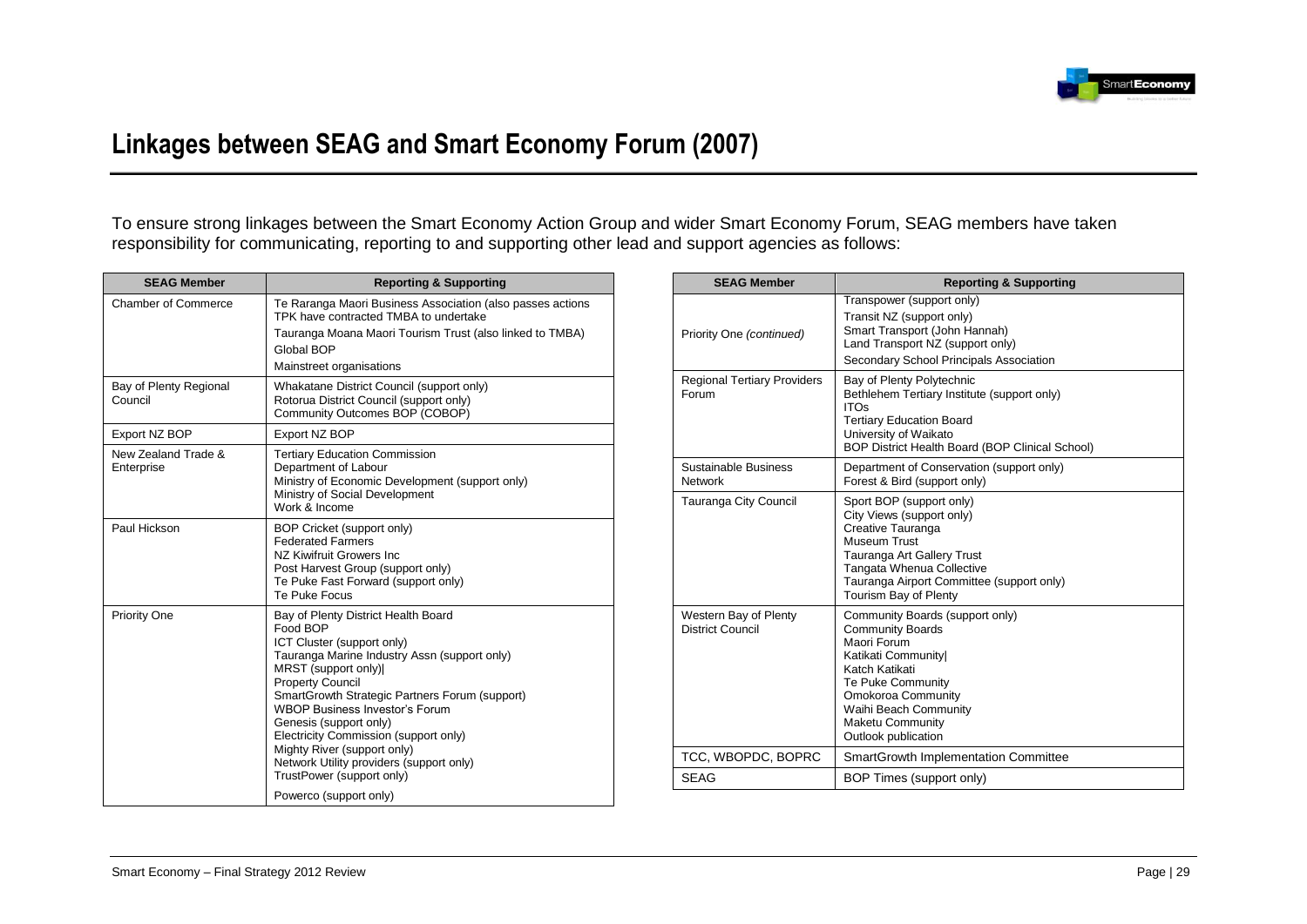# Linkages between SEAG and Smart Economy Forum (2007)

To ensure strong linkages between the Smart Economy Action Group and wider Smart Economy Forum, SEAG members have taken responsibility for communicating, reporting to and supporting other lead and support agencies as follows:

| SEAG Member | Reporting & Supporting |
|---|---|
| Chamber of Commerce | Te Raranga Maori Business Association (also passes actions TPK have contracted TMBA to undertake<br>Tauranga Moana Maori Tourism Trust (also linked to TMBA)<br>Global BOP<br>Mainstreet organisations |
| Bay of Plenty Regional Council | Whakatane District Council (support only)<br>Rotorua District Council (support only)<br>Community Outcomes BOP (COBOP) |
| Export NZ BOP | Export NZ BOP |
| New Zealand Trade & Enterprise | Tertiary Education Commission<br>Department of Labour<br>Ministry of Economic Development (support only)<br>Ministry of Social Development<br>Work & Income |
| Paul Hickson | BOP Cricket (support only)<br>Federated Farmers<br>NZ Kiwifruit Growers Inc<br>Post Harvest Group (support only)<br>Te Puke Fast Forward (support only)<br>Te Puke Focus |
| Priority One | Bay of Plenty District Health Board<br>Food BOP<br>ICT Cluster (support only)<br>Tauranga Marine Industry Assn (support only)<br>MRST (support only)\|<br>Property Council<br>SmartGrowth Strategic Partners Forum (support)<br>WBOP Business Investor's Forum<br>Genesis (support only)<br>Electricity Commission (support only)<br>Mighty River (support only)<br>Network Utility providers (support only)<br>TrustPower (support only)<br>Powerco (support only) |
| Priority One *(continued)* | Transpower (support only)<br>Transit NZ (support only)<br>Smart Transport (John Hannah)<br>Land Transport NZ (support only)<br>Secondary School Principals Association |
| Regional Tertiary Providers Forum | Bay of Plenty Polytechnic<br>Bethlehem Tertiary Institute (support only)<br>ITOs<br>Tertiary Education Board<br>University of Waikato<br>BOP District Health Board (BOP Clinical School) |
| Sustainable Business Network | Department of Conservation (support only)<br>Forest & Bird (support only) |
| Tauranga City Council | Sport BOP (support only)<br>City Views (support only)<br>Creative Tauranga<br>Museum Trust<br>Tauranga Art Gallery Trust<br>Tangata Whenua Collective<br>Tauranga Airport Committee (support only)<br>Tourism Bay of Plenty |
| Western Bay of Plenty District Council | Community Boards (support only)<br>Community Boards<br>Maori Forum<br>Katikati Community\|<br>Katch Katikati<br>Te Puke Community<br>Omokoroa Community<br>Waihi Beach Community<br>Maketu Community<br>Outlook publication |
| TCC, WBOPDC, BOPRC | SmartGrowth Implementation Committee |
| SEAG | BOP Times (support only) |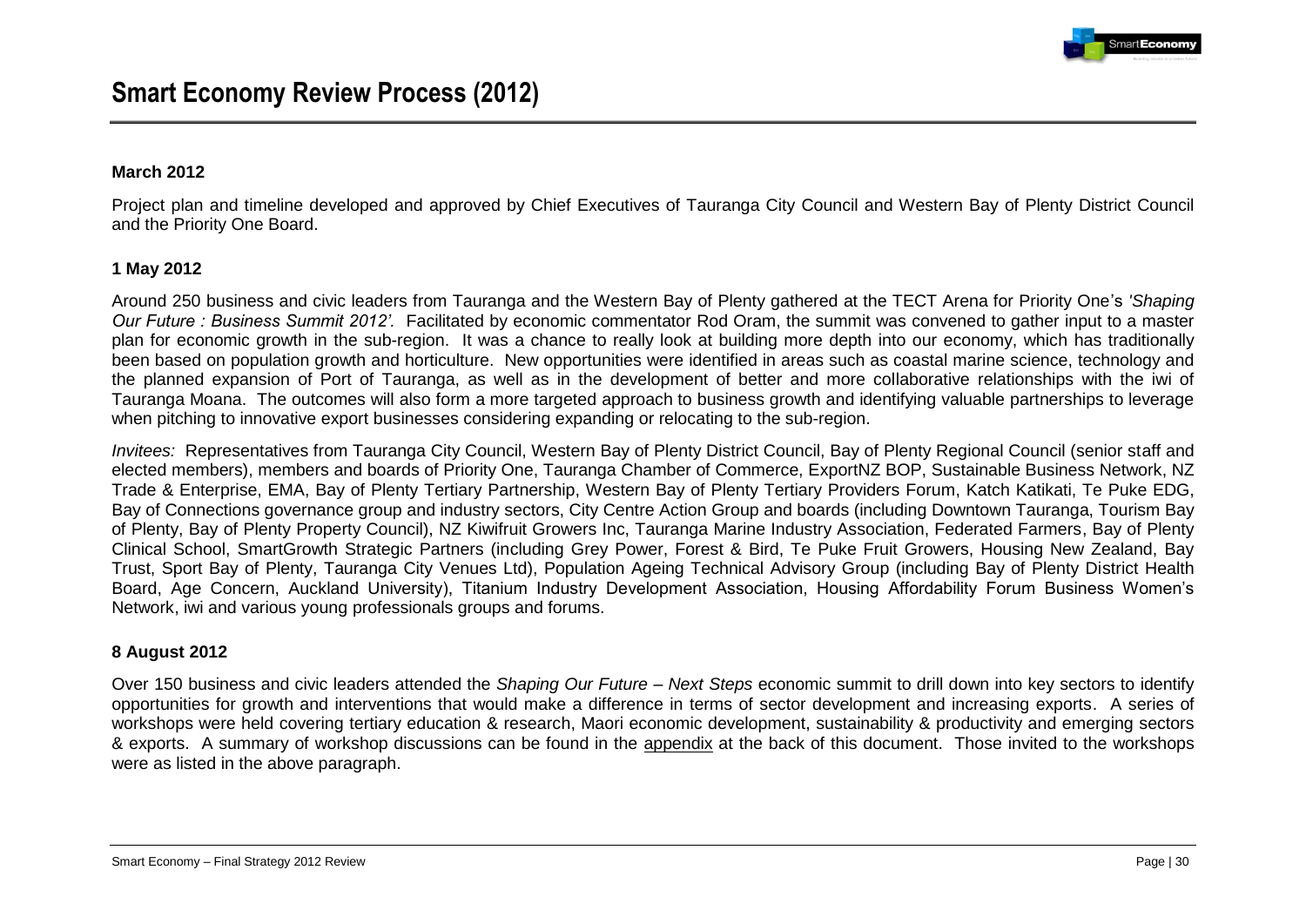# Smart Economy Review Process (2012)

**March 2012**

Project plan and timeline developed and approved by Chief Executives of Tauranga City Council and Western Bay of Plenty District Council and the Priority One Board.

**1 May 2012**

Around 250 business and civic leaders from Tauranga and the Western Bay of Plenty gathered at the TECT Arena for Priority One's *'Shaping Our Future : Business Summit 2012'*. Facilitated by economic commentator Rod Oram, the summit was convened to gather input to a master plan for economic growth in the sub-region. It was a chance to really look at building more depth into our economy, which has traditionally been based on population growth and horticulture. New opportunities were identified in areas such as coastal marine science, technology and the planned expansion of Port of Tauranga, as well as in the development of better and more collaborative relationships with the iwi of Tauranga Moana. The outcomes will also form a more targeted approach to business growth and identifying valuable partnerships to leverage when pitching to innovative export businesses considering expanding or relocating to the sub-region.

*Invitees:* Representatives from Tauranga City Council, Western Bay of Plenty District Council, Bay of Plenty Regional Council (senior staff and elected members), members and boards of Priority One, Tauranga Chamber of Commerce, ExportNZ BOP, Sustainable Business Network, NZ Trade & Enterprise, EMA, Bay of Plenty Tertiary Partnership, Western Bay of Plenty Tertiary Providers Forum, Katch Katikati, Te Puke EDG, Bay of Connections governance group and industry sectors, City Centre Action Group and boards (including Downtown Tauranga, Tourism Bay of Plenty, Bay of Plenty Property Council), NZ Kiwifruit Growers Inc, Tauranga Marine Industry Association, Federated Farmers, Bay of Plenty Clinical School, SmartGrowth Strategic Partners (including Grey Power, Forest & Bird, Te Puke Fruit Growers, Housing New Zealand, Bay Trust, Sport Bay of Plenty, Tauranga City Venues Ltd), Population Ageing Technical Advisory Group (including Bay of Plenty District Health Board, Age Concern, Auckland University), Titanium Industry Development Association, Housing Affordability Forum Business Women's Network, iwi and various young professionals groups and forums.

**8 August 2012**

Over 150 business and civic leaders attended the *Shaping Our Future – Next Steps* economic summit to drill down into key sectors to identify opportunities for growth and interventions that would make a difference in terms of sector development and increasing exports. A series of workshops were held covering tertiary education & research, Maori economic development, sustainability & productivity and emerging sectors & exports. A summary of workshop discussions can be found in the appendix at the back of this document. Those invited to the workshops were as listed in the above paragraph.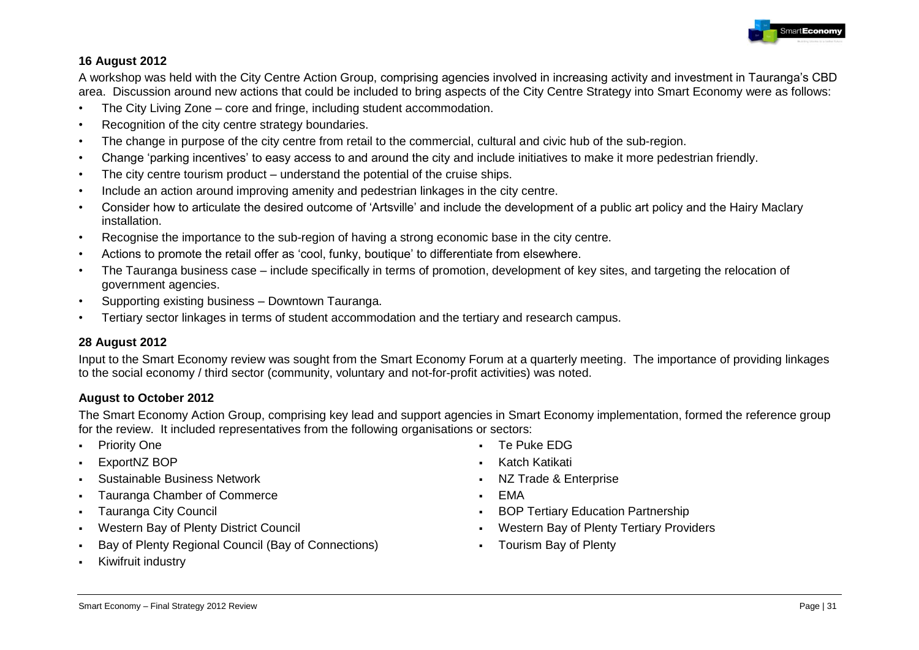**16 August 2012**

A workshop was held with the City Centre Action Group, comprising agencies involved in increasing activity and investment in Tauranga's CBD area. Discussion around new actions that could be included to bring aspects of the City Centre Strategy into Smart Economy were as follows:

- The City Living Zone – core and fringe, including student accommodation.
- Recognition of the city centre strategy boundaries.
- The change in purpose of the city centre from retail to the commercial, cultural and civic hub of the sub-region.
- Change 'parking incentives' to easy access to and around the city and include initiatives to make it more pedestrian friendly.
- The city centre tourism product – understand the potential of the cruise ships.
- Include an action around improving amenity and pedestrian linkages in the city centre.
- Consider how to articulate the desired outcome of 'Artsville' and include the development of a public art policy and the Hairy Maclary installation.
- Recognise the importance to the sub-region of having a strong economic base in the city centre.
- Actions to promote the retail offer as 'cool, funky, boutique' to differentiate from elsewhere.
- The Tauranga business case – include specifically in terms of promotion, development of key sites, and targeting the relocation of government agencies.
- Supporting existing business – Downtown Tauranga.
- Tertiary sector linkages in terms of student accommodation and the tertiary and research campus.

**28 August 2012**

Input to the Smart Economy review was sought from the Smart Economy Forum at a quarterly meeting. The importance of providing linkages to the social economy / third sector (community, voluntary and not-for-profit activities) was noted.

**August to October 2012**

The Smart Economy Action Group, comprising key lead and support agencies in Smart Economy implementation, formed the reference group for the review. It included representatives from the following organisations or sectors:

- Priority One
- ExportNZ BOP
- Sustainable Business Network
- Tauranga Chamber of Commerce
- Tauranga City Council
- Western Bay of Plenty District Council
- Bay of Plenty Regional Council (Bay of Connections)
- Kiwifruit industry
- Te Puke EDG
- Katch Katikati
- NZ Trade & Enterprise
- EMA
- BOP Tertiary Education Partnership
- Western Bay of Plenty Tertiary Providers
- Tourism Bay of Plenty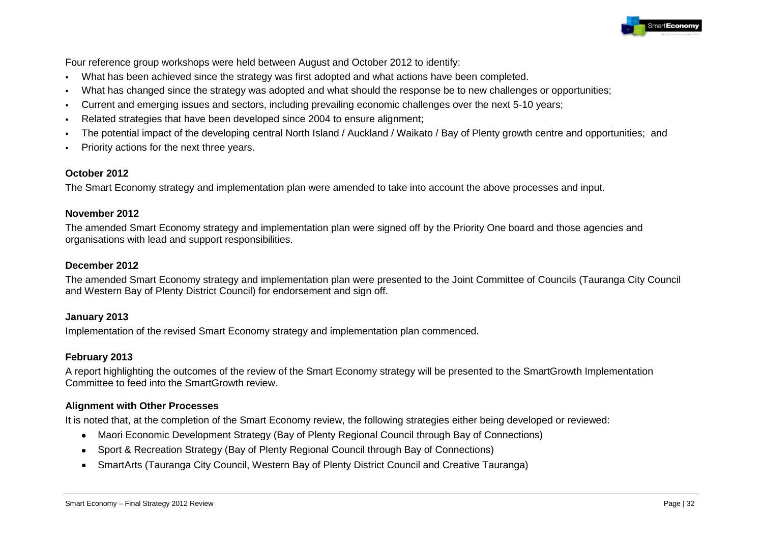Four reference group workshops were held between August and October 2012 to identify:

- What has been achieved since the strategy was first adopted and what actions have been completed.
- What has changed since the strategy was adopted and what should the response be to new challenges or opportunities;
- Current and emerging issues and sectors, including prevailing economic challenges over the next 5-10 years;
- Related strategies that have been developed since 2004 to ensure alignment;
- The potential impact of the developing central North Island / Auckland / Waikato / Bay of Plenty growth centre and opportunities; and
- Priority actions for the next three years.

**October 2012**

The Smart Economy strategy and implementation plan were amended to take into account the above processes and input.

**November 2012**

The amended Smart Economy strategy and implementation plan were signed off by the Priority One board and those agencies and organisations with lead and support responsibilities.

**December 2012**

The amended Smart Economy strategy and implementation plan were presented to the Joint Committee of Councils (Tauranga City Council and Western Bay of Plenty District Council) for endorsement and sign off.

**January 2013**

Implementation of the revised Smart Economy strategy and implementation plan commenced.

**February 2013**

A report highlighting the outcomes of the review of the Smart Economy strategy will be presented to the SmartGrowth Implementation Committee to feed into the SmartGrowth review.

**Alignment with Other Processes**

It is noted that, at the completion of the Smart Economy review, the following strategies either being developed or reviewed:

- Maori Economic Development Strategy (Bay of Plenty Regional Council through Bay of Connections)
- Sport & Recreation Strategy (Bay of Plenty Regional Council through Bay of Connections)
- SmartArts (Tauranga City Council, Western Bay of Plenty District Council and Creative Tauranga)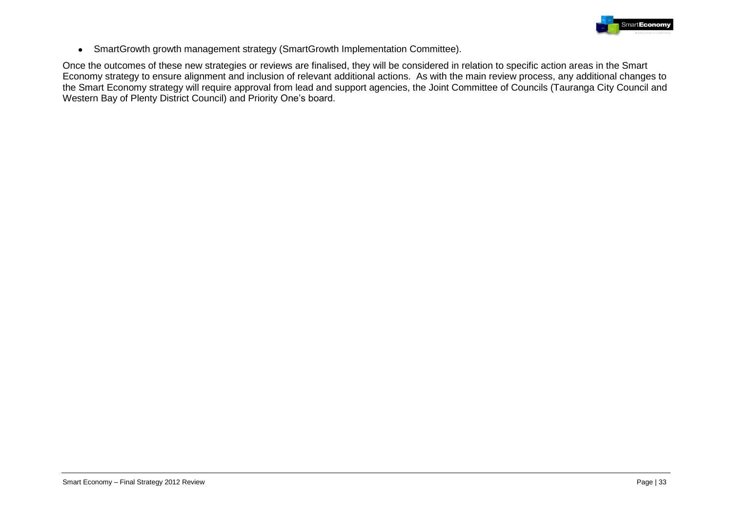- SmartGrowth growth management strategy (SmartGrowth Implementation Committee).

Once the outcomes of these new strategies or reviews are finalised, they will be considered in relation to specific action areas in the Smart Economy strategy to ensure alignment and inclusion of relevant additional actions. As with the main review process, any additional changes to the Smart Economy strategy will require approval from lead and support agencies, the Joint Committee of Councils (Tauranga City Council and Western Bay of Plenty District Council) and Priority One's board.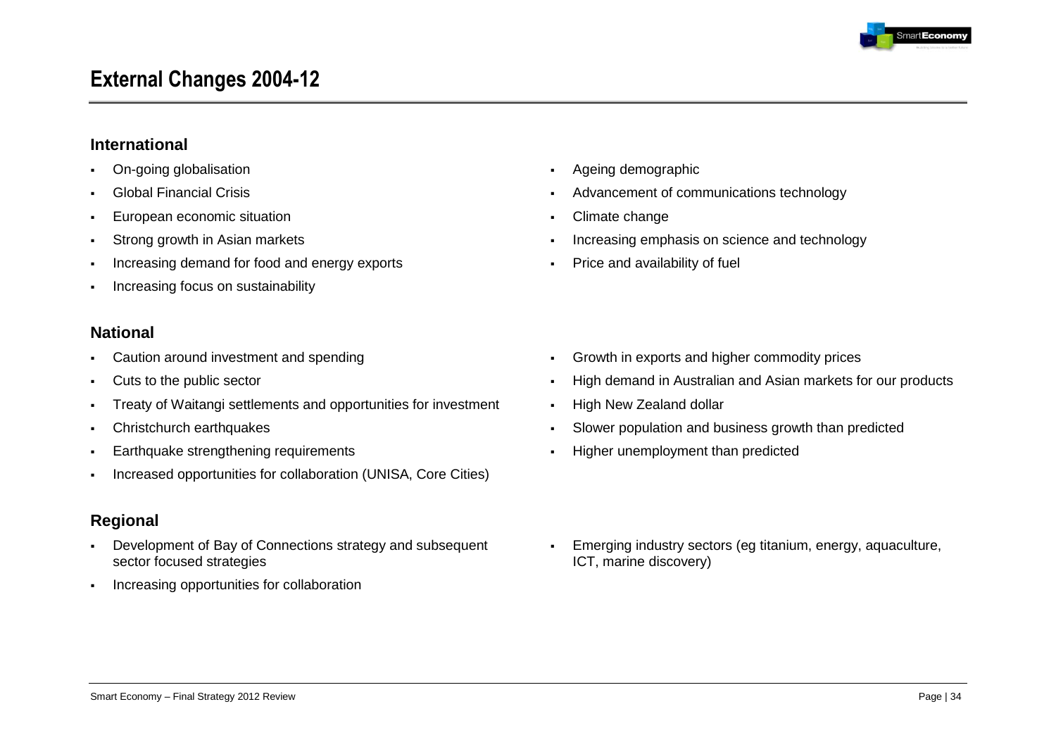## External Changes 2004-12

### International

- On-going globalisation
- Global Financial Crisis
- European economic situation
- Strong growth in Asian markets
- Increasing demand for food and energy exports
- Increasing focus on sustainability
- Ageing demographic
- Advancement of communications technology
- Climate change
- Increasing emphasis on science and technology
- Price and availability of fuel

### National

- Caution around investment and spending
- Cuts to the public sector
- Treaty of Waitangi settlements and opportunities for investment
- Christchurch earthquakes
- Earthquake strengthening requirements
- Increased opportunities for collaboration (UNISA, Core Cities)
- Growth in exports and higher commodity prices
- High demand in Australian and Asian markets for our products
- High New Zealand dollar
- Slower population and business growth than predicted
- Higher unemployment than predicted

### Regional

- Development of Bay of Connections strategy and subsequent sector focused strategies
- Increasing opportunities for collaboration
- Emerging industry sectors (eg titanium, energy, aquaculture, ICT, marine discovery)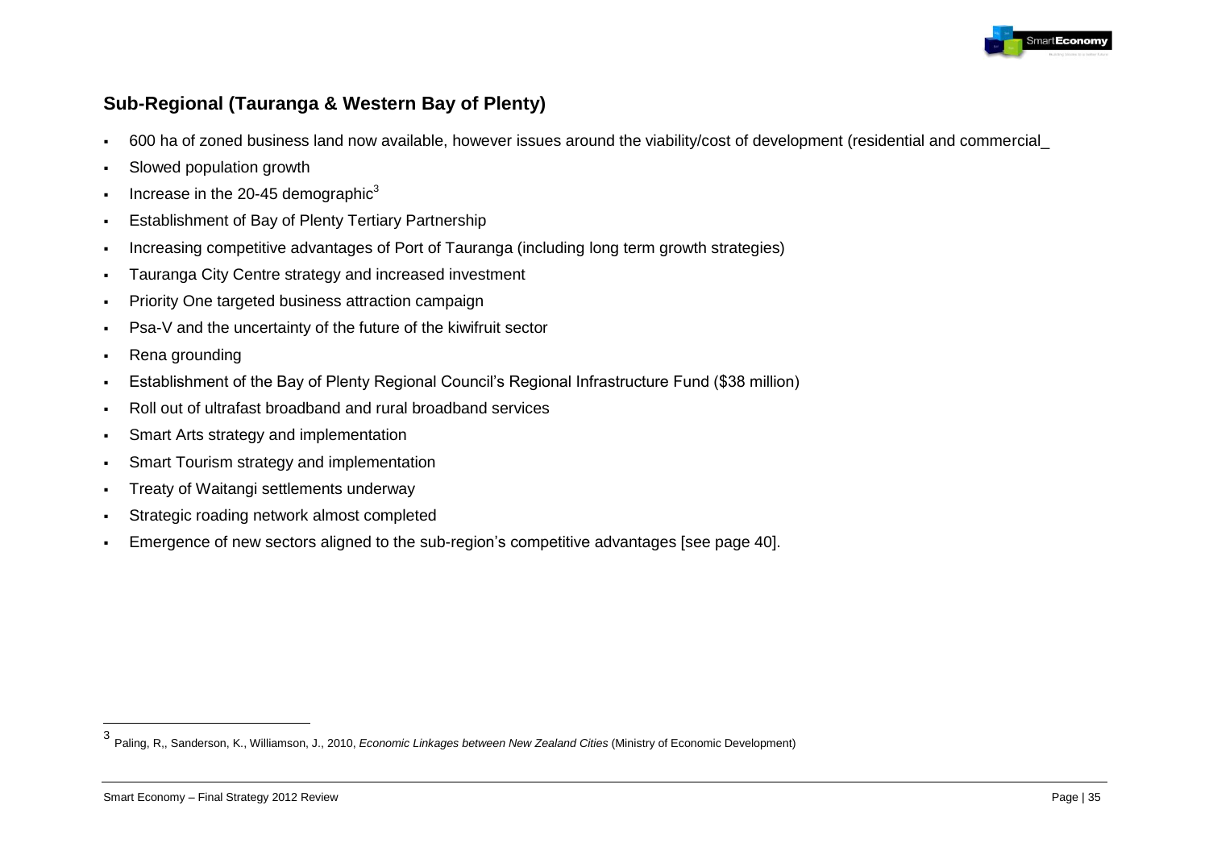## Sub-Regional (Tauranga & Western Bay of Plenty)

- 600 ha of zoned business land now available, however issues around the viability/cost of development (residential and commercial_
- Slowed population growth
- Increase in the 20-45 demographic[3]
- Establishment of Bay of Plenty Tertiary Partnership
- Increasing competitive advantages of Port of Tauranga (including long term growth strategies)
- Tauranga City Centre strategy and increased investment
- Priority One targeted business attraction campaign
- Psa-V and the uncertainty of the future of the kiwifruit sector
- Rena grounding
- Establishment of the Bay of Plenty Regional Council's Regional Infrastructure Fund ($38 million)
- Roll out of ultrafast broadband and rural broadband services
- Smart Arts strategy and implementation
- Smart Tourism strategy and implementation
- Treaty of Waitangi settlements underway
- Strategic roading network almost completed
- Emergence of new sectors aligned to the sub-region's competitive advantages [see page 40].

[3] Paling, R,, Sanderson, K., Williamson, J., 2010, *Economic Linkages between New Zealand Cities* (Ministry of Economic Development)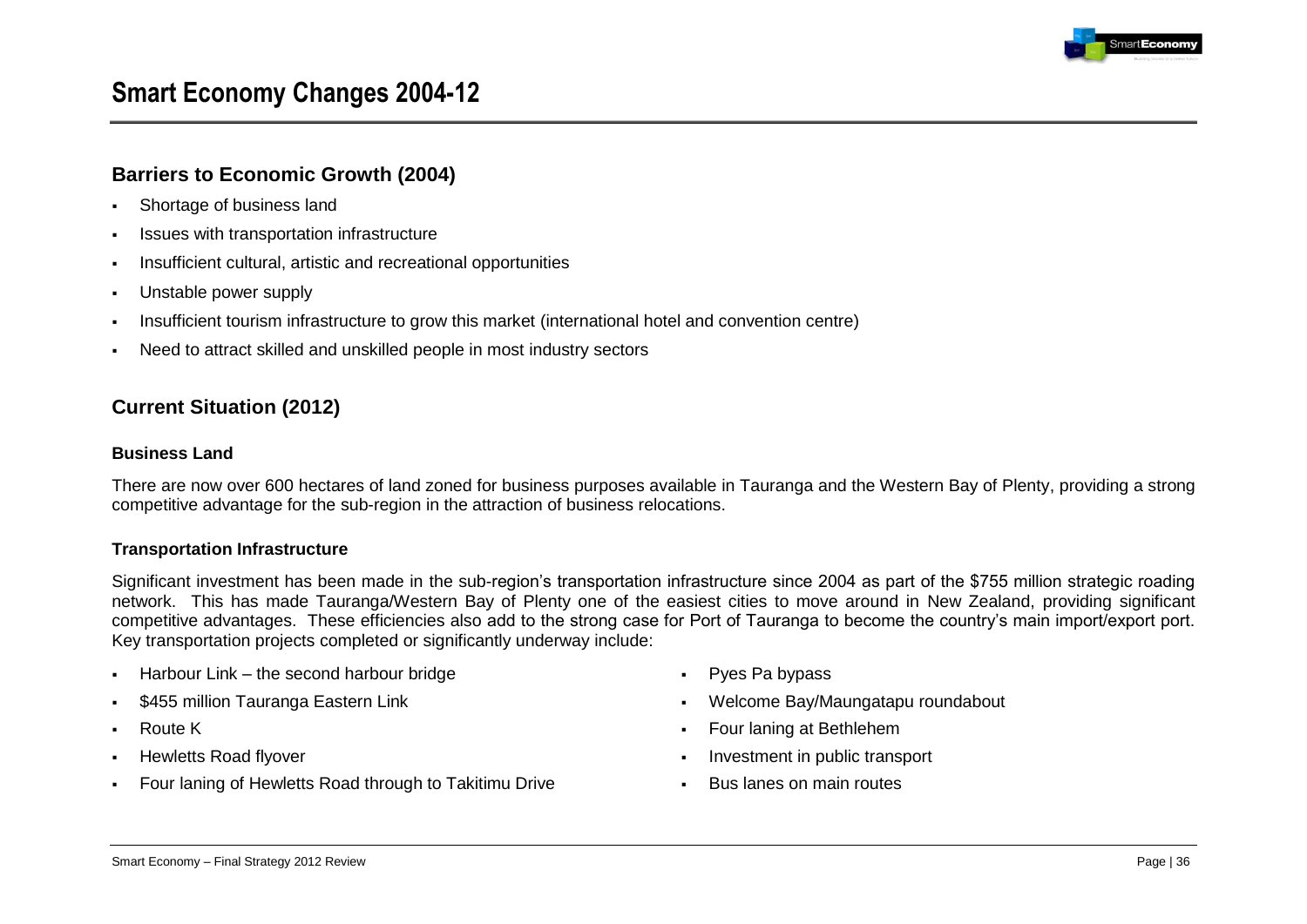# Smart Economy Changes 2004-12

## Barriers to Economic Growth (2004)

- Shortage of business land
- Issues with transportation infrastructure
- Insufficient cultural, artistic and recreational opportunities
- Unstable power supply
- Insufficient tourism infrastructure to grow this market (international hotel and convention centre)
- Need to attract skilled and unskilled people in most industry sectors

## Current Situation (2012)

### Business Land

There are now over 600 hectares of land zoned for business purposes available in Tauranga and the Western Bay of Plenty, providing a strong competitive advantage for the sub-region in the attraction of business relocations.

### Transportation Infrastructure

Significant investment has been made in the sub-region's transportation infrastructure since 2004 as part of the $755 million strategic roading network. This has made Tauranga/Western Bay of Plenty one of the easiest cities to move around in New Zealand, providing significant competitive advantages. These efficiencies also add to the strong case for Port of Tauranga to become the country's main import/export port. Key transportation projects completed or significantly underway include:

- Harbour Link – the second harbour bridge
- $455 million Tauranga Eastern Link
- Route K
- Hewletts Road flyover
- Four laning of Hewletts Road through to Takitimu Drive
- Pyes Pa bypass
- Welcome Bay/Maungatapu roundabout
- Four laning at Bethlehem
- Investment in public transport
- Bus lanes on main routes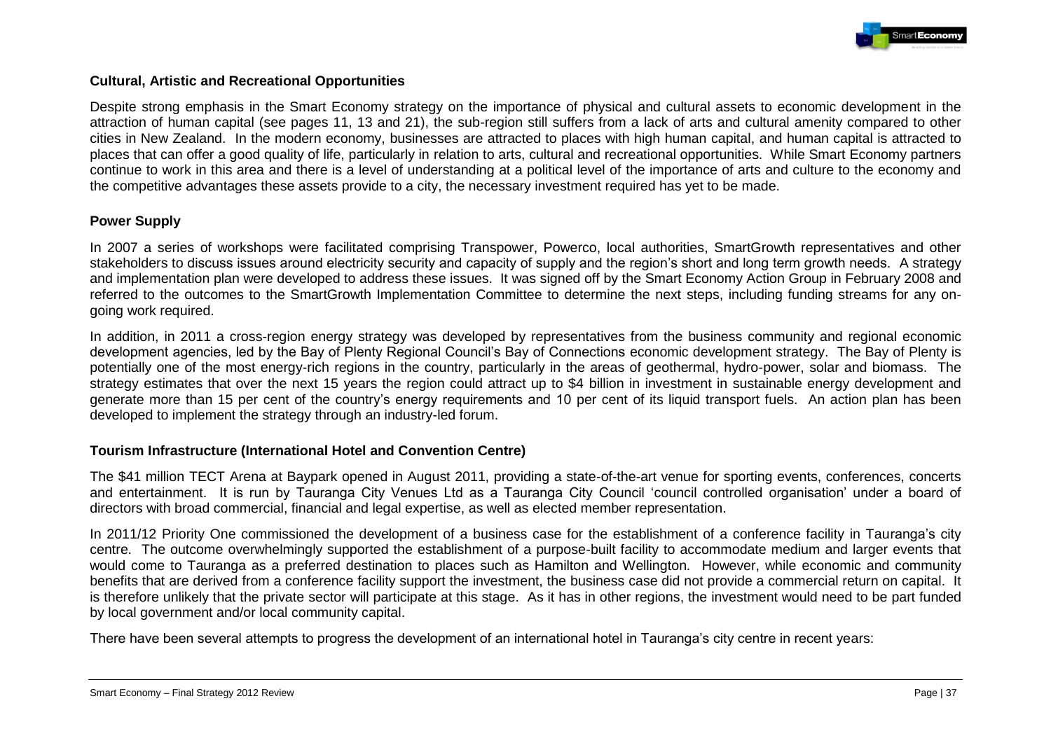### Cultural, Artistic and Recreational Opportunities

Despite strong emphasis in the Smart Economy strategy on the importance of physical and cultural assets to economic development in the attraction of human capital (see pages 11, 13 and 21), the sub-region still suffers from a lack of arts and cultural amenity compared to other cities in New Zealand. In the modern economy, businesses are attracted to places with high human capital, and human capital is attracted to places that can offer a good quality of life, particularly in relation to arts, cultural and recreational opportunities. While Smart Economy partners continue to work in this area and there is a level of understanding at a political level of the importance of arts and culture to the economy and the competitive advantages these assets provide to a city, the necessary investment required has yet to be made.

### Power Supply

In 2007 a series of workshops were facilitated comprising Transpower, Powerco, local authorities, SmartGrowth representatives and other stakeholders to discuss issues around electricity security and capacity of supply and the region's short and long term growth needs. A strategy and implementation plan were developed to address these issues. It was signed off by the Smart Economy Action Group in February 2008 and referred to the outcomes to the SmartGrowth Implementation Committee to determine the next steps, including funding streams for any on-going work required.

In addition, in 2011 a cross-region energy strategy was developed by representatives from the business community and regional economic development agencies, led by the Bay of Plenty Regional Council's Bay of Connections economic development strategy. The Bay of Plenty is potentially one of the most energy-rich regions in the country, particularly in the areas of geothermal, hydro-power, solar and biomass. The strategy estimates that over the next 15 years the region could attract up to $4 billion in investment in sustainable energy development and generate more than 15 per cent of the country's energy requirements and 10 per cent of its liquid transport fuels. An action plan has been developed to implement the strategy through an industry-led forum.

### Tourism Infrastructure (International Hotel and Convention Centre)

The $41 million TECT Arena at Baypark opened in August 2011, providing a state-of-the-art venue for sporting events, conferences, concerts and entertainment. It is run by Tauranga City Venues Ltd as a Tauranga City Council 'council controlled organisation' under a board of directors with broad commercial, financial and legal expertise, as well as elected member representation.

In 2011/12 Priority One commissioned the development of a business case for the establishment of a conference facility in Tauranga's city centre. The outcome overwhelmingly supported the establishment of a purpose-built facility to accommodate medium and larger events that would come to Tauranga as a preferred destination to places such as Hamilton and Wellington. However, while economic and community benefits that are derived from a conference facility support the investment, the business case did not provide a commercial return on capital. It is therefore unlikely that the private sector will participate at this stage. As it has in other regions, the investment would need to be part funded by local government and/or local community capital.

There have been several attempts to progress the development of an international hotel in Tauranga's city centre in recent years: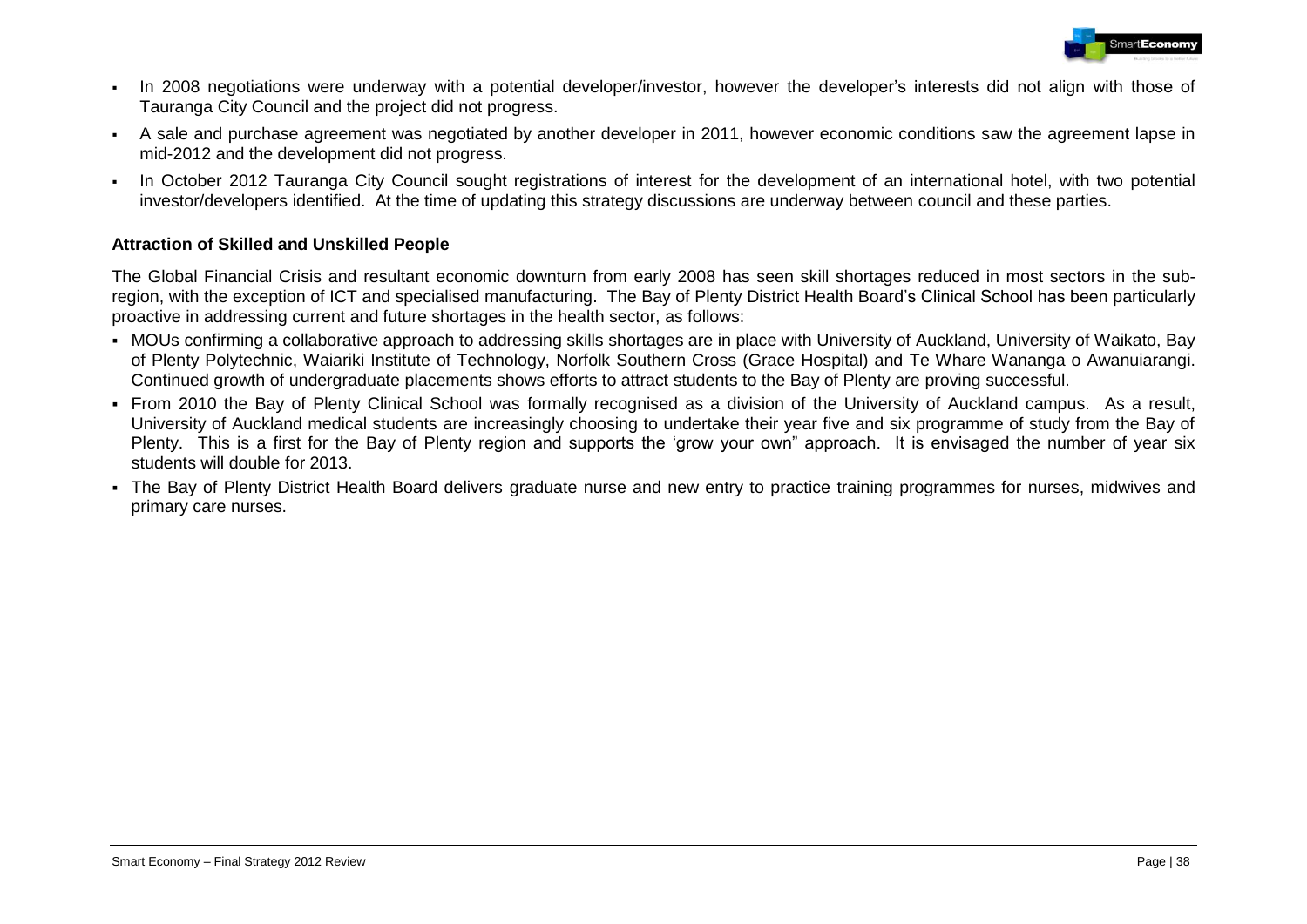- In 2008 negotiations were underway with a potential developer/investor, however the developer's interests did not align with those of Tauranga City Council and the project did not progress.
- A sale and purchase agreement was negotiated by another developer in 2011, however economic conditions saw the agreement lapse in mid-2012 and the development did not progress.
- In October 2012 Tauranga City Council sought registrations of interest for the development of an international hotel, with two potential investor/developers identified. At the time of updating this strategy discussions are underway between council and these parties.

**Attraction of Skilled and Unskilled People**

The Global Financial Crisis and resultant economic downturn from early 2008 has seen skill shortages reduced in most sectors in the sub-region, with the exception of ICT and specialised manufacturing. The Bay of Plenty District Health Board's Clinical School has been particularly proactive in addressing current and future shortages in the health sector, as follows:

- MOUs confirming a collaborative approach to addressing skills shortages are in place with University of Auckland, University of Waikato, Bay of Plenty Polytechnic, Waiariki Institute of Technology, Norfolk Southern Cross (Grace Hospital) and Te Whare Wananga o Awanuiarangi. Continued growth of undergraduate placements shows efforts to attract students to the Bay of Plenty are proving successful.
- From 2010 the Bay of Plenty Clinical School was formally recognised as a division of the University of Auckland campus. As a result, University of Auckland medical students are increasingly choosing to undertake their year five and six programme of study from the Bay of Plenty. This is a first for the Bay of Plenty region and supports the 'grow your own" approach. It is envisaged the number of year six students will double for 2013.
- The Bay of Plenty District Health Board delivers graduate nurse and new entry to practice training programmes for nurses, midwives and primary care nurses.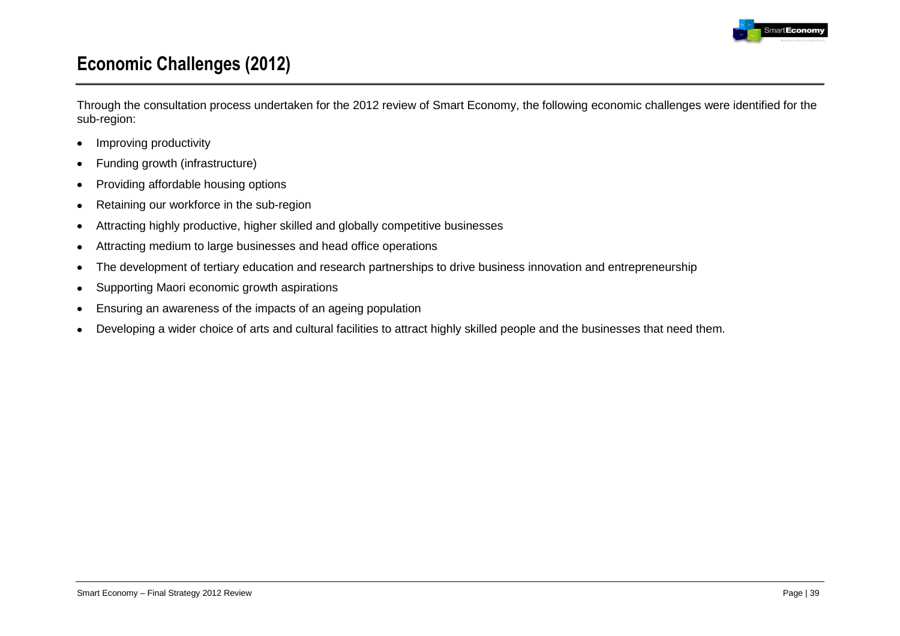## Economic Challenges (2012)

Through the consultation process undertaken for the 2012 review of Smart Economy, the following economic challenges were identified for the sub-region:

- Improving productivity
- Funding growth (infrastructure)
- Providing affordable housing options
- Retaining our workforce in the sub-region
- Attracting highly productive, higher skilled and globally competitive businesses
- Attracting medium to large businesses and head office operations
- The development of tertiary education and research partnerships to drive business innovation and entrepreneurship
- Supporting Maori economic growth aspirations
- Ensuring an awareness of the impacts of an ageing population
- Developing a wider choice of arts and cultural facilities to attract highly skilled people and the businesses that need them.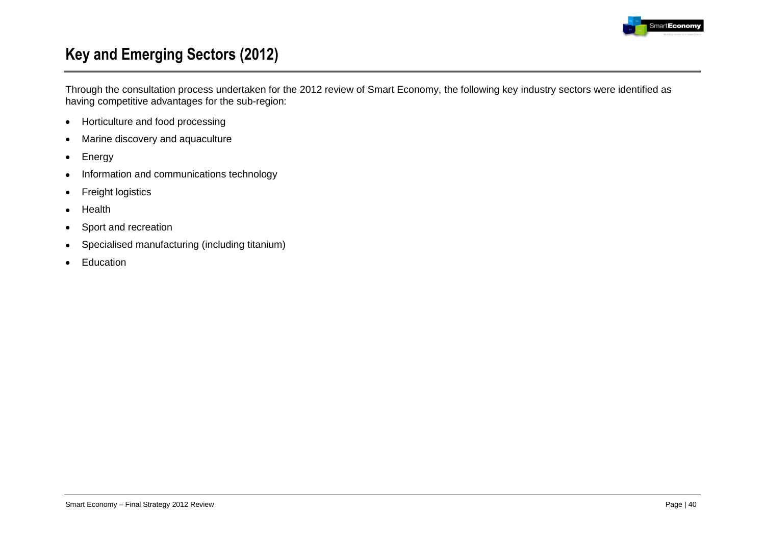# Key and Emerging Sectors (2012)

Through the consultation process undertaken for the 2012 review of Smart Economy, the following key industry sectors were identified as having competitive advantages for the sub-region:

- Horticulture and food processing
- Marine discovery and aquaculture
- Energy
- Information and communications technology
- Freight logistics
- Health
- Sport and recreation
- Specialised manufacturing (including titanium)
- Education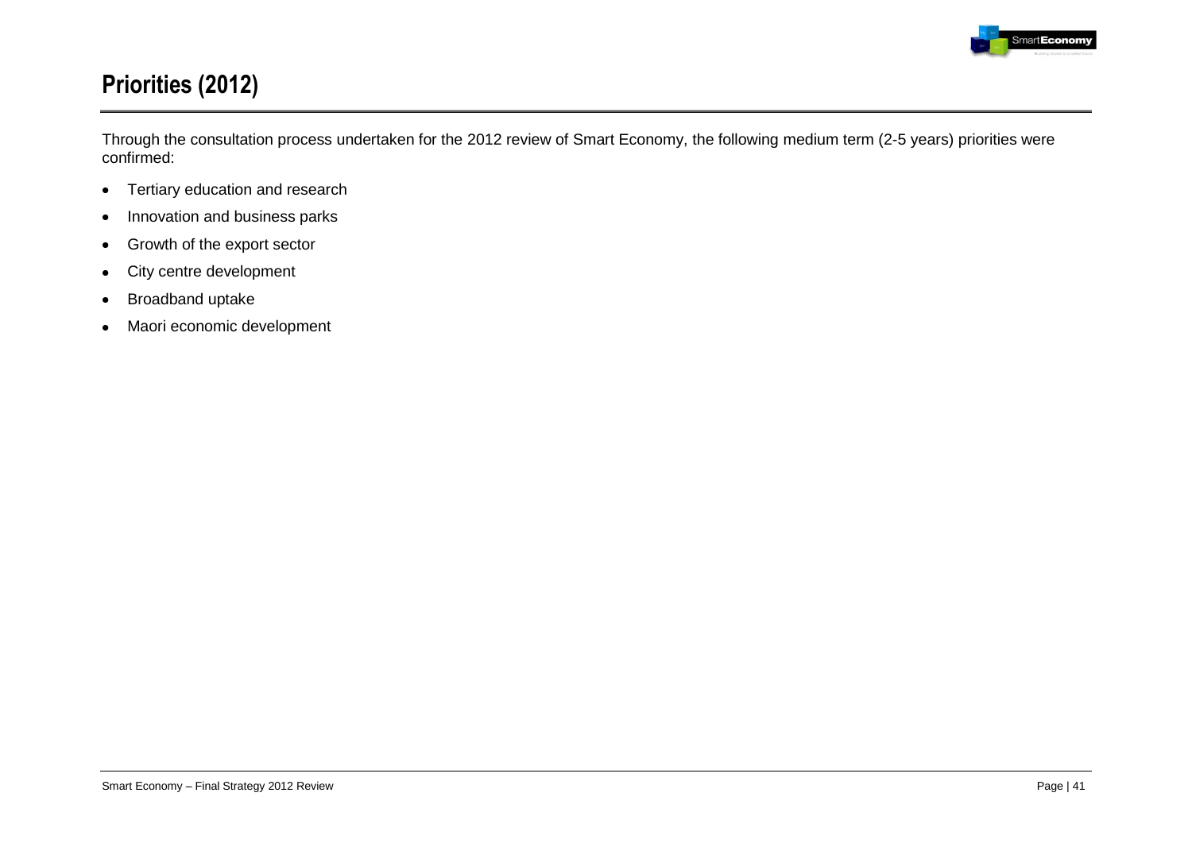## Priorities (2012)

Through the consultation process undertaken for the 2012 review of Smart Economy, the following medium term (2-5 years) priorities were confirmed:

- Tertiary education and research
- Innovation and business parks
- Growth of the export sector
- City centre development
- Broadband uptake
- Maori economic development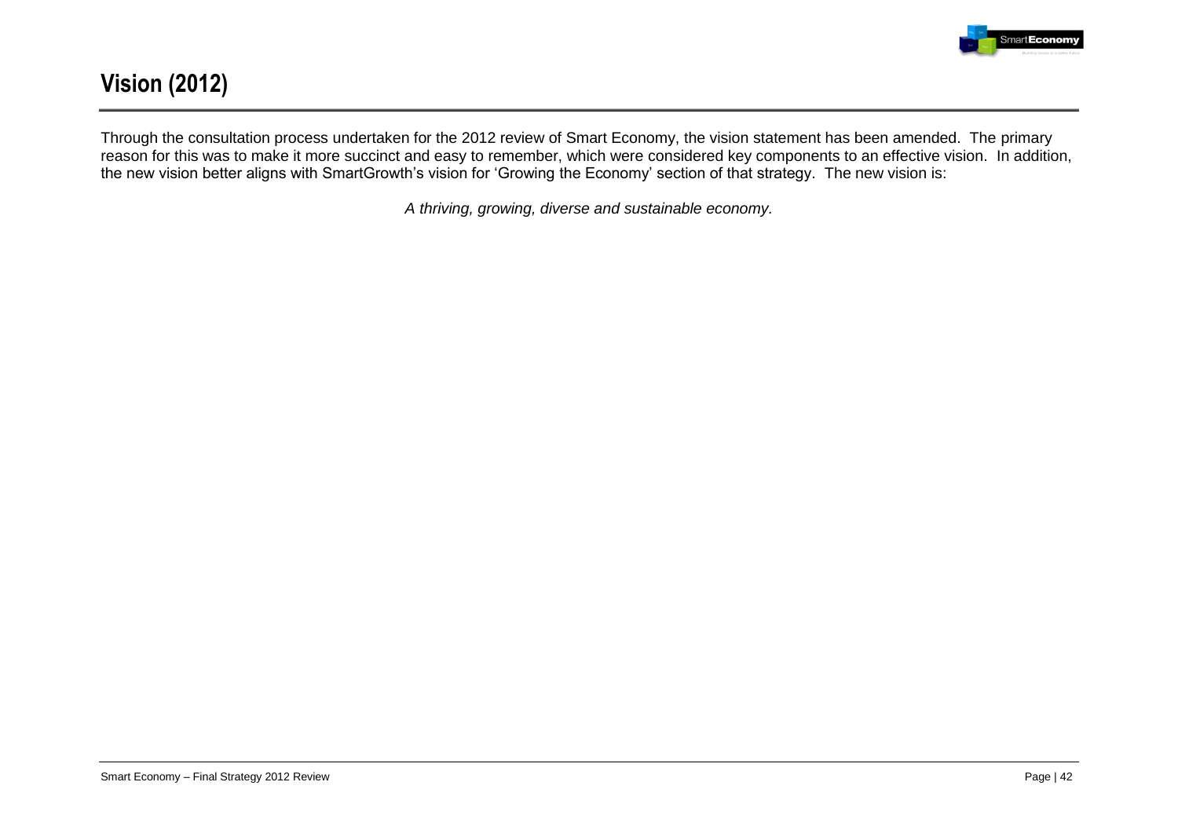## Vision (2012)

Through the consultation process undertaken for the 2012 review of Smart Economy, the vision statement has been amended. The primary reason for this was to make it more succinct and easy to remember, which were considered key components to an effective vision. In addition, the new vision better aligns with SmartGrowth's vision for 'Growing the Economy' section of that strategy. The new vision is:

*A thriving, growing, diverse and sustainable economy.*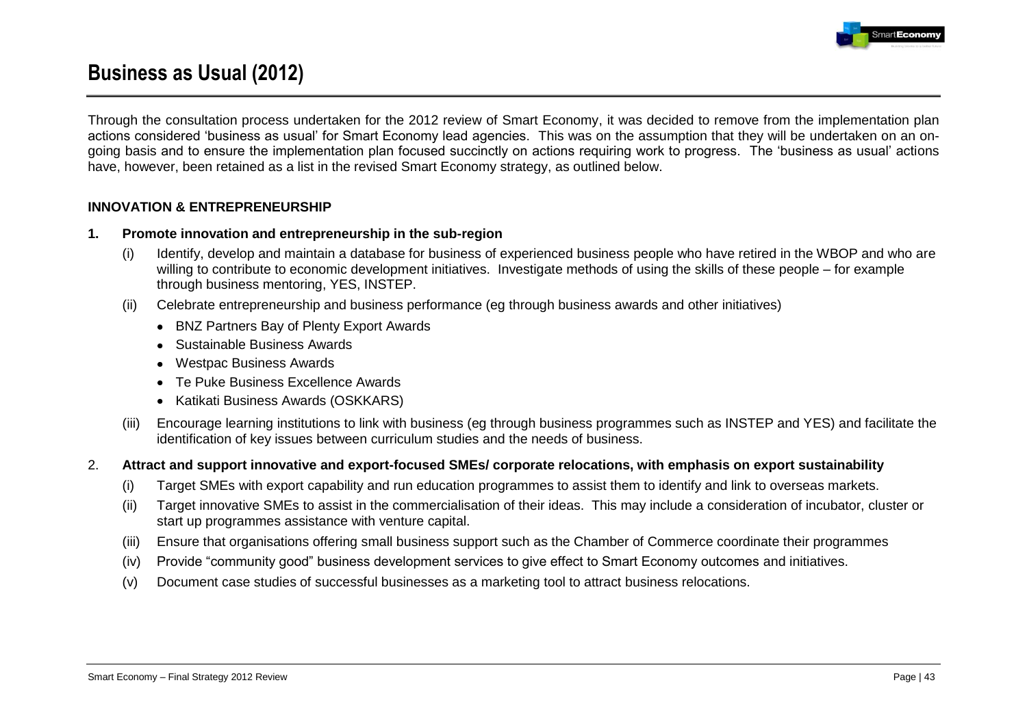# Business as Usual (2012)

Through the consultation process undertaken for the 2012 review of Smart Economy, it was decided to remove from the implementation plan actions considered 'business as usual' for Smart Economy lead agencies. This was on the assumption that they will be undertaken on an on-going basis and to ensure the implementation plan focused succinctly on actions requiring work to progress. The 'business as usual' actions have, however, been retained as a list in the revised Smart Economy strategy, as outlined below.

**INNOVATION & ENTREPRENEURSHIP**

**1. Promote innovation and entrepreneurship in the sub-region**

(i) Identify, develop and maintain a database for business of experienced business people who have retired in the WBOP and who are willing to contribute to economic development initiatives. Investigate methods of using the skills of these people – for example through business mentoring, YES, INSTEP.

(ii) Celebrate entrepreneurship and business performance (eg through business awards and other initiatives)

- BNZ Partners Bay of Plenty Export Awards
- Sustainable Business Awards
- Westpac Business Awards
- Te Puke Business Excellence Awards
- Katikati Business Awards (OSKKARS)

(iii) Encourage learning institutions to link with business (eg through business programmes such as INSTEP and YES) and facilitate the identification of key issues between curriculum studies and the needs of business.

2. **Attract and support innovative and export-focused SMEs/ corporate relocations, with emphasis on export sustainability**

(i) Target SMEs with export capability and run education programmes to assist them to identify and link to overseas markets.

(ii) Target innovative SMEs to assist in the commercialisation of their ideas. This may include a consideration of incubator, cluster or start up programmes assistance with venture capital.

(iii) Ensure that organisations offering small business support such as the Chamber of Commerce coordinate their programmes

(iv) Provide "community good" business development services to give effect to Smart Economy outcomes and initiatives.

(v) Document case studies of successful businesses as a marketing tool to attract business relocations.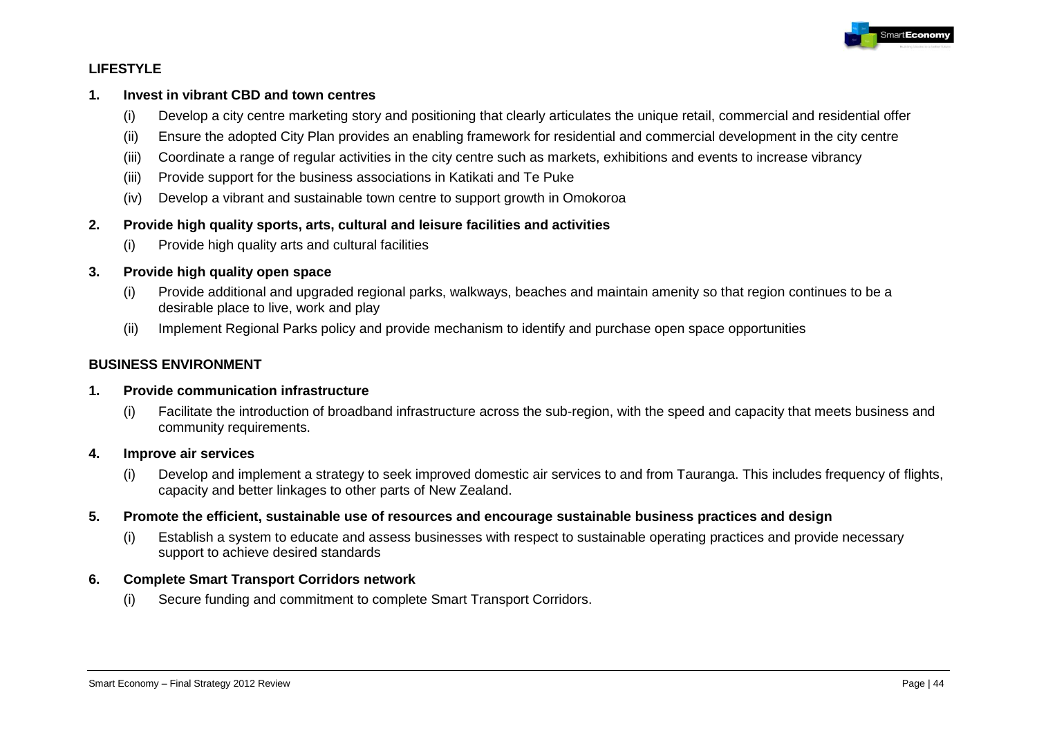**LIFESTYLE**

**1. Invest in vibrant CBD and town centres**

(i) Develop a city centre marketing story and positioning that clearly articulates the unique retail, commercial and residential offer

(ii) Ensure the adopted City Plan provides an enabling framework for residential and commercial development in the city centre

(iii) Coordinate a range of regular activities in the city centre such as markets, exhibitions and events to increase vibrancy

(iii) Provide support for the business associations in Katikati and Te Puke

(iv) Develop a vibrant and sustainable town centre to support growth in Omokoroa

**2. Provide high quality sports, arts, cultural and leisure facilities and activities**

(i) Provide high quality arts and cultural facilities

**3. Provide high quality open space**

(i) Provide additional and upgraded regional parks, walkways, beaches and maintain amenity so that region continues to be a desirable place to live, work and play

(ii) Implement Regional Parks policy and provide mechanism to identify and purchase open space opportunities

**BUSINESS ENVIRONMENT**

**1. Provide communication infrastructure**

(i) Facilitate the introduction of broadband infrastructure across the sub-region, with the speed and capacity that meets business and community requirements.

**4. Improve air services**

(i) Develop and implement a strategy to seek improved domestic air services to and from Tauranga. This includes frequency of flights, capacity and better linkages to other parts of New Zealand.

**5. Promote the efficient, sustainable use of resources and encourage sustainable business practices and design**

(i) Establish a system to educate and assess businesses with respect to sustainable operating practices and provide necessary support to achieve desired standards

**6. Complete Smart Transport Corridors network**

(i) Secure funding and commitment to complete Smart Transport Corridors.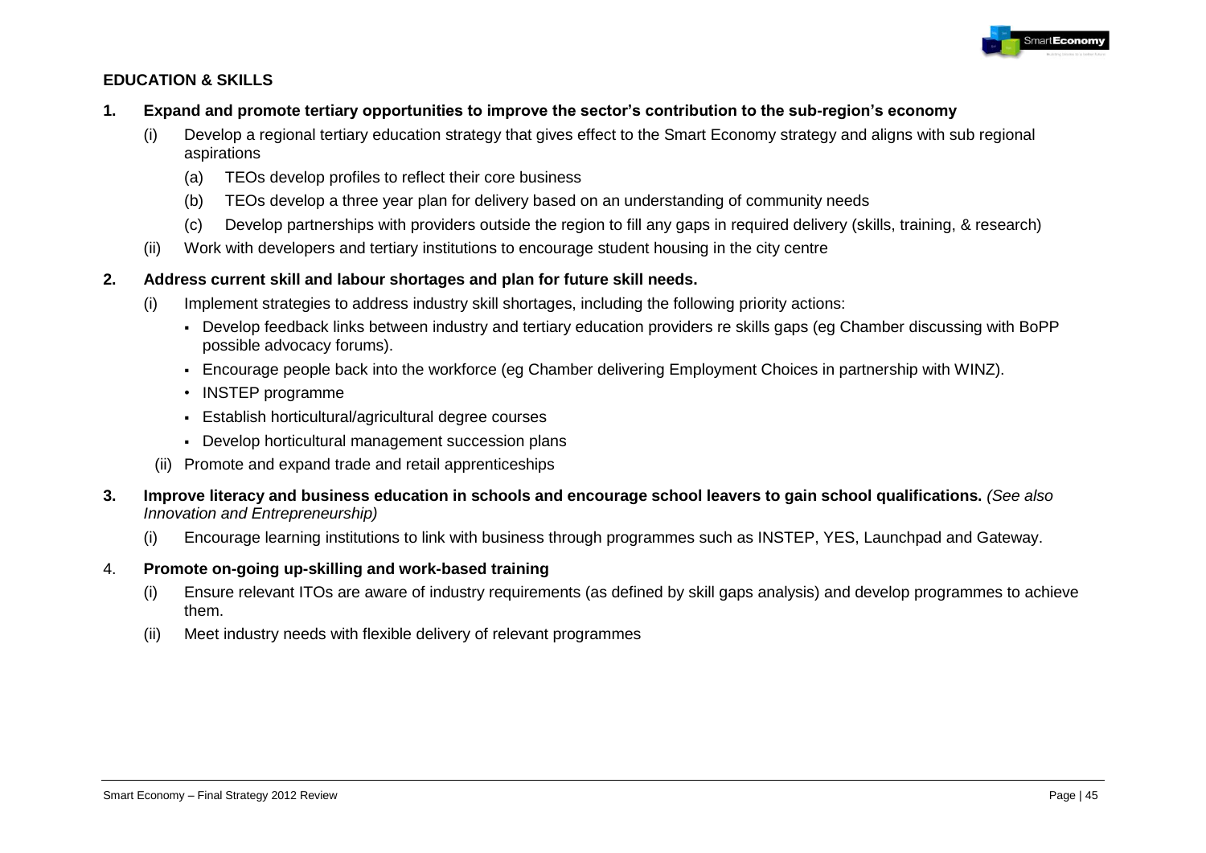## EDUCATION & SKILLS

**1. Expand and promote tertiary opportunities to improve the sector's contribution to the sub-region's economy**

- (i) Develop a regional tertiary education strategy that gives effect to the Smart Economy strategy and aligns with sub regional aspirations
  - (a) TEOs develop profiles to reflect their core business
  - (b) TEOs develop a three year plan for delivery based on an understanding of community needs
  - (c) Develop partnerships with providers outside the region to fill any gaps in required delivery (skills, training, & research)
- (ii) Work with developers and tertiary institutions to encourage student housing in the city centre

**2. Address current skill and labour shortages and plan for future skill needs.**

- (i) Implement strategies to address industry skill shortages, including the following priority actions:
  - Develop feedback links between industry and tertiary education providers re skills gaps (eg Chamber discussing with BoPP possible advocacy forums).
  - Encourage people back into the workforce (eg Chamber delivering Employment Choices in partnership with WINZ).
  - INSTEP programme
  - Establish horticultural/agricultural degree courses
  - Develop horticultural management succession plans
- (ii) Promote and expand trade and retail apprenticeships

**3. Improve literacy and business education in schools and encourage school leavers to gain school qualifications.** *(See also Innovation and Entrepreneurship)*

- (i) Encourage learning institutions to link with business through programmes such as INSTEP, YES, Launchpad and Gateway.

4. **Promote on-going up-skilling and work-based training**

- (i) Ensure relevant ITOs are aware of industry requirements (as defined by skill gaps analysis) and develop programmes to achieve them.
- (ii) Meet industry needs with flexible delivery of relevant programmes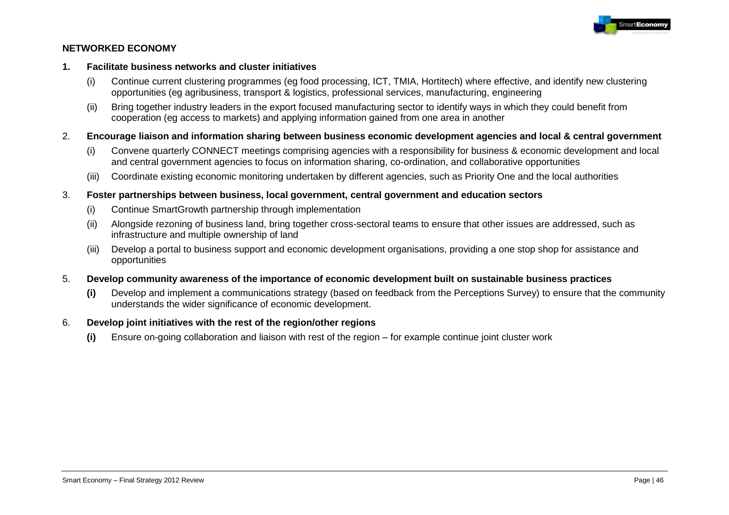**NETWORKED ECONOMY**

**1. Facilitate business networks and cluster initiatives**

(i) Continue current clustering programmes (eg food processing, ICT, TMIA, Hortitech) where effective, and identify new clustering opportunities (eg agribusiness, transport & logistics, professional services, manufacturing, engineering

(ii) Bring together industry leaders in the export focused manufacturing sector to identify ways in which they could benefit from cooperation (eg access to markets) and applying information gained from one area in another

2. **Encourage liaison and information sharing between business economic development agencies and local & central government**

(i) Convene quarterly CONNECT meetings comprising agencies with a responsibility for business & economic development and local and central government agencies to focus on information sharing, co-ordination, and collaborative opportunities

(iii) Coordinate existing economic monitoring undertaken by different agencies, such as Priority One and the local authorities

3. **Foster partnerships between business, local government, central government and education sectors**

(i) Continue SmartGrowth partnership through implementation

(ii) Alongside rezoning of business land, bring together cross-sectoral teams to ensure that other issues are addressed, such as infrastructure and multiple ownership of land

(iii) Develop a portal to business support and economic development organisations, providing a one stop shop for assistance and opportunities

5. **Develop community awareness of the importance of economic development built on sustainable business practices**

**(i)** Develop and implement a communications strategy (based on feedback from the Perceptions Survey) to ensure that the community understands the wider significance of economic development.

6. **Develop joint initiatives with the rest of the region/other regions**

**(i)** Ensure on-going collaboration and liaison with rest of the region – for example continue joint cluster work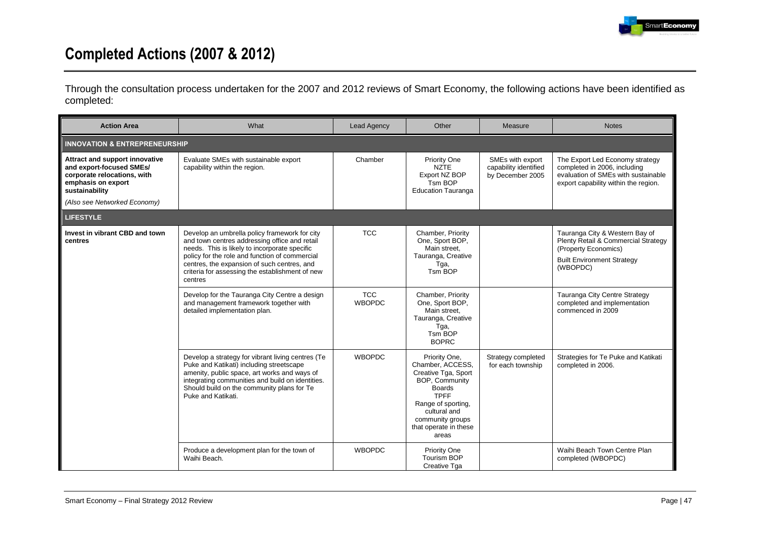# Completed Actions (2007 & 2012)

Through the consultation process undertaken for the 2007 and 2012 reviews of Smart Economy, the following actions have been identified as completed:

| Action Area | What | Lead Agency | Other | Measure | Notes |
|---|---|---|---|---|---|
| **INNOVATION & ENTREPRENEURSHIP** | | | | | |
| **Attract and support innovative and export-focused SMEs/ corporate relocations, with emphasis on export sustainability** *(Also see Networked Economy)* | Evaluate SMEs with sustainable export capability within the region. | Chamber | Priority One NZTE Export NZ BOP Tsm BOP Education Tauranga | SMEs with export capability identified by December 2005 | The Export Led Economy strategy completed in 2006, including evaluation of SMEs with sustainable export capability within the region. |
| **LIFESTYLE** | | | | | |
| **Invest in vibrant CBD and town centres** | Develop an umbrella policy framework for city and town centres addressing office and retail needs. This is likely to incorporate specific policy for the role and function of commercial centres, the expansion of such centres, and criteria for assessing the establishment of new centres | TCC | Chamber, Priority One, Sport BOP, Main street, Tauranga, Creative Tga, Tsm BOP | | Tauranga City & Western Bay of Plenty Retail & Commercial Strategy (Property Economics) Built Environment Strategy (WBOPDC) |
| | Develop for the Tauranga City Centre a design and management framework together with detailed implementation plan. | TCC WBOPDC | Chamber, Priority One, Sport BOP, Main street, Tauranga, Creative Tga, Tsm BOP BOPRC | | Tauranga City Centre Strategy completed and implementation commenced in 2009 |
| | Develop a strategy for vibrant living centres (Te Puke and Katikati) including streetscape amenity, public space, art works and ways of integrating communities and build on identities. Should build on the community plans for Te Puke and Katikati. | WBOPDC | Priority One, Chamber, ACCESS, Creative Tga, Sport BOP, Community Boards TPFF Range of sporting, cultural and community groups that operate in these areas | Strategy completed for each township | Strategies for Te Puke and Katikati completed in 2006. |
| | Produce a development plan for the town of Waihi Beach. | WBOPDC | Priority One Tourism BOP Creative Tga | | Waihi Beach Town Centre Plan completed (WBOPDC) |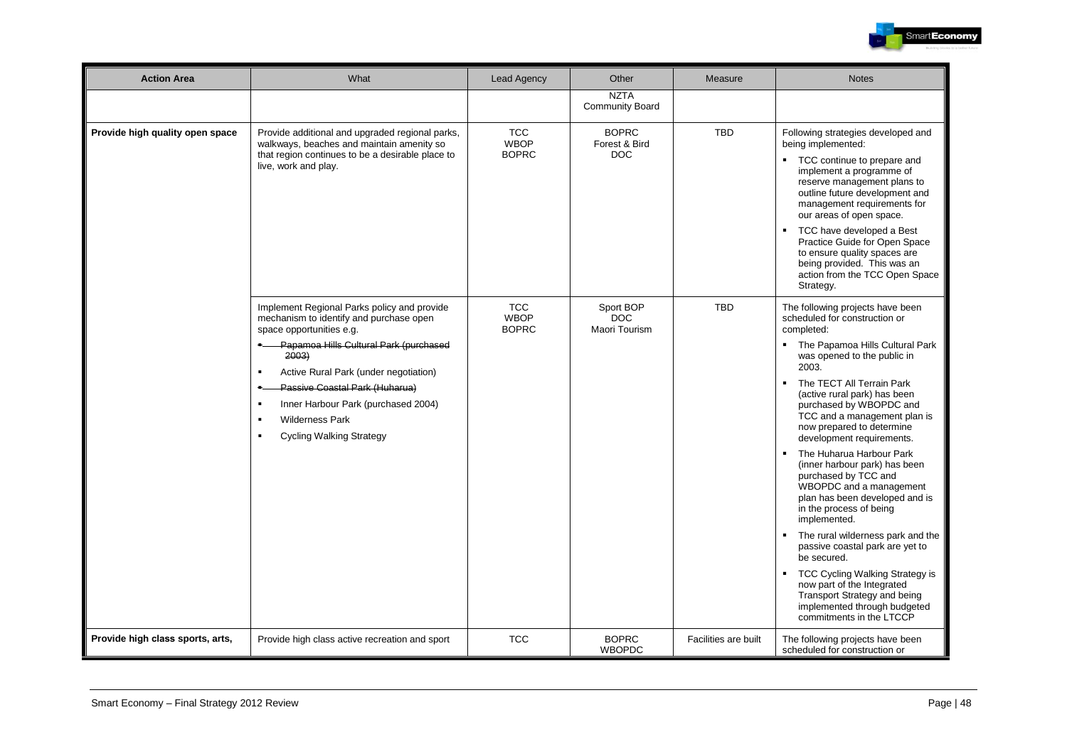| Action Area | What | Lead Agency | Other | Measure | Notes |
|---|---|---|---|---|---|
| | | | NZTA<br>Community Board | | |
| **Provide high quality open space** | Provide additional and upgraded regional parks, walkways, beaches and maintain amenity so that region continues to be a desirable place to live, work and play. | TCC<br>WBOP<br>BOPRC | BOPRC<br>Forest & Bird<br>DOC | TBD | Following strategies developed and being implemented:<br>▪ TCC continue to prepare and implement a programme of reserve management plans to outline future development and management requirements for our areas of open space.<br>▪ TCC have developed a Best Practice Guide for Open Space to ensure quality spaces are being provided. This was an action from the TCC Open Space Strategy. |
| | Implement Regional Parks policy and provide mechanism to identify and purchase open space opportunities e.g.<br>▪ ~~Papamoa Hills Cultural Park (purchased 2003)~~<br>▪ Active Rural Park (under negotiation)<br>▪ ~~Passive Coastal Park (Huharua)~~<br>▪ Inner Harbour Park (purchased 2004)<br>▪ Wilderness Park<br>▪ Cycling Walking Strategy | TCC<br>WBOP<br>BOPRC | Sport BOP<br>DOC<br>Maori Tourism | TBD | The following projects have been scheduled for construction or completed:<br>▪ The Papamoa Hills Cultural Park was opened to the public in 2003.<br>▪ The TECT All Terrain Park (active rural park) has been purchased by WBOPDC and TCC and a management plan is now prepared to determine development requirements.<br>▪ The Huharua Harbour Park (inner harbour park) has been purchased by TCC and WBOPDC and a management plan has been developed and is in the process of being implemented.<br>▪ The rural wilderness park and the passive coastal park are yet to be secured.<br>▪ TCC Cycling Walking Strategy is now part of the Integrated Transport Strategy and being implemented through budgeted commitments in the LTCCP |
| **Provide high class sports, arts,** | Provide high class active recreation and sport | TCC | BOPRC<br>WBOPDC | Facilities are built | The following projects have been scheduled for construction or |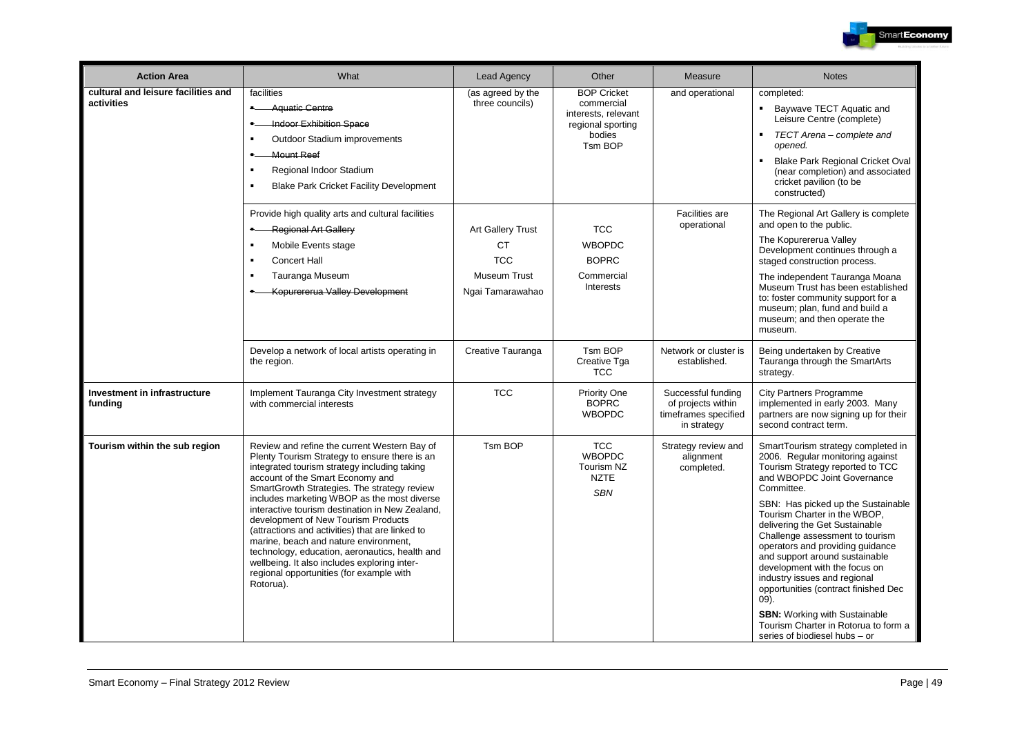| Action Area | What | Lead Agency | Other | Measure | Notes |
|---|---|---|---|---|---|
| **cultural and leisure facilities and activities** | facilities<br>• ~~Aquatic Centre~~<br>• ~~Indoor Exhibition Space~~<br>• Outdoor Stadium improvements<br>• ~~Mount Reef~~<br>• Regional Indoor Stadium<br>• Blake Park Cricket Facility Development | (as agreed by the three councils) | BOP Cricket commercial interests, relevant regional sporting bodies<br>Tsm BOP | and operational | completed:<br>• Baywave TECT Aquatic and Leisure Centre (complete)<br>• *TECT Arena – complete and opened.*<br>• Blake Park Regional Cricket Oval (near completion) and associated cricket pavilion (to be constructed) |
| | Provide high quality arts and cultural facilities<br>• ~~Regional Art Gallery~~<br>• Mobile Events stage<br>• Concert Hall<br>• Tauranga Museum<br>• ~~Kopurererua Valley Development~~ | Art Gallery Trust<br>CT<br>TCC<br>Museum Trust<br>Ngai Tamarawahao | TCC<br>WBOPDC<br>BOPRC<br>Commercial Interests | Facilities are operational | The Regional Art Gallery is complete and open to the public.<br>The Kopurererua Valley Development continues through a staged construction process.<br>The independent Tauranga Moana Museum Trust has been established to: foster community support for a museum; plan, fund and build a museum; and then operate the museum. |
| | Develop a network of local artists operating in the region. | Creative Tauranga | Tsm BOP<br>Creative Tga<br>TCC | Network or cluster is established. | Being undertaken by Creative Tauranga through the SmartArts strategy. |
| **Investment in infrastructure funding** | Implement Tauranga City Investment strategy with commercial interests | TCC | Priority One<br>BOPRC<br>WBOPDC | Successful funding of projects within timeframes specified in strategy | City Partners Programme implemented in early 2003. Many partners are now signing up for their second contract term. |
| **Tourism within the sub region** | Review and refine the current Western Bay of Plenty Tourism Strategy to ensure there is an integrated tourism strategy including taking account of the Smart Economy and SmartGrowth Strategies. The strategy review includes marketing WBOP as the most diverse interactive tourism destination in New Zealand, development of New Tourism Products (attractions and activities) that are linked to marine, beach and nature environment, technology, education, aeronautics, health and wellbeing. It also includes exploring inter-regional opportunities (for example with Rotorua). | Tsm BOP | TCC<br>WBOPDC<br>Tourism NZ<br>NZTE<br>*SBN* | Strategy review and alignment completed. | SmartTourism strategy completed in 2006. Regular monitoring against Tourism Strategy reported to TCC and WBOPDC Joint Governance Committee.<br>SBN: Has picked up the Sustainable Tourism Charter in the WBOP, delivering the Get Sustainable Challenge assessment to tourism operators and providing guidance and support around sustainable development with the focus on industry issues and regional opportunities (contract finished Dec 09).<br>**SBN:** Working with Sustainable Tourism Charter in Rotorua to form a series of biodiesel hubs – or |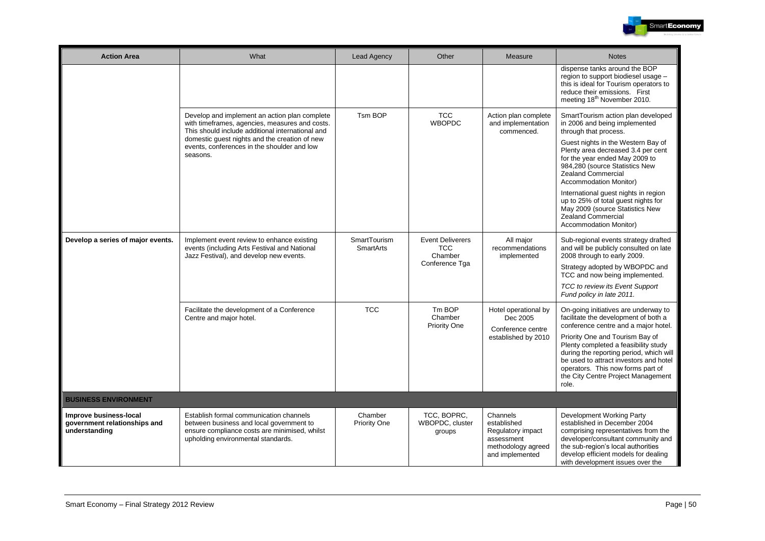| Action Area | What | Lead Agency | Other | Measure | Notes |
|---|---|---|---|---|---|
| | | | | | dispense tanks around the BOP region to support biodiesel usage – this is ideal for Tourism operators to reduce their emissions. First meeting 18th November 2010. |
| | Develop and implement an action plan complete with timeframes, agencies, measures and costs. This should include additional international and domestic guest nights and the creation of new events, conferences in the shoulder and low seasons. | Tsm BOP | TCC<br>WBOPDC | Action plan complete and implementation commenced. | SmartTourism action plan developed in 2006 and being implemented through that process.<br><br>Guest nights in the Western Bay of Plenty area decreased 3.4 per cent for the year ended May 2009 to 984,280 (source Statistics New Zealand Commercial Accommodation Monitor)<br><br>International guest nights in region up to 25% of total guest nights for May 2009 (source Statistics New Zealand Commercial Accommodation Monitor) |
| **Develop a series of major events.** | Implement event review to enhance existing events (including Arts Festival and National Jazz Festival), and develop new events. | SmartTourism<br>SmartArts | Event Deliverers<br>TCC<br>Chamber<br>Conference Tga | All major recommendations implemented | Sub-regional events strategy drafted and will be publicly consulted on late 2008 through to early 2009.<br><br>Strategy adopted by WBOPDC and TCC and now being implemented.<br><br>*TCC to review its Event Support Fund policy in late 2011.* |
| | Facilitate the development of a Conference Centre and major hotel. | TCC | Tm BOP<br>Chamber<br>Priority One | Hotel operational by Dec 2005<br><br>Conference centre established by 2010 | On-going initiatives are underway to facilitate the development of both a conference centre and a major hotel.<br><br>Priority One and Tourism Bay of Plenty completed a feasibility study during the reporting period, which will be used to attract investors and hotel operators. This now forms part of the City Centre Project Management role. |
| **BUSINESS ENVIRONMENT** | | | | | |
| **Improve business-local government relationships and understanding** | Establish formal communication channels between business and local government to ensure compliance costs are minimised, whilst upholding environmental standards. | Chamber<br>Priority One | TCC, BOPRC, WBOPDC, cluster groups | Channels established<br>Regulatory impact assessment methodology agreed and implemented | Development Working Party established in December 2004 comprising representatives from the developer/consultant community and the sub-region's local authorities develop efficient models for dealing with development issues over the |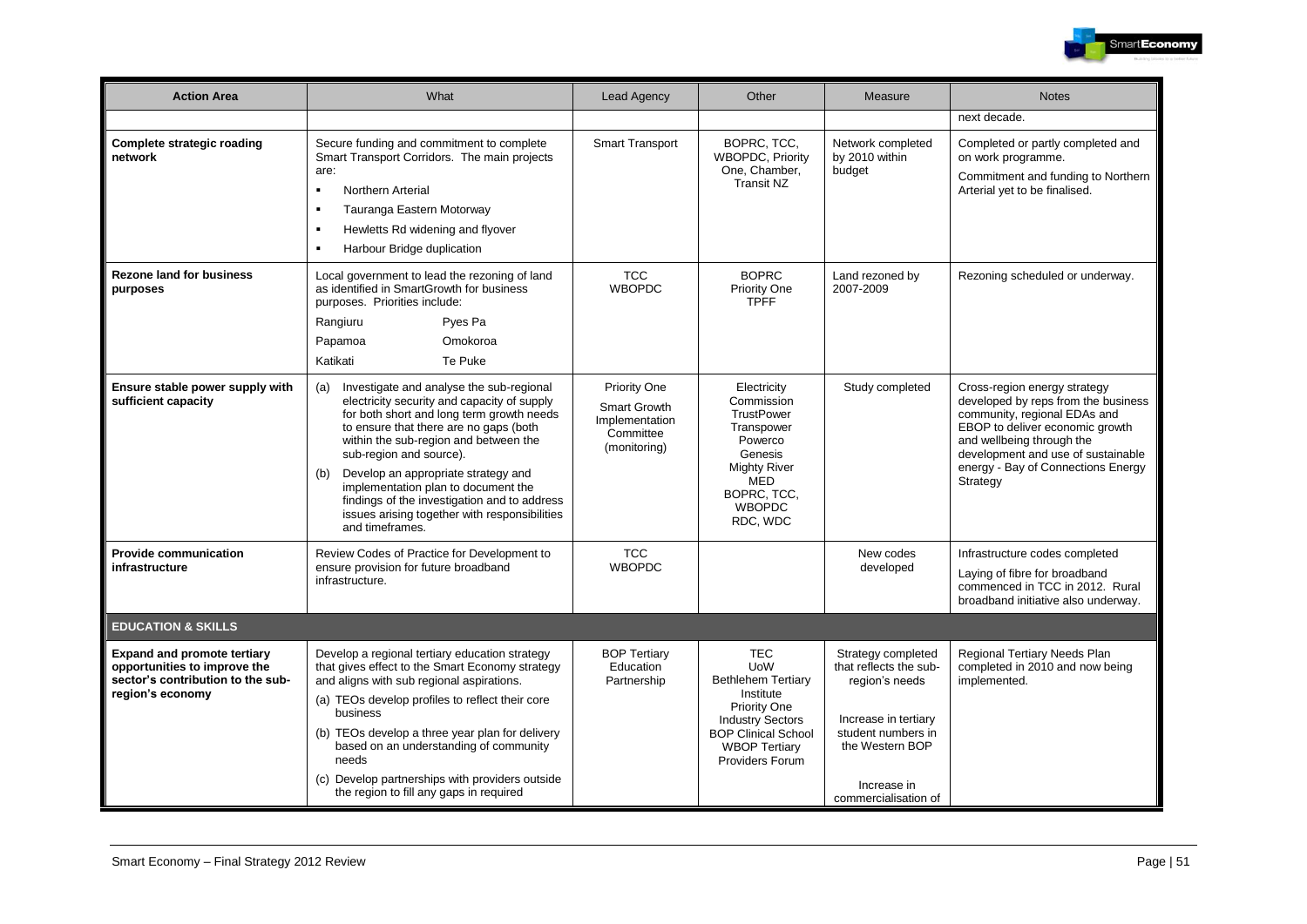| Action Area | What | Lead Agency | Other | Measure | Notes |
|---|---|---|---|---|---|
| | | | | | next decade. |
| **Complete strategic roading network** | Secure funding and commitment to complete Smart Transport Corridors. The main projects are:<br>▪ Northern Arterial<br>▪ Tauranga Eastern Motorway<br>▪ Hewletts Rd widening and flyover<br>▪ Harbour Bridge duplication | Smart Transport | BOPRC, TCC, WBOPDC, Priority One, Chamber, Transit NZ | Network completed by 2010 within budget | Completed or partly completed and on work programme.<br>Commitment and funding to Northern Arterial yet to be finalised. |
| **Rezone land for business purposes** | Local government to lead the rezoning of land as identified in SmartGrowth for business purposes. Priorities include:<br>Rangiuru, Pyes Pa, Papamoa, Omokoroa, Katikati, Te Puke | TCC<br>WBOPDC | BOPRC<br>Priority One<br>TPFF | Land rezoned by 2007-2009 | Rezoning scheduled or underway. |
| **Ensure stable power supply with sufficient capacity** | (a) Investigate and analyse the sub-regional electricity security and capacity of supply for both short and long term growth needs to ensure that there are no gaps (both within the sub-region and between the sub-region and source).<br>(b) Develop an appropriate strategy and implementation plan to document the findings of the investigation and to address issues arising together with responsibilities and timeframes. | Priority One<br>Smart Growth Implementation Committee (monitoring) | Electricity Commission<br>TrustPower<br>Transpower<br>Powerco<br>Genesis<br>Mighty River<br>MED<br>BOPRC, TCC, WBOPDC<br>RDC, WDC | Study completed | Cross-region energy strategy developed by reps from the business community, regional EDAs and EBOP to deliver economic growth and wellbeing through the development and use of sustainable energy - Bay of Connections Energy Strategy |
| **Provide communication infrastructure** | Review Codes of Practice for Development to ensure provision for future broadband infrastructure. | TCC<br>WBOPDC | | New codes developed | Infrastructure codes completed<br>Laying of fibre for broadband commenced in TCC in 2012. Rural broadband initiative also underway. |
| **EDUCATION & SKILLS** | | | | | |
| **Expand and promote tertiary opportunities to improve the sector's contribution to the sub-region's economy** | Develop a regional tertiary education strategy that gives effect to the Smart Economy strategy and aligns with sub regional aspirations.<br>(a) TEOs develop profiles to reflect their core business<br>(b) TEOs develop a three year plan for delivery based on an understanding of community needs<br>(c) Develop partnerships with providers outside the region to fill any gaps in required | BOP Tertiary Education Partnership | TEC<br>UoW<br>Bethlehem Tertiary Institute<br>Priority One<br>Industry Sectors<br>BOP Clinical School<br>WBOP Tertiary Providers Forum | Strategy completed that reflects the sub-region's needs<br><br>Increase in tertiary student numbers in the Western BOP<br><br>Increase in commercialisation of | Regional Tertiary Needs Plan completed in 2010 and now being implemented. |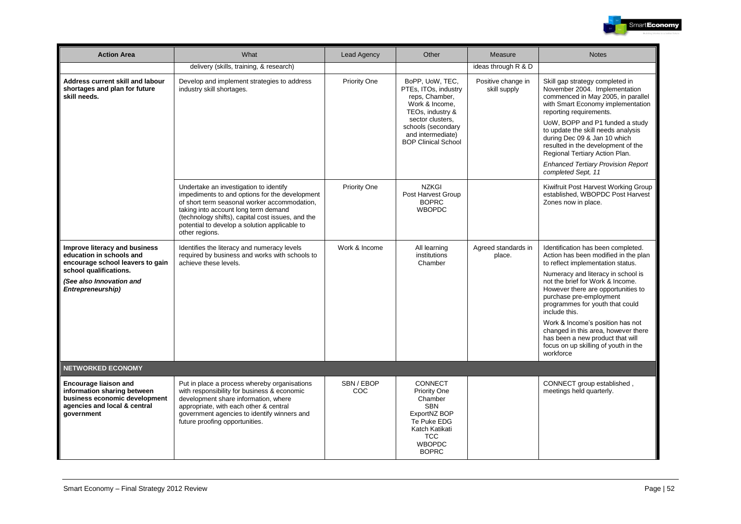| Action Area | What | Lead Agency | Other | Measure | Notes |
|---|---|---|---|---|---|
| | delivery (skills, training, & research) | | | ideas through R & D | |
| **Address current skill and labour shortages and plan for future skill needs.** | Develop and implement strategies to address industry skill shortages. | Priority One | BoPP, UoW, TEC, PTEs, ITOs, industry reps, Chamber, Work & Income, TEOs, industry & sector clusters, schools (secondary and intermediate) BOP Clinical School | Positive change in skill supply | Skill gap strategy completed in November 2004. Implementation commenced in May 2005, in parallel with Smart Economy implementation reporting requirements.<br><br>UoW, BOPP and P1 funded a study to update the skill needs analysis during Dec 09 & Jan 10 which resulted in the development of the Regional Tertiary Action Plan.<br><br>*Enhanced Tertiary Provision Report completed Sept, 11* |
| | Undertake an investigation to identify impediments to and options for the development of short term seasonal worker accommodation, taking into account long term demand (technology shifts), capital cost issues, and the potential to develop a solution applicable to other regions. | Priority One | NZKGI<br>Post Harvest Group<br>BOPRC<br>WBOPDC | | Kiwifruit Post Harvest Working Group established, WBOPDC Post Harvest Zones now in place. |
| **Improve literacy and business education in schools and encourage school leavers to gain school qualifications.**<br><br>***(See also Innovation and Entrepreneurship)*** | Identifies the literacy and numeracy levels required by business and works with schools to achieve these levels. | Work & Income | All learning institutions<br>Chamber | Agreed standards in place. | Identification has been completed. Action has been modified in the plan to reflect implementation status.<br><br>Numeracy and literacy in school is not the brief for Work & Income. However there are opportunities to purchase pre-employment programmes for youth that could include this.<br><br>Work & Income's position has not changed in this area, however there has been a new product that will focus on up skilling of youth in the workforce |
| **NETWORKED ECONOMY** | | | | | |
| **Encourage liaison and information sharing between business economic development agencies and local & central government** | Put in place a process whereby organisations with responsibility for business & economic development share information, where appropriate, with each other & central government agencies to identify winners and future proofing opportunities. | SBN / EBOP COC | CONNECT<br>Priority One<br>Chamber<br>SBN<br>ExportNZ BOP<br>Te Puke EDG<br>Katch Katikati<br>TCC<br>WBOPDC<br>BOPRC | | CONNECT group established , meetings held quarterly. |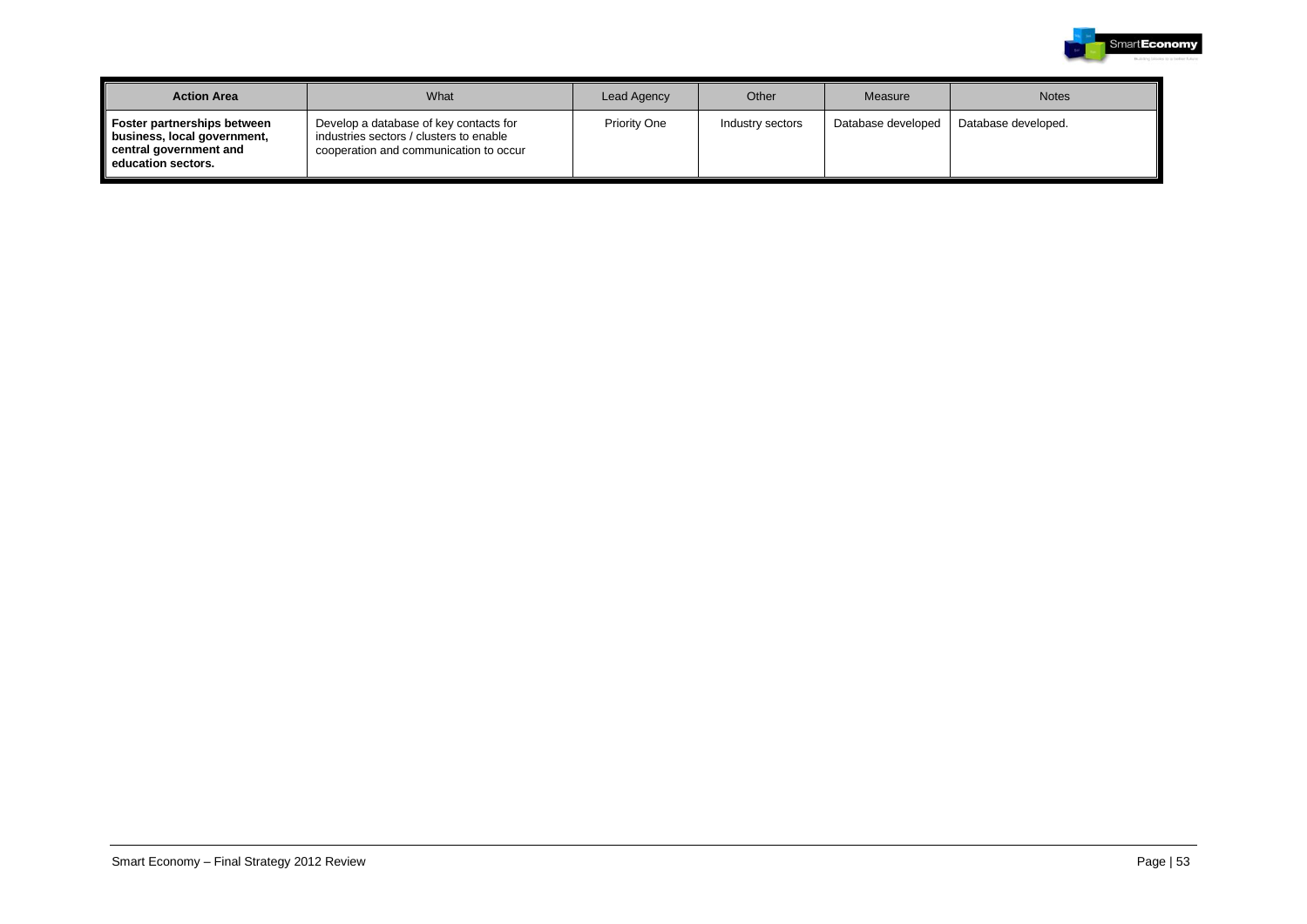| Action Area | What | Lead Agency | Other | Measure | Notes |
|---|---|---|---|---|---|
| **Foster partnerships between business, local government, central government and education sectors.** | Develop a database of key contacts for industries sectors / clusters to enable cooperation and communication to occur | Priority One | Industry sectors | Database developed | Database developed. |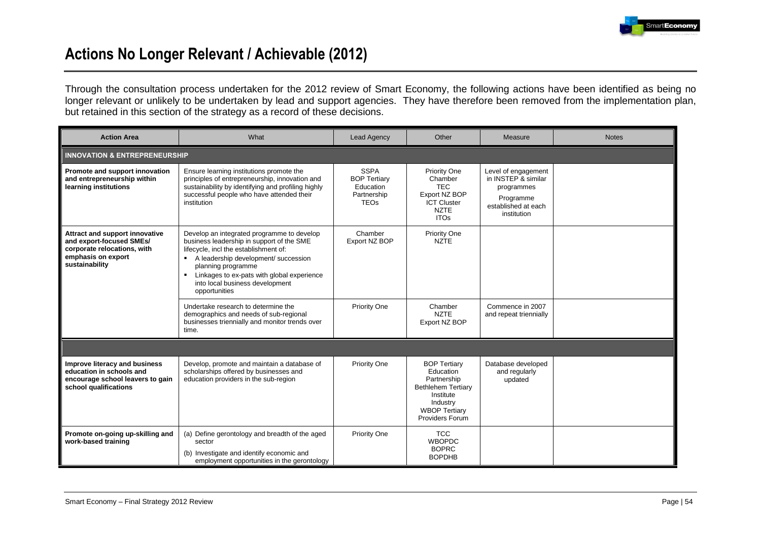# Actions No Longer Relevant / Achievable (2012)

Through the consultation process undertaken for the 2012 review of Smart Economy, the following actions have been identified as being no longer relevant or unlikely to be undertaken by lead and support agencies. They have therefore been removed from the implementation plan, but retained in this section of the strategy as a record of these decisions.

| Action Area | What | Lead Agency | Other | Measure | Notes |
|---|---|---|---|---|---|
| **INNOVATION & ENTREPRENEURSHIP** | | | | | |
| **Promote and support innovation and entrepreneurship within learning institutions** | Ensure learning institutions promote the principles of entrepreneurship, innovation and sustainability by identifying and profiling highly successful people who have attended their institution | SSPA<br>BOP Tertiary Education Partnership<br>TEOs | Priority One<br>Chamber<br>TEC<br>Export NZ BOP<br>ICT Cluster<br>NZTE<br>ITOs | Level of engagement in INSTEP & similar programmes<br>Programme established at each institution | |
| **Attract and support innovative and export-focused SMEs/ corporate relocations, with emphasis on export sustainability** | Develop an integrated programme to develop business leadership in support of the SME lifecycle, incl the establishment of:<br>▪ A leadership development/ succession planning programme<br>▪ Linkages to ex-pats with global experience into local business development opportunities | Chamber<br>Export NZ BOP | Priority One<br>NZTE | | |
| | Undertake research to determine the demographics and needs of sub-regional businesses triennially and monitor trends over time. | Priority One | Chamber<br>NZTE<br>Export NZ BOP | Commence in 2007 and repeat triennially | |
| | | | | | |
| **Improve literacy and business education in schools and encourage school leavers to gain school qualifications** | Develop, promote and maintain a database of scholarships offered by businesses and education providers in the sub-region | Priority One | BOP Tertiary Education Partnership<br>Bethlehem Tertiary Institute<br>Industry<br>WBOP Tertiary Providers Forum | Database developed and regularly updated | |
| **Promote on-going up-skilling and work-based training** | (a) Define gerontology and breadth of the aged sector<br>(b) Investigate and identify economic and employment opportunities in the gerontology | Priority One | TCC<br>WBOPDC<br>BOPRC<br>BOPDHB | | |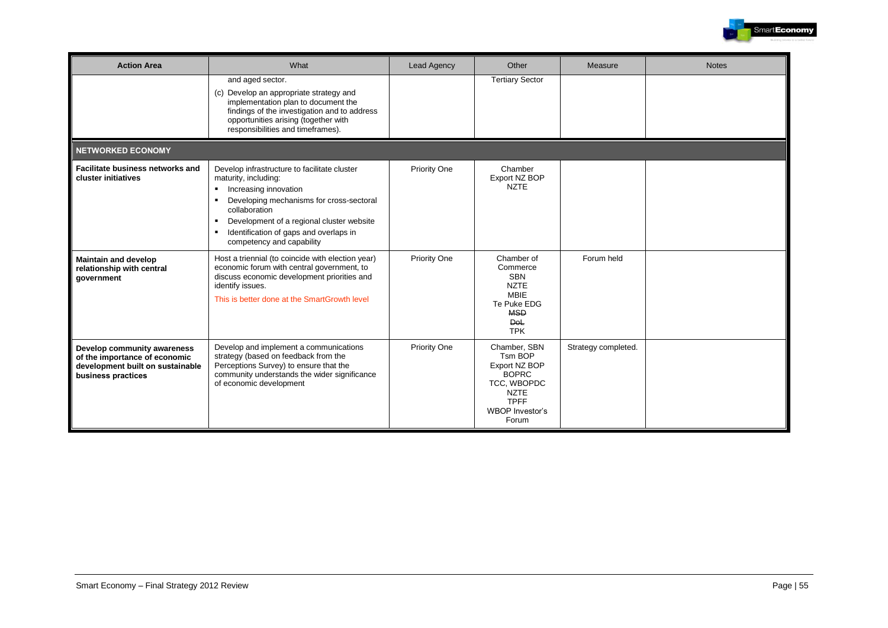| Action Area | What | Lead Agency | Other | Measure | Notes |
|---|---|---|---|---|---|
| | and aged sector.<br>(c) Develop an appropriate strategy and implementation plan to document the findings of the investigation and to address opportunities arising (together with responsibilities and timeframes). | | Tertiary Sector | | |
| **NETWORKED ECONOMY** | | | | | |
| **Facilitate business networks and cluster initiatives** | Develop infrastructure to facilitate cluster maturity, including:<br>▪ Increasing innovation<br>▪ Developing mechanisms for cross-sectoral collaboration<br>▪ Development of a regional cluster website<br>▪ Identification of gaps and overlaps in competency and capability | Priority One | Chamber<br>Export NZ BOP<br>NZTE | | |
| **Maintain and develop relationship with central government** | Host a triennial (to coincide with election year) economic forum with central government, to discuss economic development priorities and identify issues.<br>This is better done at the SmartGrowth level | Priority One | Chamber of Commerce<br>SBN<br>NZTE<br>MBIE<br>Te Puke EDG<br>~~MSD~~<br>~~DoL~~<br>TPK | Forum held | |
| **Develop community awareness of the importance of economic development built on sustainable business practices** | Develop and implement a communications strategy (based on feedback from the Perceptions Survey) to ensure that the community understands the wider significance of economic development | Priority One | Chamber, SBN<br>Tsm BOP<br>Export NZ BOP<br>BOPRC<br>TCC, WBOPDC<br>NZTE<br>TPFF<br>WBOP Investor's Forum | Strategy completed. | |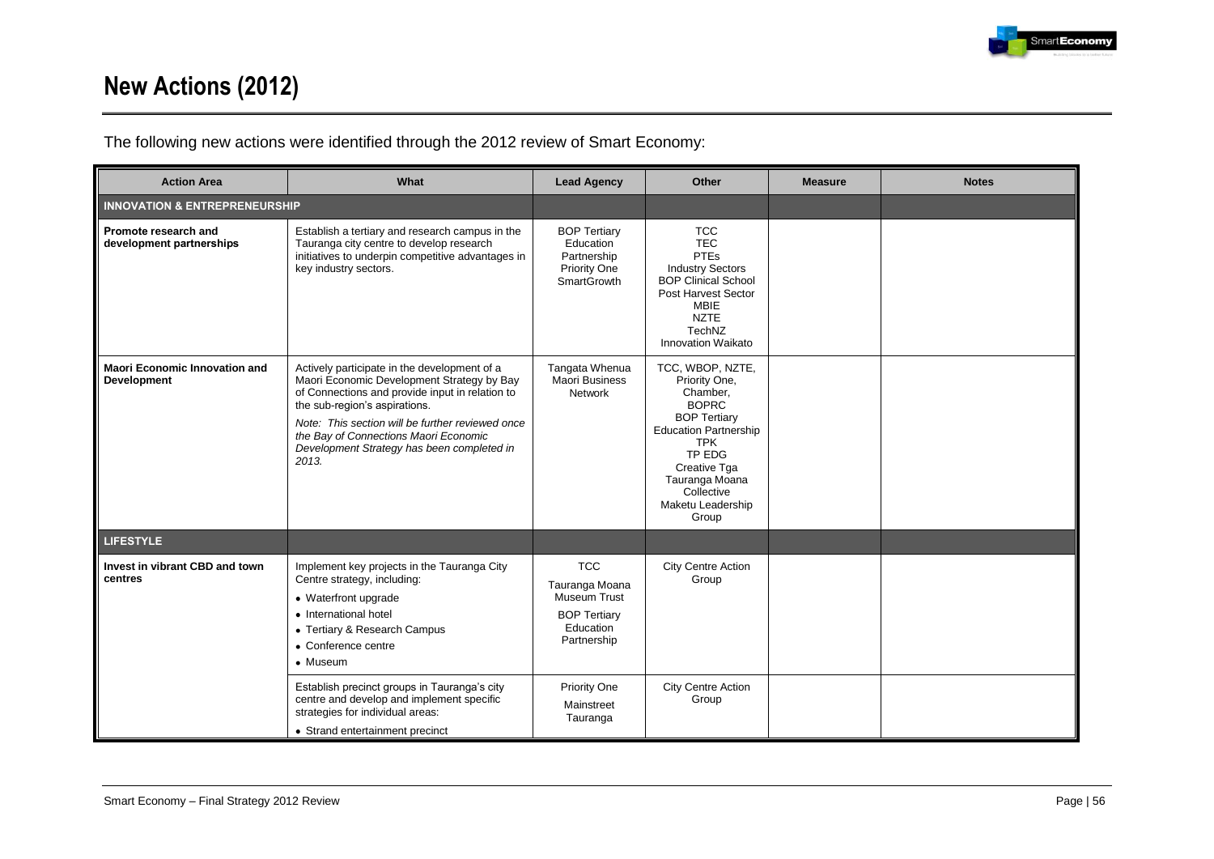# New Actions (2012)

The following new actions were identified through the 2012 review of Smart Economy:

| Action Area | What | Lead Agency | Other | Measure | Notes |
|---|---|---|---|---|---|
| **INNOVATION & ENTREPRENEURSHIP** | | | | | |
| **Promote research and development partnerships** | Establish a tertiary and research campus in the Tauranga city centre to develop research initiatives to underpin competitive advantages in key industry sectors. | BOP Tertiary Education Partnership<br>Priority One<br>SmartGrowth | TCC<br>TEC<br>PTEs<br>Industry Sectors<br>BOP Clinical School<br>Post Harvest Sector<br>MBIE<br>NZTE<br>TechNZ<br>Innovation Waikato | | |
| **Maori Economic Innovation and Development** | Actively participate in the development of a Maori Economic Development Strategy by Bay of Connections and provide input in relation to the sub-region's aspirations.<br>*Note: This section will be further reviewed once the Bay of Connections Maori Economic Development Strategy has been completed in 2013.* | Tangata Whenua Maori Business Network | TCC, WBOP, NZTE, Priority One, Chamber, BOPRC<br>BOP Tertiary Education Partnership<br>TPK<br>TP EDG<br>Creative Tga<br>Tauranga Moana Collective<br>Maketu Leadership Group | | |
| **LIFESTYLE** | | | | | |
| **Invest in vibrant CBD and town centres** | Implement key projects in the Tauranga City Centre strategy, including:<br>• Waterfront upgrade<br>• International hotel<br>• Tertiary & Research Campus<br>• Conference centre<br>• Museum | TCC<br>Tauranga Moana Museum Trust<br>BOP Tertiary Education Partnership | City Centre Action Group | | |
| | Establish precinct groups in Tauranga's city centre and develop and implement specific strategies for individual areas:<br>• Strand entertainment precinct | Priority One<br>Mainstreet Tauranga | City Centre Action Group | | |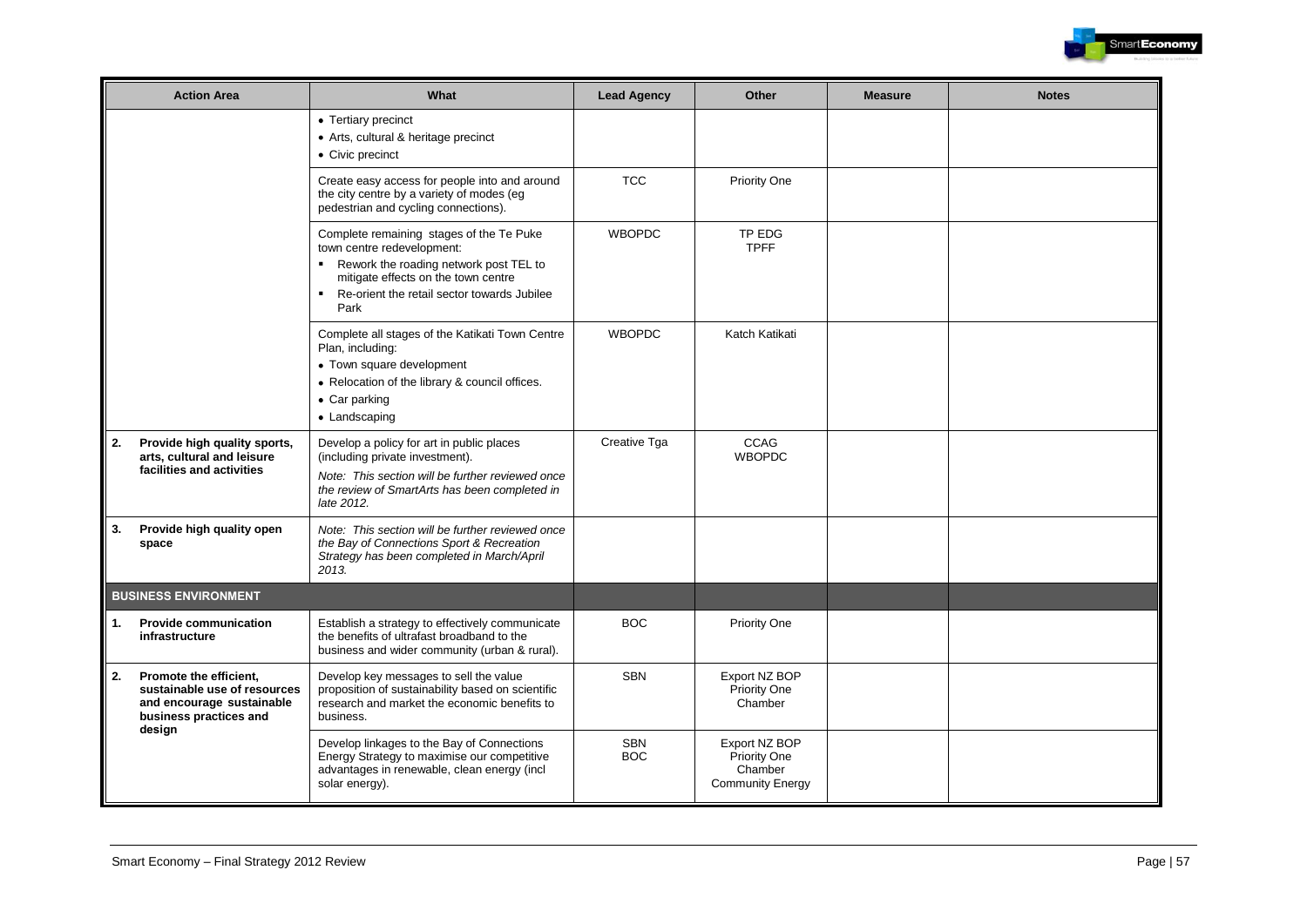| Action Area | What | Lead Agency | Other | Measure | Notes |
|---|---|---|---|---|---|
| | • Tertiary precinct<br>• Arts, cultural & heritage precinct<br>• Civic precinct | | | | |
| | Create easy access for people into and around the city centre by a variety of modes (eg pedestrian and cycling connections). | TCC | Priority One | | |
| | Complete remaining stages of the Te Puke town centre redevelopment:<br>▪ Rework the roading network post TEL to mitigate effects on the town centre<br>▪ Re-orient the retail sector towards Jubilee Park | WBOPDC | TP EDG<br>TPFF | | |
| | Complete all stages of the Katikati Town Centre Plan, including:<br>• Town square development<br>• Relocation of the library & council offices.<br>• Car parking<br>• Landscaping | WBOPDC | Katch Katikati | | |
| **2. Provide high quality sports, arts, cultural and leisure facilities and activities** | Develop a policy for art in public places (including private investment).<br>*Note: This section will be further reviewed once the review of SmartArts has been completed in late 2012.* | Creative Tga | CCAG<br>WBOPDC | | |
| **3. Provide high quality open space** | *Note: This section will be further reviewed once the Bay of Connections Sport & Recreation Strategy has been completed in March/April 2013.* | | | | |
| **BUSINESS ENVIRONMENT** | | | | | |
| **1. Provide communication infrastructure** | Establish a strategy to effectively communicate the benefits of ultrafast broadband to the business and wider community (urban & rural). | BOC | Priority One | | |
| **2. Promote the efficient, sustainable use of resources and encourage sustainable business practices and design** | Develop key messages to sell the value proposition of sustainability based on scientific research and market the economic benefits to business. | SBN | Export NZ BOP<br>Priority One<br>Chamber | | |
| | Develop linkages to the Bay of Connections Energy Strategy to maximise our competitive advantages in renewable, clean energy (incl solar energy). | SBN<br>BOC | Export NZ BOP<br>Priority One<br>Chamber<br>Community Energy | | |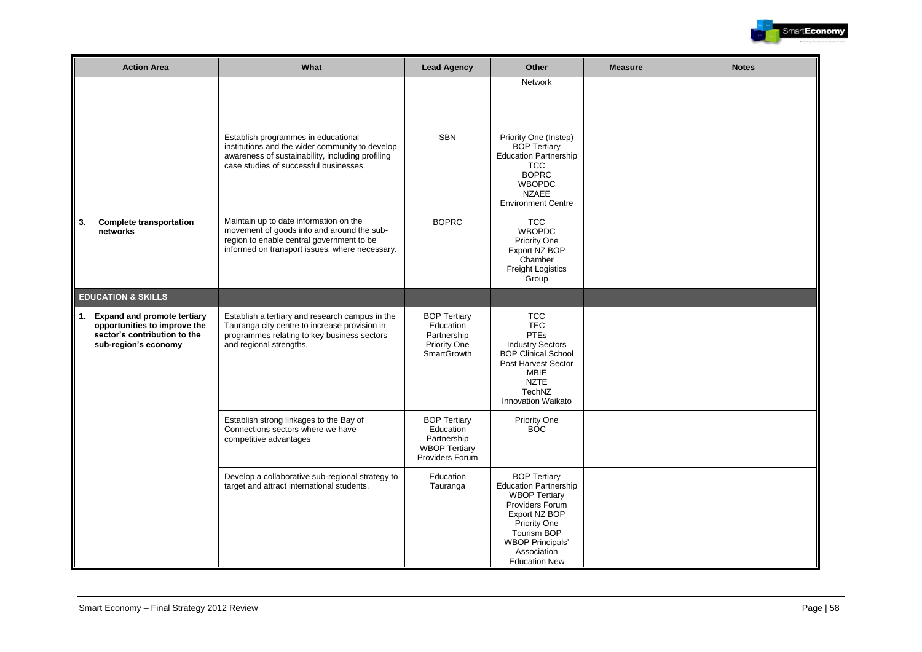| Action Area | What | Lead Agency | Other | Measure | Notes |
|---|---|---|---|---|---|
| | | | Network | | |
| | Establish programmes in educational institutions and the wider community to develop awareness of sustainability, including profiling case studies of successful businesses. | SBN | Priority One (Instep) BOP Tertiary Education Partnership TCC BOPRC WBOPDC NZAEE Environment Centre | | |
| **3. Complete transportation networks** | Maintain up to date information on the movement of goods into and around the sub-region to enable central government to be informed on transport issues, where necessary. | BOPRC | TCC WBOPDC Priority One Export NZ BOP Chamber Freight Logistics Group | | |
| **EDUCATION & SKILLS** | | | | | |
| **1. Expand and promote tertiary opportunities to improve the sector's contribution to the sub-region's economy** | Establish a tertiary and research campus in the Tauranga city centre to increase provision in programmes relating to key business sectors and regional strengths. | BOP Tertiary Education Partnership Priority One SmartGrowth | TCC TEC PTEs Industry Sectors BOP Clinical School Post Harvest Sector MBIE NZTE TechNZ Innovation Waikato | | |
| | Establish strong linkages to the Bay of Connections sectors where we have competitive advantages | BOP Tertiary Education Partnership WBOP Tertiary Providers Forum | Priority One BOC | | |
| | Develop a collaborative sub-regional strategy to target and attract international students. | Education Tauranga | BOP Tertiary Education Partnership WBOP Tertiary Providers Forum Export NZ BOP Priority One Tourism BOP WBOP Principals' Association Education New | | |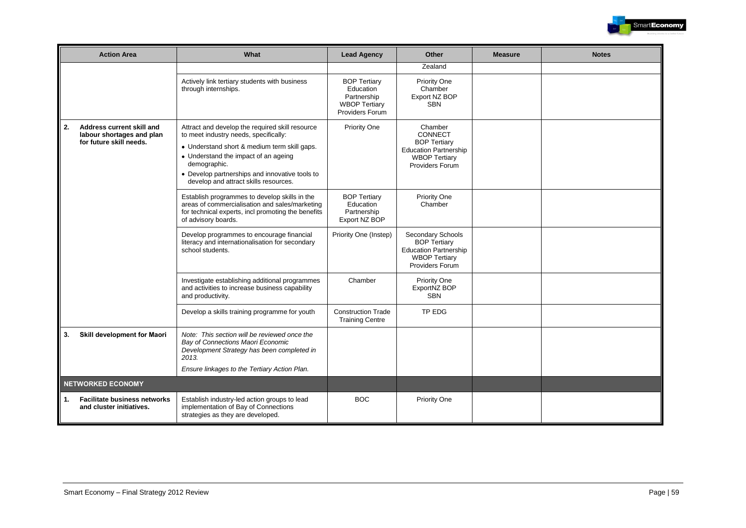| Action Area | What | Lead Agency | Other | Measure | Notes |
|---|---|---|---|---|---|
| | | | Zealand | | |
| | Actively link tertiary students with business through internships. | BOP Tertiary Education Partnership<br>WBOP Tertiary Providers Forum | Priority One<br>Chamber<br>Export NZ BOP<br>SBN | | |
| **2. Address current skill and labour shortages and plan for future skill needs.** | Attract and develop the required skill resource to meet industry needs, specifically:<br>• Understand short & medium term skill gaps.<br>• Understand the impact of an ageing demographic.<br>• Develop partnerships and innovative tools to develop and attract skills resources. | Priority One | Chamber<br>CONNECT<br>BOP Tertiary Education Partnership<br>WBOP Tertiary Providers Forum | | |
| | Establish programmes to develop skills in the areas of commercialisation and sales/marketing for technical experts, incl promoting the benefits of advisory boards. | BOP Tertiary Education Partnership<br>Export NZ BOP | Priority One<br>Chamber | | |
| | Develop programmes to encourage financial literacy and internationalisation for secondary school students. | Priority One (Instep) | Secondary Schools<br>BOP Tertiary Education Partnership<br>WBOP Tertiary Providers Forum | | |
| | Investigate establishing additional programmes and activities to increase business capability and productivity. | Chamber | Priority One<br>ExportNZ BOP<br>SBN | | |
| | Develop a skills training programme for youth | Construction Trade Training Centre | TP EDG | | |
| **3. Skill development for Maori** | *Note: This section will be reviewed once the Bay of Connections Maori Economic Development Strategy has been completed in 2013.*<br>*Ensure linkages to the Tertiary Action Plan.* | | | | |
| **NETWORKED ECONOMY** | | | | | |
| **1. Facilitate business networks and cluster initiatives.** | Establish industry-led action groups to lead implementation of Bay of Connections strategies as they are developed. | BOC | Priority One | | |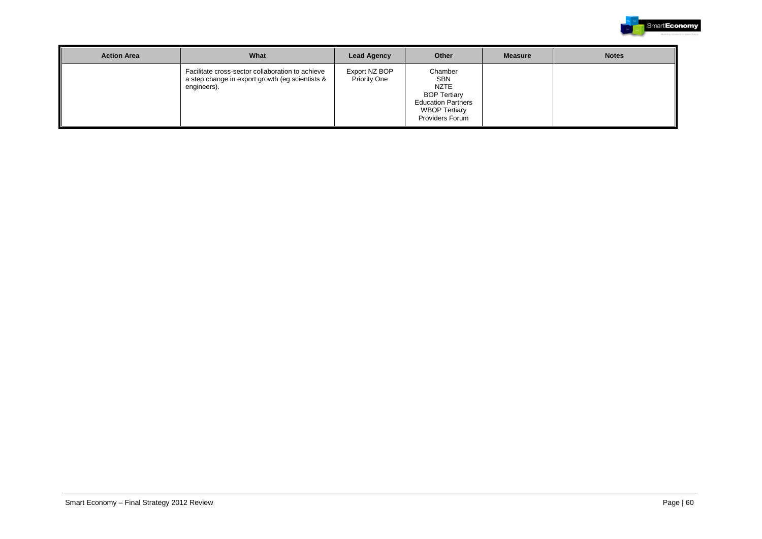| Action Area | What | Lead Agency | Other | Measure | Notes |
|---|---|---|---|---|---|
| | Facilitate cross-sector collaboration to achieve a step change in export growth (eg scientists & engineers). | Export NZ BOP<br>Priority One | Chamber<br>SBN<br>NZTE<br>BOP Tertiary Education Partners<br>WBOP Tertiary Providers Forum | | |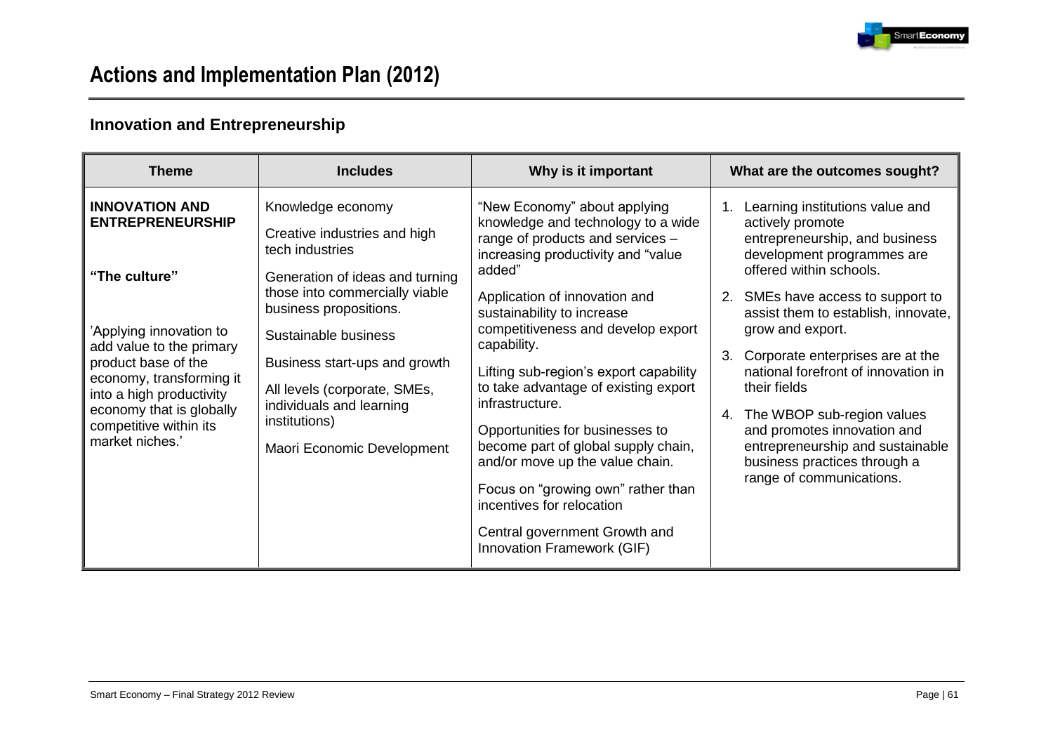# Actions and Implementation Plan (2012)

## Innovation and Entrepreneurship

| Theme | Includes | Why is it important | What are the outcomes sought? |
|---|---|---|---|
| **INNOVATION AND ENTREPRENEURSHIP**<br><br>**"The culture"**<br><br>'Applying innovation to add value to the primary product base of the economy, transforming it into a high productivity economy that is globally competitive within its market niches.' | Knowledge economy<br><br>Creative industries and high tech industries<br><br>Generation of ideas and turning those into commercially viable business propositions.<br><br>Sustainable business<br><br>Business start-ups and growth<br><br>All levels (corporate, SMEs, individuals and learning institutions)<br><br>Maori Economic Development | "New Economy" about applying knowledge and technology to a wide range of products and services – increasing productivity and "value added"<br><br>Application of innovation and sustainability to increase competitiveness and develop export capability.<br><br>Lifting sub-region's export capability to take advantage of existing export infrastructure.<br><br>Opportunities for businesses to become part of global supply chain, and/or move up the value chain.<br><br>Focus on "growing own" rather than incentives for relocation<br><br>Central government Growth and Innovation Framework (GIF) | 1. Learning institutions value and actively promote entrepreneurship, and business development programmes are offered within schools.<br><br>2. SMEs have access to support to assist them to establish, innovate, grow and export.<br><br>3. Corporate enterprises are at the national forefront of innovation in their fields<br><br>4. The WBOP sub-region values and promotes innovation and entrepreneurship and sustainable business practices through a range of communications. |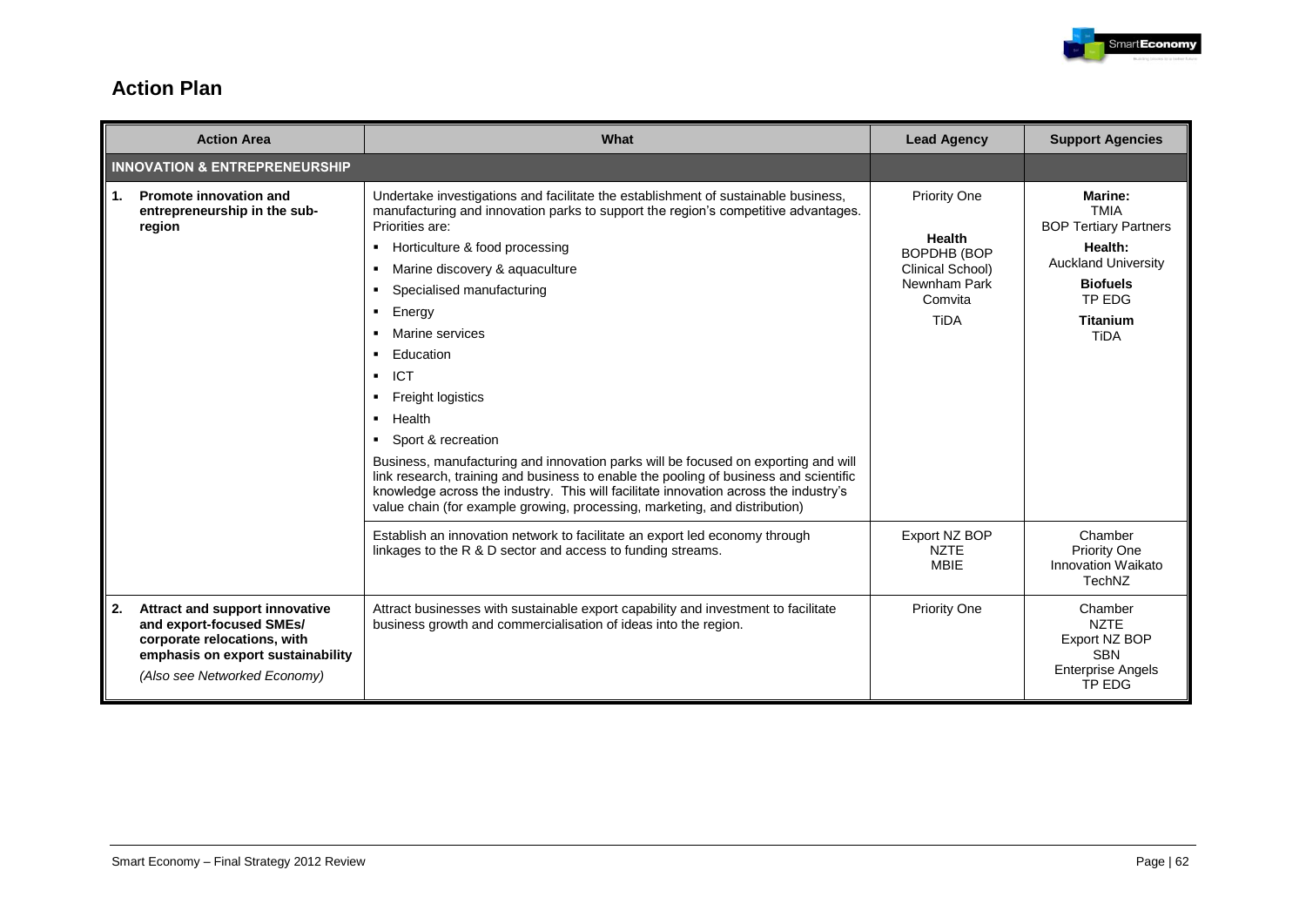## Action Plan

| Action Area | What | Lead Agency | Support Agencies |
|---|---|---|---|
| **INNOVATION & ENTREPRENEURSHIP** | | | |
| **1. Promote innovation and entrepreneurship in the sub-region** | Undertake investigations and facilitate the establishment of sustainable business, manufacturing and innovation parks to support the region's competitive advantages. Priorities are:<br>▪ Horticulture & food processing<br>▪ Marine discovery & aquaculture<br>▪ Specialised manufacturing<br>▪ Energy<br>▪ Marine services<br>▪ Education<br>▪ ICT<br>▪ Freight logistics<br>▪ Health<br>▪ Sport & recreation<br>Business, manufacturing and innovation parks will be focused on exporting and will link research, training and business to enable the pooling of business and scientific knowledge across the industry. This will facilitate innovation across the industry's value chain (for example growing, processing, marketing, and distribution) | Priority One<br><br>**Health**<br>BOPDHB (BOP Clinical School)<br>Newnham Park<br>Comvita<br>TiDA | **Marine:**<br>TMIA<br>BOP Tertiary Partners<br>**Health:**<br>Auckland University<br>**Biofuels**<br>TP EDG<br>**Titanium**<br>TiDA |
| | Establish an innovation network to facilitate an export led economy through linkages to the R & D sector and access to funding streams. | Export NZ BOP<br>NZTE<br>MBIE | Chamber<br>Priority One<br>Innovation Waikato<br>TechNZ |
| **2. Attract and support innovative and export-focused SMEs/ corporate relocations, with emphasis on export sustainability**<br>*(Also see Networked Economy)* | Attract businesses with sustainable export capability and investment to facilitate business growth and commercialisation of ideas into the region. | Priority One | Chamber<br>NZTE<br>Export NZ BOP<br>SBN<br>Enterprise Angels<br>TP EDG |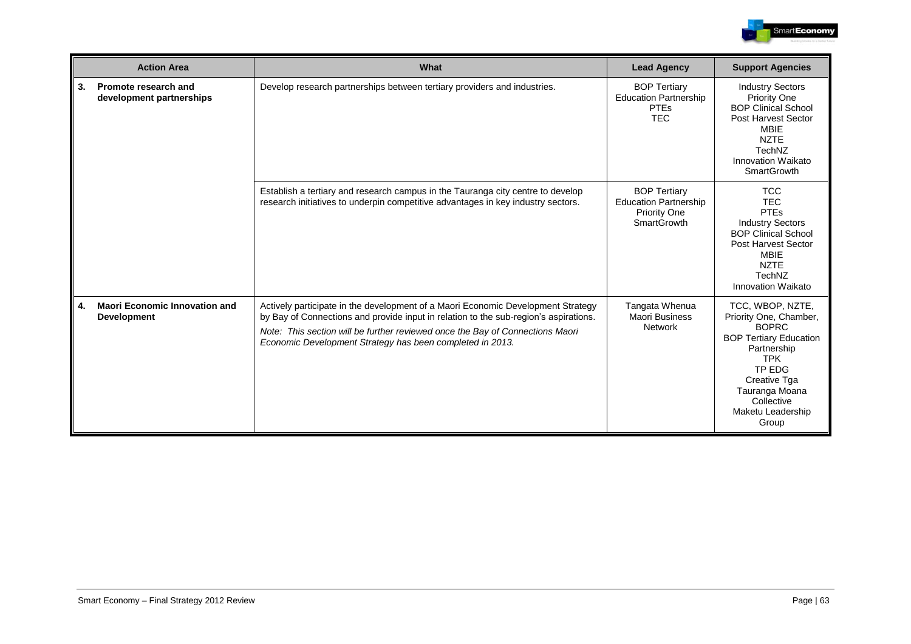| Action Area | What | Lead Agency | Support Agencies |
|---|---|---|---|
| **3. Promote research and development partnerships** | Develop research partnerships between tertiary providers and industries. | BOP Tertiary Education Partnership<br>PTEs<br>TEC | Industry Sectors<br>Priority One<br>BOP Clinical School<br>Post Harvest Sector<br>MBIE<br>NZTE<br>TechNZ<br>Innovation Waikato<br>SmartGrowth |
| | Establish a tertiary and research campus in the Tauranga city centre to develop research initiatives to underpin competitive advantages in key industry sectors. | BOP Tertiary Education Partnership<br>Priority One<br>SmartGrowth | TCC<br>TEC<br>PTEs<br>Industry Sectors<br>BOP Clinical School<br>Post Harvest Sector<br>MBIE<br>NZTE<br>TechNZ<br>Innovation Waikato |
| **4. Maori Economic Innovation and Development** | Actively participate in the development of a Maori Economic Development Strategy by Bay of Connections and provide input in relation to the sub-region's aspirations.<br>*Note: This section will be further reviewed once the Bay of Connections Maori Economic Development Strategy has been completed in 2013.* | Tangata Whenua<br>Maori Business Network | TCC, WBOP, NZTE, Priority One, Chamber, BOPRC<br>BOP Tertiary Education Partnership<br>TPK<br>TP EDG<br>Creative Tga<br>Tauranga Moana Collective<br>Maketu Leadership Group |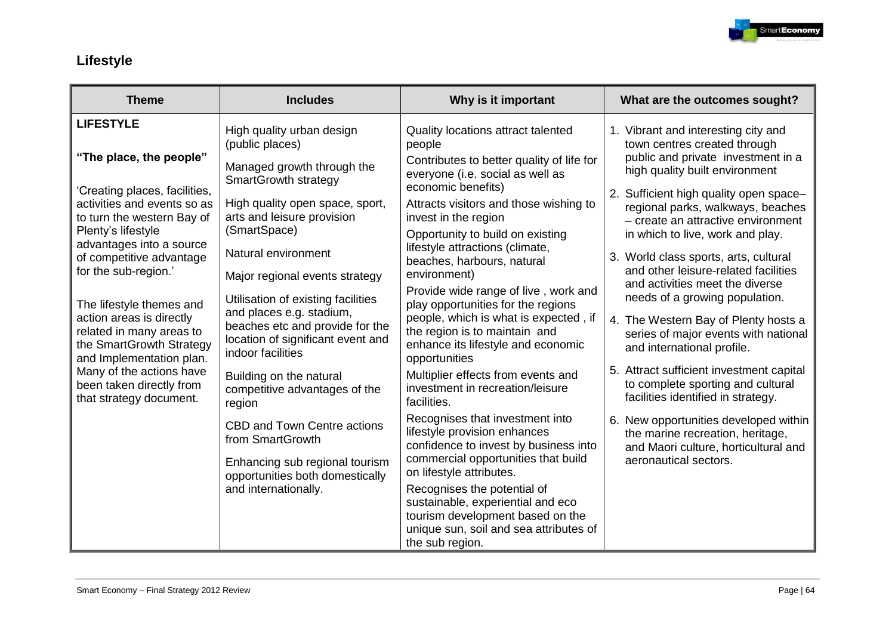## Lifestyle

| Theme | Includes | Why is it important | What are the outcomes sought? |
|---|---|---|---|
| **LIFESTYLE**<br><br>**"The place, the people"**<br><br>'Creating places, facilities, activities and events so as to turn the western Bay of Plenty's lifestyle advantages into a source of competitive advantage for the sub-region.'<br><br>The lifestyle themes and action areas is directly related in many areas to the SmartGrowth Strategy and Implementation plan. Many of the actions have been taken directly from that strategy document. | High quality urban design (public places)<br><br>Managed growth through the SmartGrowth strategy<br><br>High quality open space, sport, arts and leisure provision (SmartSpace)<br><br>Natural environment<br><br>Major regional events strategy<br><br>Utilisation of existing facilities and places e.g. stadium, beaches etc and provide for the location of significant event and indoor facilities<br><br>Building on the natural competitive advantages of the region<br><br>CBD and Town Centre actions from SmartGrowth<br><br>Enhancing sub regional tourism opportunities both domestically and internationally. | Quality locations attract talented people<br><br>Contributes to better quality of life for everyone (i.e. social as well as economic benefits)<br><br>Attracts visitors and those wishing to invest in the region<br><br>Opportunity to build on existing lifestyle attractions (climate, beaches, harbours, natural environment)<br><br>Provide wide range of live , work and play opportunities for the regions people, which is what is expected , if the region is to maintain and enhance its lifestyle and economic opportunities<br><br>Multiplier effects from events and investment in recreation/leisure facilities.<br><br>Recognises that investment into lifestyle provision enhances confidence to invest by business into commercial opportunities that build on lifestyle attributes.<br><br>Recognises the potential of sustainable, experiential and eco tourism development based on the unique sun, soil and sea attributes of the sub region. | 1. Vibrant and interesting city and town centres created through public and private investment in a high quality built environment<br><br>2. Sufficient high quality open space– regional parks, walkways, beaches – create an attractive environment in which to live, work and play.<br><br>3. World class sports, arts, cultural and other leisure-related facilities and activities meet the diverse needs of a growing population.<br><br>4. The Western Bay of Plenty hosts a series of major events with national and international profile.<br><br>5. Attract sufficient investment capital to complete sporting and cultural facilities identified in strategy.<br><br>6. New opportunities developed within the marine recreation, heritage, and Maori culture, horticultural and aeronautical sectors. |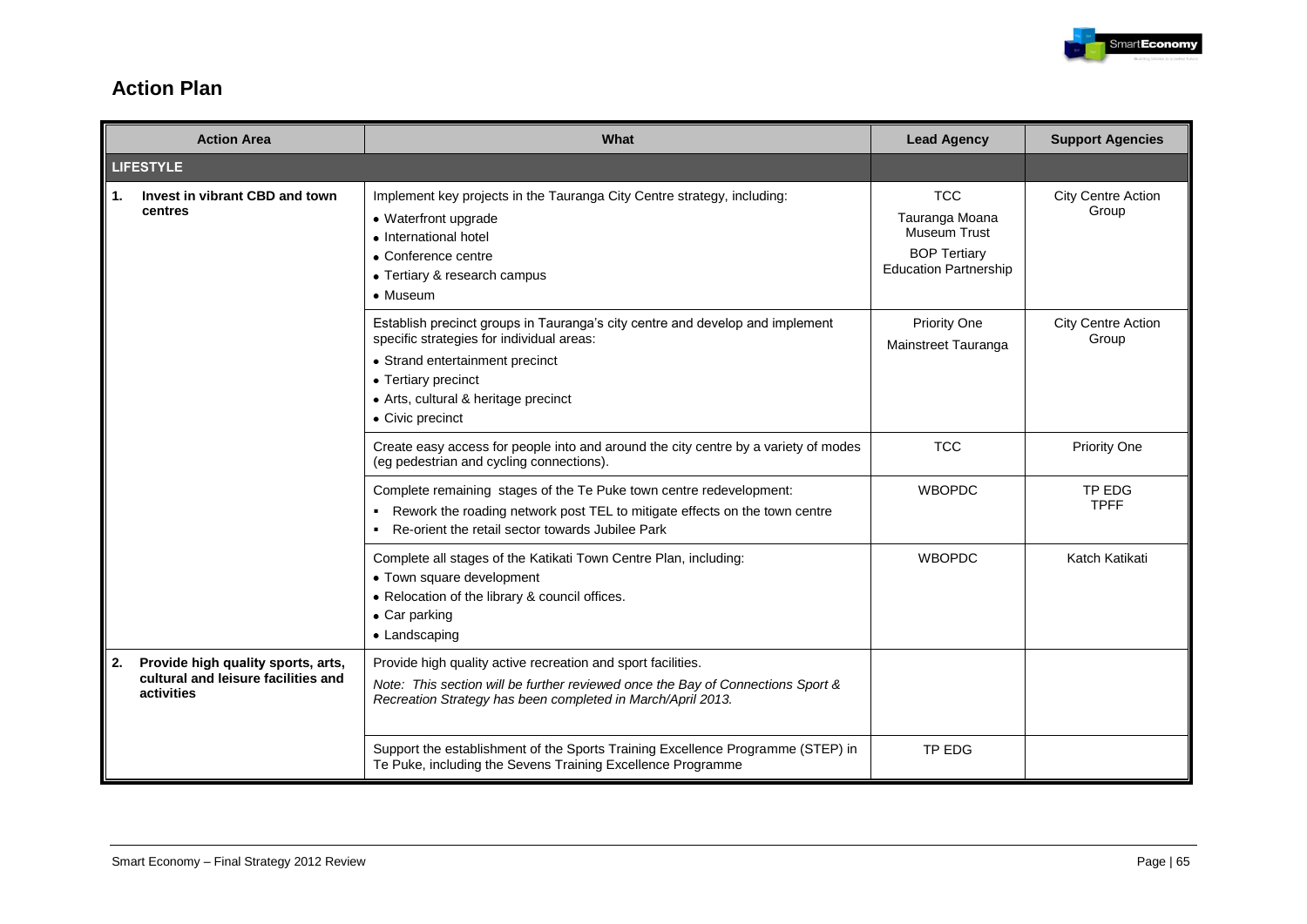## Action Plan

| Action Area | What | Lead Agency | Support Agencies |
|---|---|---|---|
| **LIFESTYLE** | | | |
| **1. Invest in vibrant CBD and town centres** | Implement key projects in the Tauranga City Centre strategy, including:<br>• Waterfront upgrade<br>• International hotel<br>• Conference centre<br>• Tertiary & research campus<br>• Museum | TCC<br>Tauranga Moana Museum Trust<br>BOP Tertiary Education Partnership | City Centre Action Group |
| | Establish precinct groups in Tauranga's city centre and develop and implement specific strategies for individual areas:<br>• Strand entertainment precinct<br>• Tertiary precinct<br>• Arts, cultural & heritage precinct<br>• Civic precinct | Priority One<br>Mainstreet Tauranga | City Centre Action Group |
| | Create easy access for people into and around the city centre by a variety of modes (eg pedestrian and cycling connections). | TCC | Priority One |
| | Complete remaining stages of the Te Puke town centre redevelopment:<br>▪ Rework the roading network post TEL to mitigate effects on the town centre<br>▪ Re-orient the retail sector towards Jubilee Park | WBOPDC | TP EDG<br>TPFF |
| | Complete all stages of the Katikati Town Centre Plan, including:<br>• Town square development<br>• Relocation of the library & council offices.<br>• Car parking<br>• Landscaping | WBOPDC | Katch Katikati |
| **2. Provide high quality sports, arts, cultural and leisure facilities and activities** | Provide high quality active recreation and sport facilities.<br>*Note: This section will be further reviewed once the Bay of Connections Sport & Recreation Strategy has been completed in March/April 2013.* | | |
| | Support the establishment of the Sports Training Excellence Programme (STEP) in Te Puke, including the Sevens Training Excellence Programme | TP EDG | |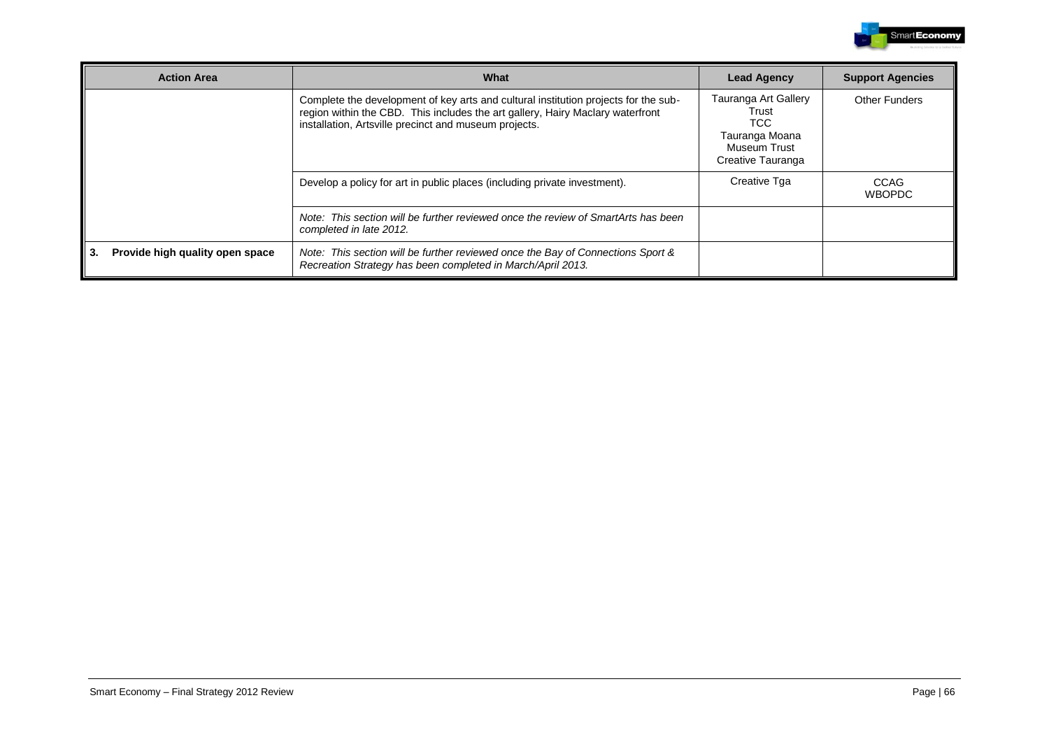| Action Area | What | Lead Agency | Support Agencies |
|---|---|---|---|
| | Complete the development of key arts and cultural institution projects for the sub-region within the CBD. This includes the art gallery, Hairy Maclary waterfront installation, Artsville precinct and museum projects. | Tauranga Art Gallery Trust<br>TCC<br>Tauranga Moana Museum Trust<br>Creative Tauranga | Other Funders |
| | Develop a policy for art in public places (including private investment). | Creative Tga | CCAG<br>WBOPDC |
| | *Note: This section will be further reviewed once the review of SmartArts has been completed in late 2012.* | | |
| **3. Provide high quality open space** | *Note: This section will be further reviewed once the Bay of Connections Sport & Recreation Strategy has been completed in March/April 2013.* | | |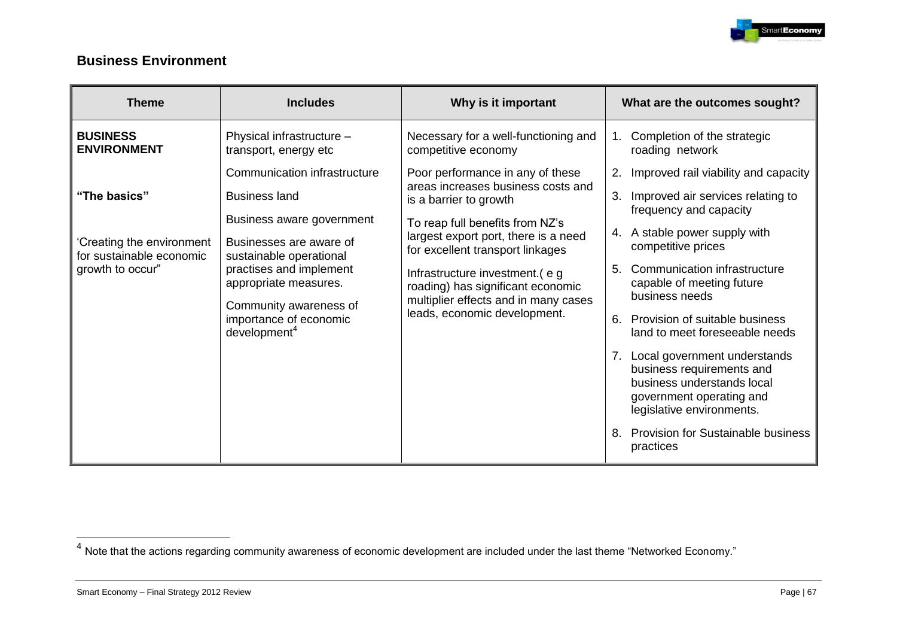## Business Environment

| Theme | Includes | Why is it important | What are the outcomes sought? |
|---|---|---|---|
| **BUSINESS ENVIRONMENT**<br><br>**"The basics"**<br><br>'Creating the environment for sustainable economic growth to occur" | Physical infrastructure – transport, energy etc<br><br>Communication infrastructure<br><br>Business land<br><br>Business aware government<br><br>Businesses are aware of sustainable operational practises and implement appropriate measures.<br><br>Community awareness of importance of economic development[4] | Necessary for a well-functioning and competitive economy<br><br>Poor performance in any of these areas increases business costs and is a barrier to growth<br><br>To reap full benefits from NZ's largest export port, there is a need for excellent transport linkages<br><br>Infrastructure investment.( e g roading) has significant economic multiplier effects and in many cases leads, economic development. | 1. Completion of the strategic roading network<br>2. Improved rail viability and capacity<br>3. Improved air services relating to frequency and capacity<br>4. A stable power supply with competitive prices<br>5. Communication infrastructure capable of meeting future business needs<br>6. Provision of suitable business land to meet foreseeable needs<br>7. Local government understands business requirements and business understands local government operating and legislative environments.<br>8. Provision for Sustainable business practices |

[4] Note that the actions regarding community awareness of economic development are included under the last theme "Networked Economy."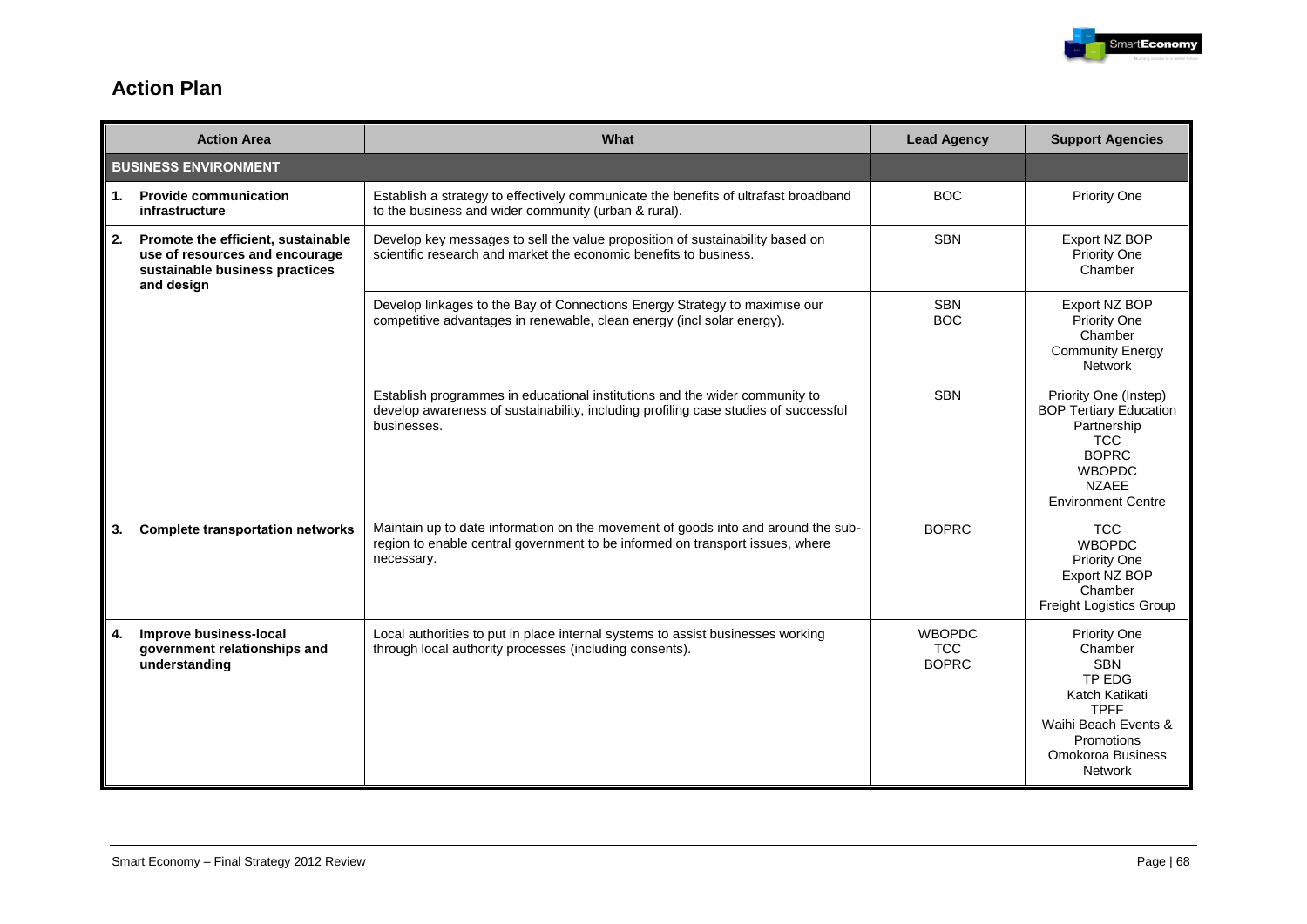## Action Plan

| Action Area | What | Lead Agency | Support Agencies |
|---|---|---|---|
| **BUSINESS ENVIRONMENT** | | | |
| **1. Provide communication infrastructure** | Establish a strategy to effectively communicate the benefits of ultrafast broadband to the business and wider community (urban & rural). | BOC | Priority One |
| **2. Promote the efficient, sustainable use of resources and encourage sustainable business practices and design** | Develop key messages to sell the value proposition of sustainability based on scientific research and market the economic benefits to business. | SBN | Export NZ BOP<br>Priority One<br>Chamber |
| | Develop linkages to the Bay of Connections Energy Strategy to maximise our competitive advantages in renewable, clean energy (incl solar energy). | SBN<br>BOC | Export NZ BOP<br>Priority One<br>Chamber<br>Community Energy Network |
| | Establish programmes in educational institutions and the wider community to develop awareness of sustainability, including profiling case studies of successful businesses. | SBN | Priority One (Instep)<br>BOP Tertiary Education Partnership<br>TCC<br>BOPRC<br>WBOPDC<br>NZAEE<br>Environment Centre |
| **3. Complete transportation networks** | Maintain up to date information on the movement of goods into and around the sub-region to enable central government to be informed on transport issues, where necessary. | BOPRC | TCC<br>WBOPDC<br>Priority One<br>Export NZ BOP<br>Chamber<br>Freight Logistics Group |
| **4. Improve business-local government relationships and understanding** | Local authorities to put in place internal systems to assist businesses working through local authority processes (including consents). | WBOPDC<br>TCC<br>BOPRC | Priority One<br>Chamber<br>SBN<br>TP EDG<br>Katch Katikati<br>TPFF<br>Waihi Beach Events & Promotions<br>Omokoroa Business Network |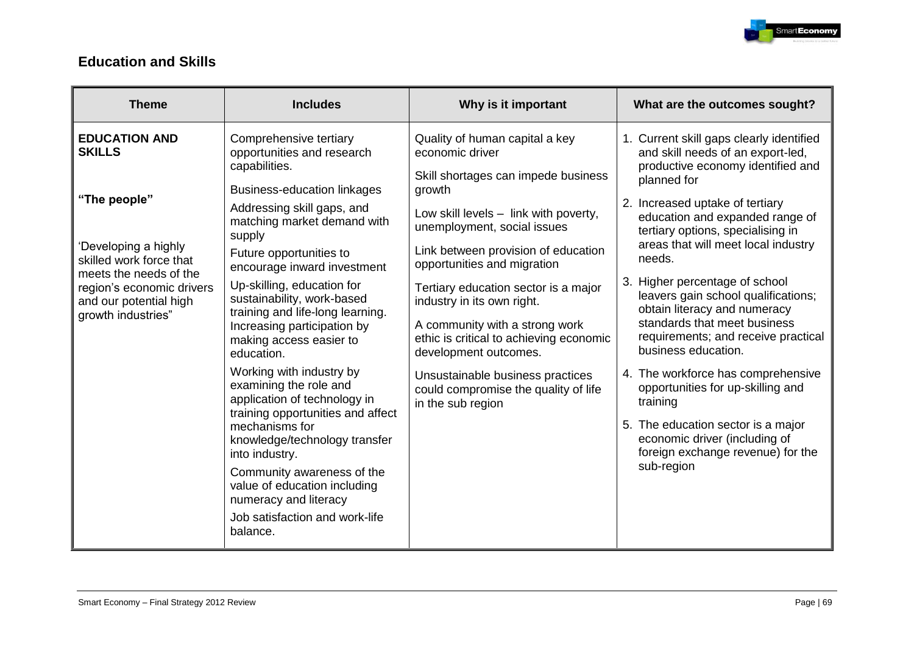## Education and Skills

| Theme | Includes | Why is it important | What are the outcomes sought? |
|---|---|---|---|
| **EDUCATION AND SKILLS**<br><br>**"The people"**<br><br>'Developing a highly skilled work force that meets the needs of the region's economic drivers and our potential high growth industries" | Comprehensive tertiary opportunities and research capabilities.<br>Business-education linkages<br>Addressing skill gaps, and matching market demand with supply<br>Future opportunities to encourage inward investment<br>Up-skilling, education for sustainability, work-based training and life-long learning. Increasing participation by making access easier to education.<br>Working with industry by examining the role and application of technology in training opportunities and affect mechanisms for knowledge/technology transfer into industry.<br>Community awareness of the value of education including numeracy and literacy<br>Job satisfaction and work-life balance. | Quality of human capital a key economic driver<br>Skill shortages can impede business growth<br>Low skill levels – link with poverty, unemployment, social issues<br>Link between provision of education opportunities and migration<br>Tertiary education sector is a major industry in its own right.<br>A community with a strong work ethic is critical to achieving economic development outcomes.<br>Unsustainable business practices could compromise the quality of life in the sub region | 1. Current skill gaps clearly identified and skill needs of an export-led, productive economy identified and planned for<br>2. Increased uptake of tertiary education and expanded range of tertiary options, specialising in areas that will meet local industry needs.<br>3. Higher percentage of school leavers gain school qualifications; obtain literacy and numeracy standards that meet business requirements; and receive practical business education.<br>4. The workforce has comprehensive opportunities for up-skilling and training<br>5. The education sector is a major economic driver (including of foreign exchange revenue) for the sub-region |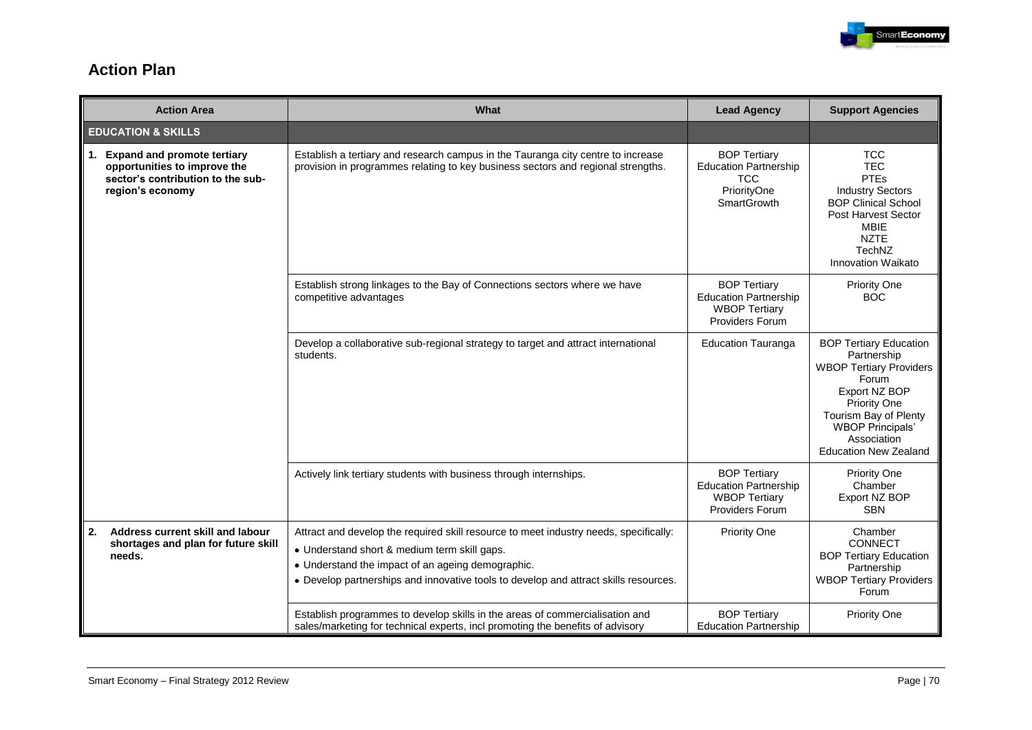## Action Plan

| Action Area | What | Lead Agency | Support Agencies |
|---|---|---|---|
| **EDUCATION & SKILLS** | | | |
| **1. Expand and promote tertiary opportunities to improve the sector's contribution to the sub-region's economy** | Establish a tertiary and research campus in the Tauranga city centre to increase provision in programmes relating to key business sectors and regional strengths. | BOP Tertiary Education Partnership<br>TCC<br>PriorityOne<br>SmartGrowth | TCC<br>TEC<br>PTEs<br>Industry Sectors<br>BOP Clinical School<br>Post Harvest Sector<br>MBIE<br>NZTE<br>TechNZ<br>Innovation Waikato |
| | Establish strong linkages to the Bay of Connections sectors where we have competitive advantages | BOP Tertiary Education Partnership<br>WBOP Tertiary Providers Forum | Priority One<br>BOC |
| | Develop a collaborative sub-regional strategy to target and attract international students. | Education Tauranga | BOP Tertiary Education Partnership<br>WBOP Tertiary Providers Forum<br>Export NZ BOP<br>Priority One<br>Tourism Bay of Plenty<br>WBOP Principals' Association<br>Education New Zealand |
| | Actively link tertiary students with business through internships. | BOP Tertiary Education Partnership<br>WBOP Tertiary Providers Forum | Priority One<br>Chamber<br>Export NZ BOP<br>SBN |
| **2. Address current skill and labour shortages and plan for future skill needs.** | Attract and develop the required skill resource to meet industry needs, specifically:<br>• Understand short & medium term skill gaps.<br>• Understand the impact of an ageing demographic.<br>• Develop partnerships and innovative tools to develop and attract skills resources. | Priority One | Chamber<br>CONNECT<br>BOP Tertiary Education Partnership<br>WBOP Tertiary Providers Forum |
| | Establish programmes to develop skills in the areas of commercialisation and sales/marketing for technical experts, incl promoting the benefits of advisory | BOP Tertiary Education Partnership | Priority One |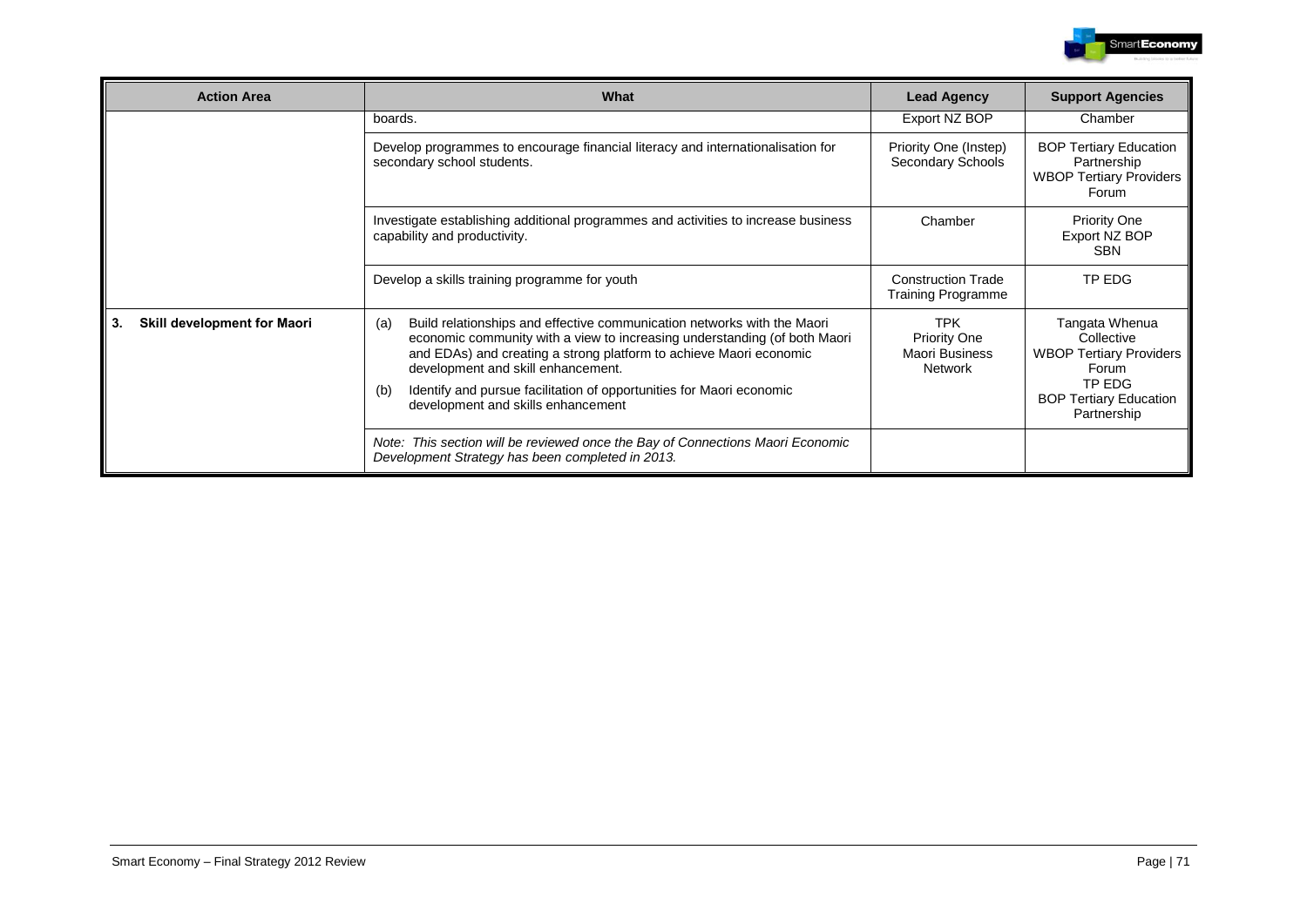| Action Area | What | Lead Agency | Support Agencies |
|---|---|---|---|
| | boards. | Export NZ BOP | Chamber |
| | Develop programmes to encourage financial literacy and internationalisation for secondary school students. | Priority One (Instep)<br>Secondary Schools | BOP Tertiary Education Partnership<br>WBOP Tertiary Providers Forum |
| | Investigate establishing additional programmes and activities to increase business capability and productivity. | Chamber | Priority One<br>Export NZ BOP<br>SBN |
| | Develop a skills training programme for youth | Construction Trade Training Programme | TP EDG |
| **3. Skill development for Maori** | (a) Build relationships and effective communication networks with the Maori economic community with a view to increasing understanding (of both Maori and EDAs) and creating a strong platform to achieve Maori economic development and skill enhancement.<br>(b) Identify and pursue facilitation of opportunities for Maori economic development and skills enhancement | TPK<br>Priority One<br>Maori Business Network | Tangata Whenua Collective<br>WBOP Tertiary Providers Forum<br>TP EDG<br>BOP Tertiary Education Partnership |
| | *Note: This section will be reviewed once the Bay of Connections Maori Economic Development Strategy has been completed in 2013.* | | |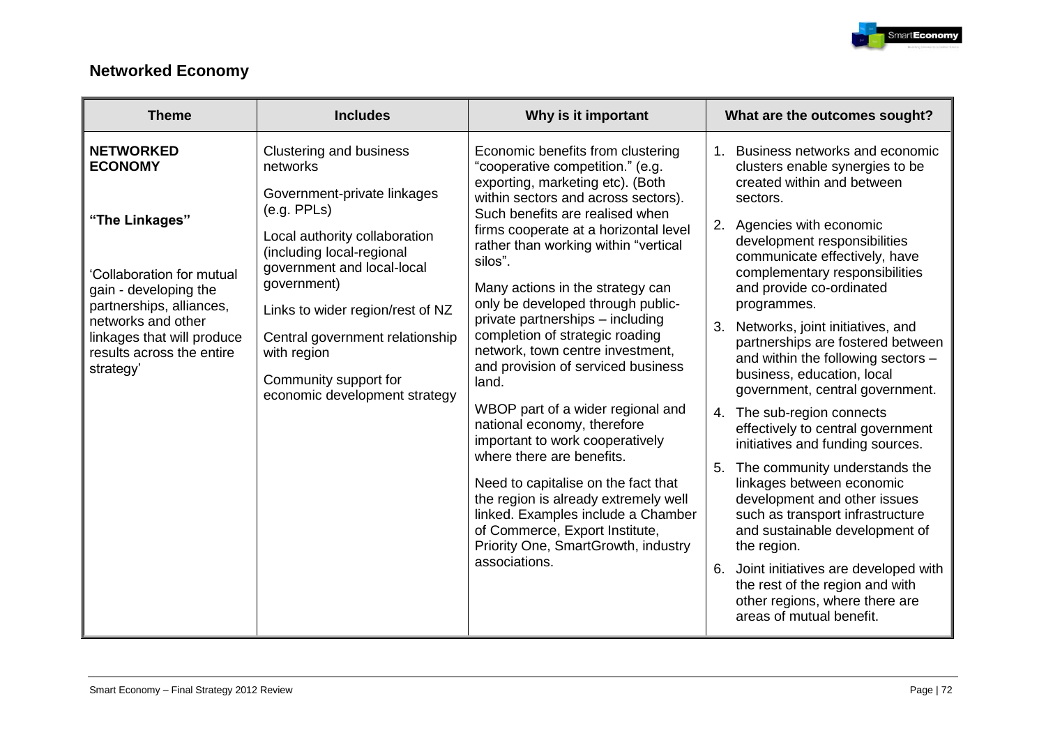## Networked Economy

| Theme | Includes | Why is it important | What are the outcomes sought? |
|---|---|---|---|
| **NETWORKED ECONOMY**<br><br>**"The Linkages"**<br><br>'Collaboration for mutual gain - developing the partnerships, alliances, networks and other linkages that will produce results across the entire strategy' | Clustering and business networks<br><br>Government-private linkages (e.g. PPLs)<br><br>Local authority collaboration (including local-regional government and local-local government)<br><br>Links to wider region/rest of NZ<br><br>Central government relationship with region<br><br>Community support for economic development strategy | Economic benefits from clustering "cooperative competition." (e.g. exporting, marketing etc). (Both within sectors and across sectors). Such benefits are realised when firms cooperate at a horizontal level rather than working within "vertical silos".<br><br>Many actions in the strategy can only be developed through public-private partnerships – including completion of strategic roading network, town centre investment, and provision of serviced business land.<br><br>WBOP part of a wider regional and national economy, therefore important to work cooperatively where there are benefits.<br><br>Need to capitalise on the fact that the region is already extremely well linked. Examples include a Chamber of Commerce, Export Institute, Priority One, SmartGrowth, industry associations. | 1. Business networks and economic clusters enable synergies to be created within and between sectors.<br><br>2. Agencies with economic development responsibilities communicate effectively, have complementary responsibilities and provide co-ordinated programmes.<br><br>3. Networks, joint initiatives, and partnerships are fostered between and within the following sectors – business, education, local government, central government.<br><br>4. The sub-region connects effectively to central government initiatives and funding sources.<br><br>5. The community understands the linkages between economic development and other issues such as transport infrastructure and sustainable development of the region.<br><br>6. Joint initiatives are developed with the rest of the region and with other regions, where there are areas of mutual benefit. |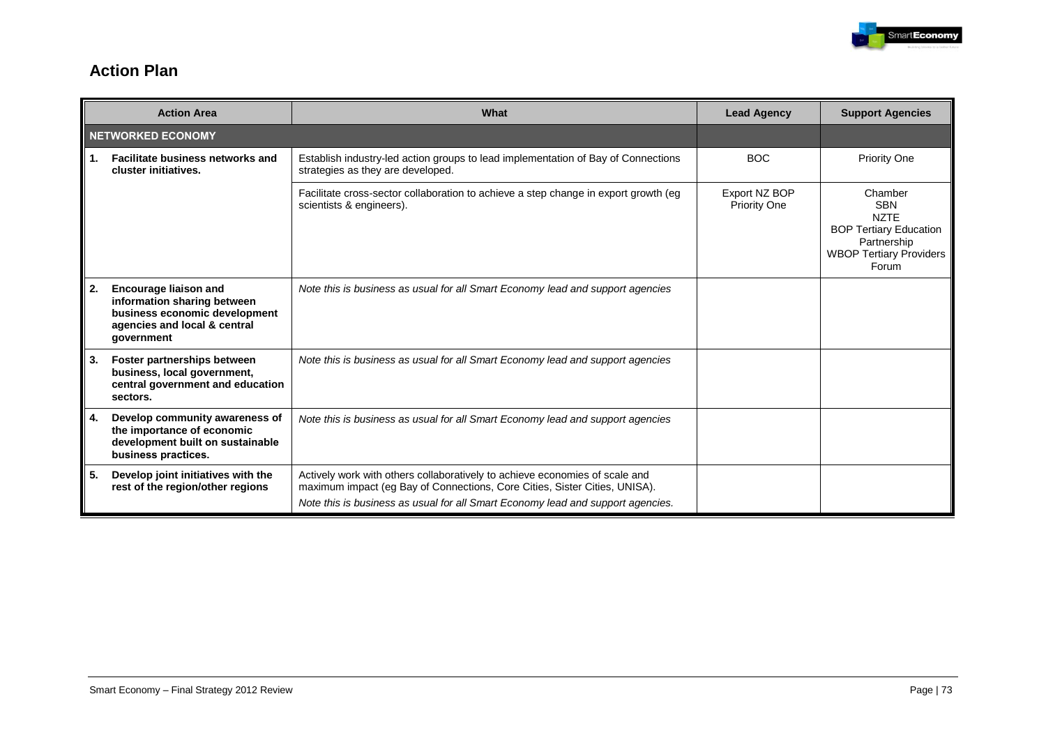## Action Plan

| Action Area | What | Lead Agency | Support Agencies |
|---|---|---|---|
| **NETWORKED ECONOMY** | | | |
| **1. Facilitate business networks and cluster initiatives.** | Establish industry-led action groups to lead implementation of Bay of Connections strategies as they are developed. | BOC | Priority One |
| | Facilitate cross-sector collaboration to achieve a step change in export growth (eg scientists & engineers). | Export NZ BOP<br>Priority One | Chamber<br>SBN<br>NZTE<br>BOP Tertiary Education Partnership<br>WBOP Tertiary Providers Forum |
| **2. Encourage liaison and information sharing between business economic development agencies and local & central government** | *Note this is business as usual for all Smart Economy lead and support agencies* | | |
| **3. Foster partnerships between business, local government, central government and education sectors.** | *Note this is business as usual for all Smart Economy lead and support agencies* | | |
| **4. Develop community awareness of the importance of economic development built on sustainable business practices.** | *Note this is business as usual for all Smart Economy lead and support agencies* | | |
| **5. Develop joint initiatives with the rest of the region/other regions** | Actively work with others collaboratively to achieve economies of scale and maximum impact (eg Bay of Connections, Core Cities, Sister Cities, UNISA).<br>*Note this is business as usual for all Smart Economy lead and support agencies.* | | |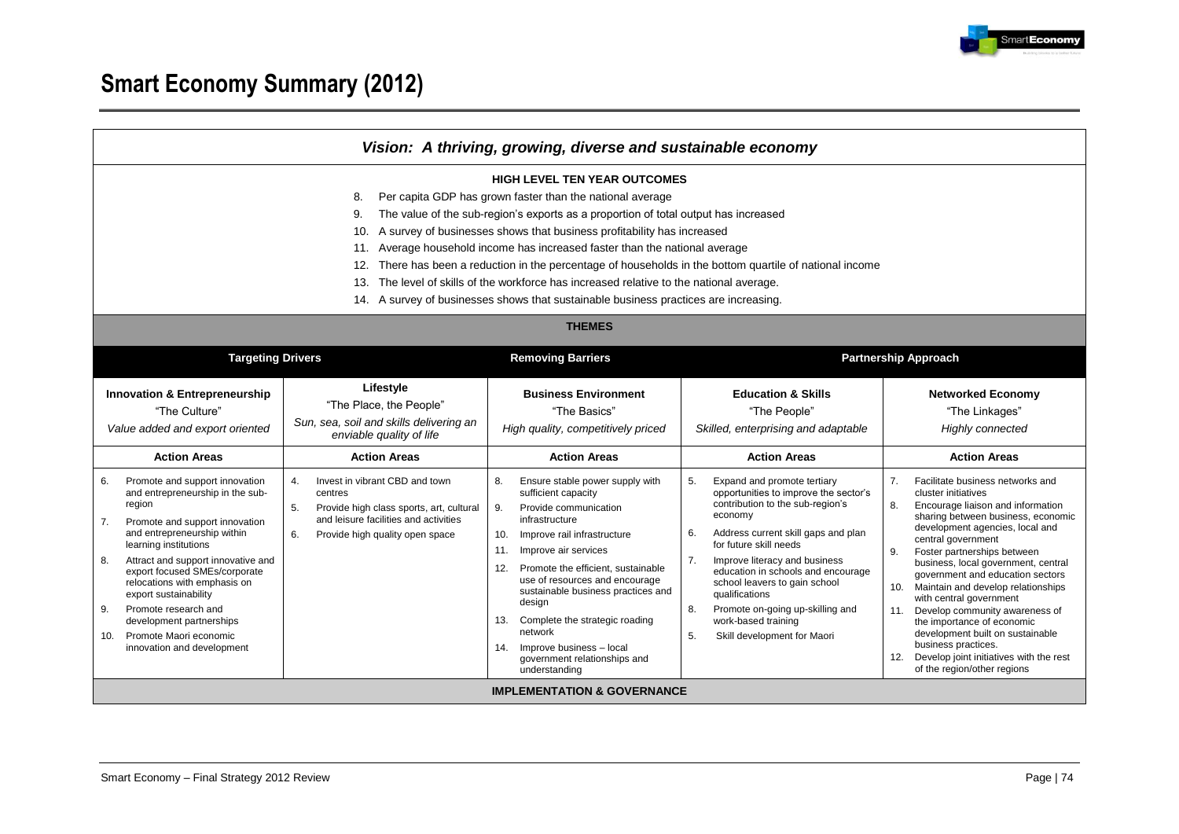# Smart Economy Summary (2012)

## *Vision: A thriving, growing, diverse and sustainable economy*

**HIGH LEVEL TEN YEAR OUTCOMES**

8. Per capita GDP has grown faster than the national average
9. The value of the sub-region's exports as a proportion of total output has increased
10. A survey of businesses shows that business profitability has increased
11. Average household income has increased faster than the national average
12. There has been a reduction in the percentage of households in the bottom quartile of national income
13. The level of skills of the workforce has increased relative to the national average.
14. A survey of businesses shows that sustainable business practices are increasing.

**THEMES**

| Targeting Drivers | | Removing Barriers | Partnership Approach | |
|---|---|---|---|---|
| **Innovation & Entrepreneurship**<br>"The Culture"<br>*Value added and export oriented* | **Lifestyle**<br>"The Place, the People"<br>*Sun, sea, soil and skills delivering an enviable quality of life* | **Business Environment**<br>"The Basics"<br>*High quality, competitively priced* | **Education & Skills**<br>"The People"<br>*Skilled, enterprising and adaptable* | **Networked Economy**<br>"The Linkages"<br>*Highly connected* |
| **Action Areas** | **Action Areas** | **Action Areas** | **Action Areas** | **Action Areas** |
| 6. Promote and support innovation and entrepreneurship in the sub-region<br>7. Promote and support innovation and entrepreneurship within learning institutions<br>8. Attract and support innovative and export focused SMEs/corporate relocations with emphasis on export sustainability<br>9. Promote research and development partnerships<br>10. Promote Maori economic innovation and development | 4. Invest in vibrant CBD and town centres<br>5. Provide high class sports, art, cultural and leisure facilities and activities<br>6. Provide high quality open space | 8. Ensure stable power supply with sufficient capacity<br>9. Provide communication infrastructure<br>10. Improve rail infrastructure<br>11. Improve air services<br>12. Promote the efficient, sustainable use of resources and encourage sustainable business practices and design<br>13. Complete the strategic roading network<br>14. Improve business – local government relationships and understanding | 5. Expand and promote tertiary opportunities to improve the sector's contribution to the sub-region's economy<br>6. Address current skill gaps and plan for future skill needs<br>7. Improve literacy and business education in schools and encourage school leavers to gain school qualifications<br>8. Promote on-going up-skilling and work-based training<br>5. Skill development for Maori | 7. Facilitate business networks and cluster initiatives<br>8. Encourage liaison and information sharing between business, economic development agencies, local and central government<br>9. Foster partnerships between business, local government, central government and education sectors<br>10. Maintain and develop relationships with central government<br>11. Develop community awareness of the importance of economic development built on sustainable business practices.<br>12. Develop joint initiatives with the rest of the region/other regions |

**IMPLEMENTATION & GOVERNANCE**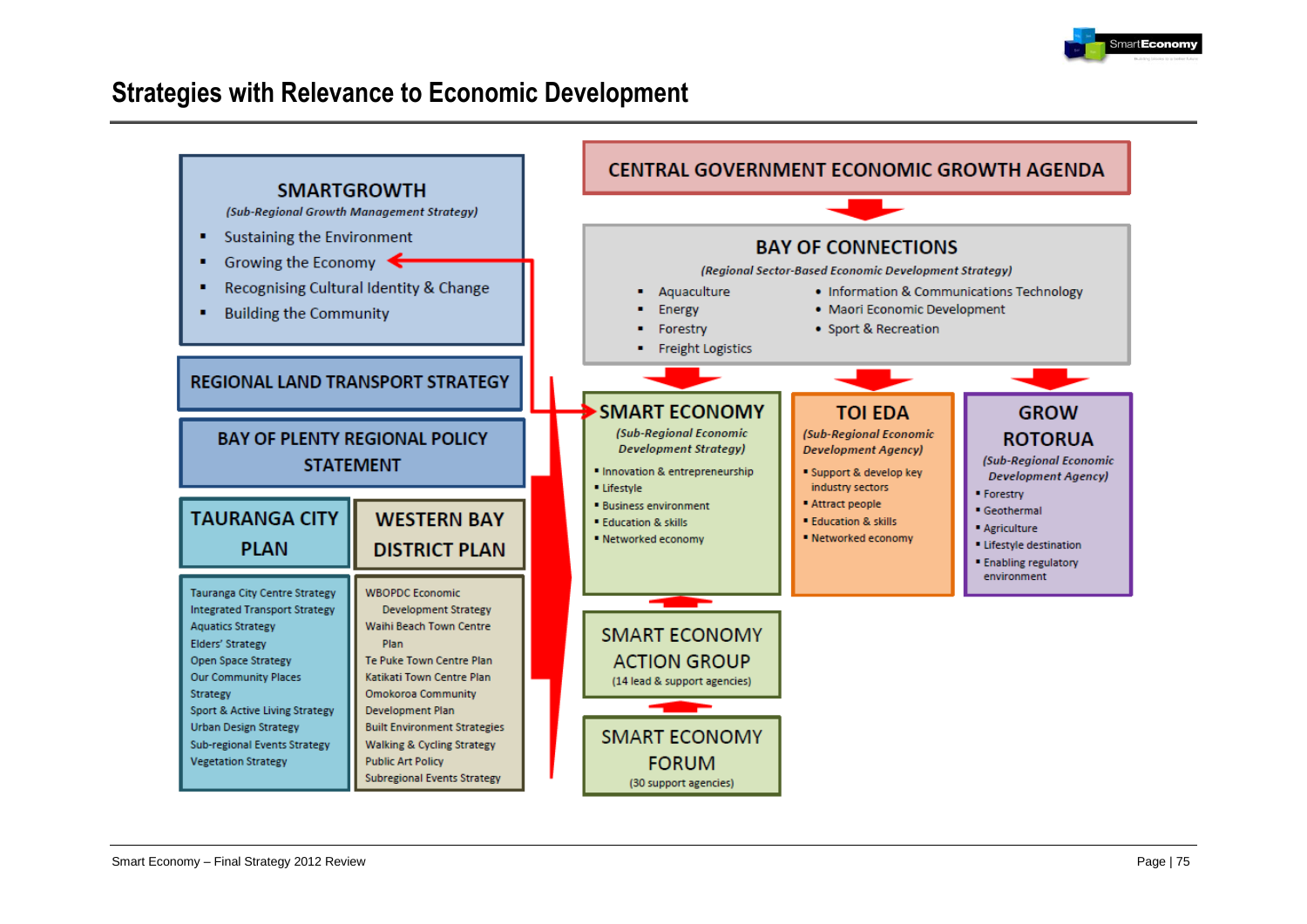# Strategies with Relevance to Economic Development

**SMARTGROWTH**

*(Sub-Regional Growth Management Strategy)*

- Sustaining the Environment
- Growing the Economy
- Recognising Cultural Identity & Change
- Building the Community

**REGIONAL LAND TRANSPORT STRATEGY**

**BAY OF PLENTY REGIONAL POLICY STATEMENT**

**TAURANGA CITY PLAN**

Tauranga City Centre Strategy
Integrated Transport Strategy
Aquatics Strategy
Elders' Strategy
Open Space Strategy
Our Community Places Strategy
Sport & Active Living Strategy
Urban Design Strategy
Sub-regional Events Strategy
Vegetation Strategy

**WESTERN BAY DISTRICT PLAN**

WBOPDC Economic Development Strategy
Waihi Beach Town Centre Plan
Te Puke Town Centre Plan
Katikati Town Centre Plan
Omokoroa Community Development Plan
Built Environment Strategies
Walking & Cycling Strategy
Public Art Policy
Subregional Events Strategy

**CENTRAL GOVERNMENT ECONOMIC GROWTH AGENDA**

**BAY OF CONNECTIONS**

*(Regional Sector-Based Economic Development Strategy)*

- Aquaculture
- Energy
- Forestry
- Freight Logistics
- Information & Communications Technology
- Maori Economic Development
- Sport & Recreation

**SMART ECONOMY**

*(Sub-Regional Economic Development Strategy)*

- Innovation & entrepreneurship
- Lifestyle
- Business environment
- Education & skills
- Networked economy

**TOI EDA**

*(Sub-Regional Economic Development Agency)*

- Support & develop key industry sectors
- Attract people
- Education & skills
- Networked economy

**GROW ROTORUA**

*(Sub-Regional Economic Development Agency)*

- Forestry
- Geothermal
- Agriculture
- Lifestyle destination
- Enabling regulatory environment

**SMART ECONOMY ACTION GROUP**

(14 lead & support agencies)

**SMART ECONOMY FORUM**

(30 support agencies)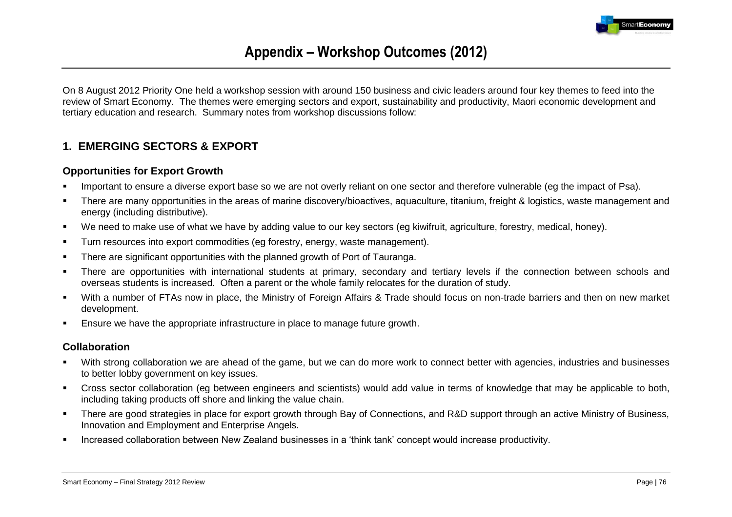# Appendix – Workshop Outcomes (2012)

On 8 August 2012 Priority One held a workshop session with around 150 business and civic leaders around four key themes to feed into the review of Smart Economy. The themes were emerging sectors and export, sustainability and productivity, Maori economic development and tertiary education and research. Summary notes from workshop discussions follow:

## 1. EMERGING SECTORS & EXPORT

### Opportunities for Export Growth

- Important to ensure a diverse export base so we are not overly reliant on one sector and therefore vulnerable (eg the impact of Psa).
- There are many opportunities in the areas of marine discovery/bioactives, aquaculture, titanium, freight & logistics, waste management and energy (including distributive).
- We need to make use of what we have by adding value to our key sectors (eg kiwifruit, agriculture, forestry, medical, honey).
- Turn resources into export commodities (eg forestry, energy, waste management).
- There are significant opportunities with the planned growth of Port of Tauranga.
- There are opportunities with international students at primary, secondary and tertiary levels if the connection between schools and overseas students is increased. Often a parent or the whole family relocates for the duration of study.
- With a number of FTAs now in place, the Ministry of Foreign Affairs & Trade should focus on non-trade barriers and then on new market development.
- Ensure we have the appropriate infrastructure in place to manage future growth.

### Collaboration

- With strong collaboration we are ahead of the game, but we can do more work to connect better with agencies, industries and businesses to better lobby government on key issues.
- Cross sector collaboration (eg between engineers and scientists) would add value in terms of knowledge that may be applicable to both, including taking products off shore and linking the value chain.
- There are good strategies in place for export growth through Bay of Connections, and R&D support through an active Ministry of Business, Innovation and Employment and Enterprise Angels.
- Increased collaboration between New Zealand businesses in a 'think tank' concept would increase productivity.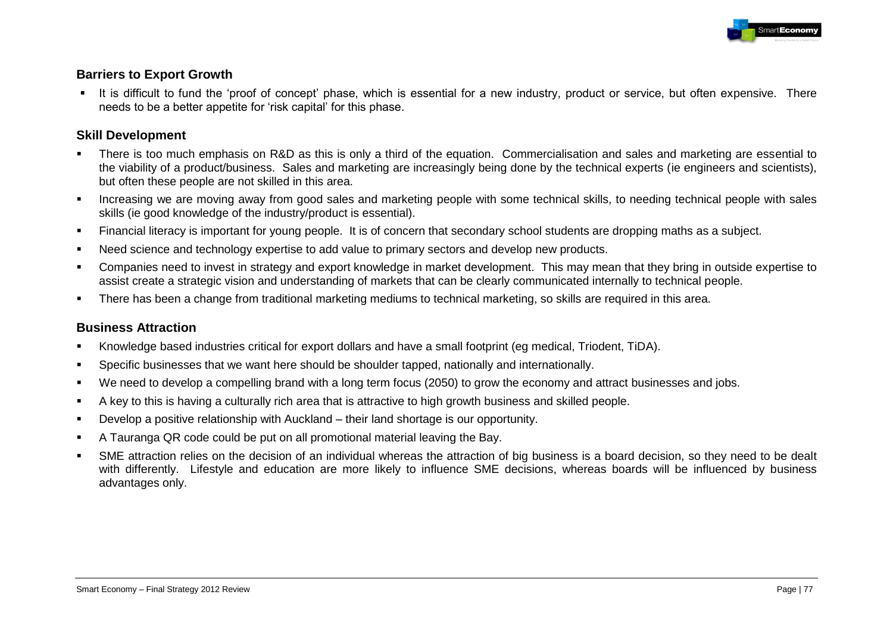### Barriers to Export Growth

- It is difficult to fund the 'proof of concept' phase, which is essential for a new industry, product or service, but often expensive. There needs to be a better appetite for 'risk capital' for this phase.

### Skill Development

- There is too much emphasis on R&D as this is only a third of the equation. Commercialisation and sales and marketing are essential to the viability of a product/business. Sales and marketing are increasingly being done by the technical experts (ie engineers and scientists), but often these people are not skilled in this area.
- Increasing we are moving away from good sales and marketing people with some technical skills, to needing technical people with sales skills (ie good knowledge of the industry/product is essential).
- Financial literacy is important for young people. It is of concern that secondary school students are dropping maths as a subject.
- Need science and technology expertise to add value to primary sectors and develop new products.
- Companies need to invest in strategy and export knowledge in market development. This may mean that they bring in outside expertise to assist create a strategic vision and understanding of markets that can be clearly communicated internally to technical people.
- There has been a change from traditional marketing mediums to technical marketing, so skills are required in this area.

### Business Attraction

- Knowledge based industries critical for export dollars and have a small footprint (eg medical, Triodent, TiDA).
- Specific businesses that we want here should be shoulder tapped, nationally and internationally.
- We need to develop a compelling brand with a long term focus (2050) to grow the economy and attract businesses and jobs.
- A key to this is having a culturally rich area that is attractive to high growth business and skilled people.
- Develop a positive relationship with Auckland – their land shortage is our opportunity.
- A Tauranga QR code could be put on all promotional material leaving the Bay.
- SME attraction relies on the decision of an individual whereas the attraction of big business is a board decision, so they need to be dealt with differently. Lifestyle and education are more likely to influence SME decisions, whereas boards will be influenced by business advantages only.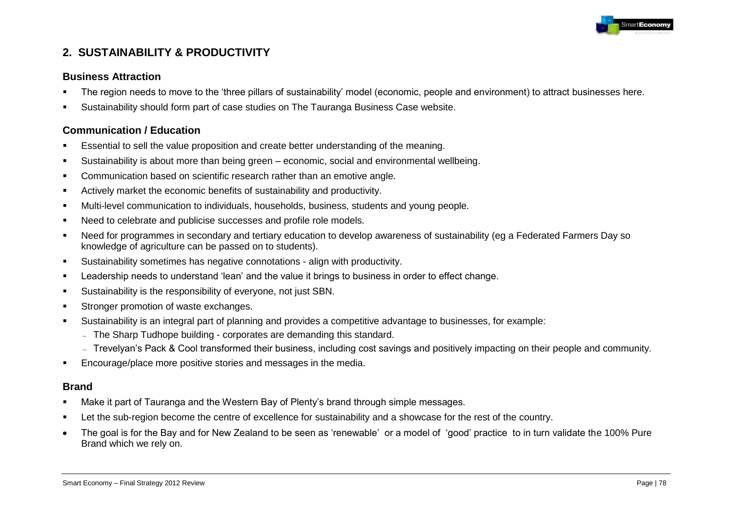## 2. SUSTAINABILITY & PRODUCTIVITY

### Business Attraction

- The region needs to move to the 'three pillars of sustainability' model (economic, people and environment) to attract businesses here.
- Sustainability should form part of case studies on The Tauranga Business Case website.

### Communication / Education

- Essential to sell the value proposition and create better understanding of the meaning.
- Sustainability is about more than being green – economic, social and environmental wellbeing.
- Communication based on scientific research rather than an emotive angle.
- Actively market the economic benefits of sustainability and productivity.
- Multi-level communication to individuals, households, business, students and young people.
- Need to celebrate and publicise successes and profile role models.
- Need for programmes in secondary and tertiary education to develop awareness of sustainability (eg a Federated Farmers Day so knowledge of agriculture can be passed on to students).
- Sustainability sometimes has negative connotations - align with productivity.
- Leadership needs to understand 'lean' and the value it brings to business in order to effect change.
- Sustainability is the responsibility of everyone, not just SBN.
- Stronger promotion of waste exchanges.
- Sustainability is an integral part of planning and provides a competitive advantage to businesses, for example:
  - The Sharp Tudhope building - corporates are demanding this standard.
  - Trevelyan's Pack & Cool transformed their business, including cost savings and positively impacting on their people and community.
- Encourage/place more positive stories and messages in the media.

### Brand

- Make it part of Tauranga and the Western Bay of Plenty's brand through simple messages.
- Let the sub-region become the centre of excellence for sustainability and a showcase for the rest of the country.
- The goal is for the Bay and for New Zealand to be seen as 'renewable' or a model of 'good' practice to in turn validate the 100% Pure Brand which we rely on.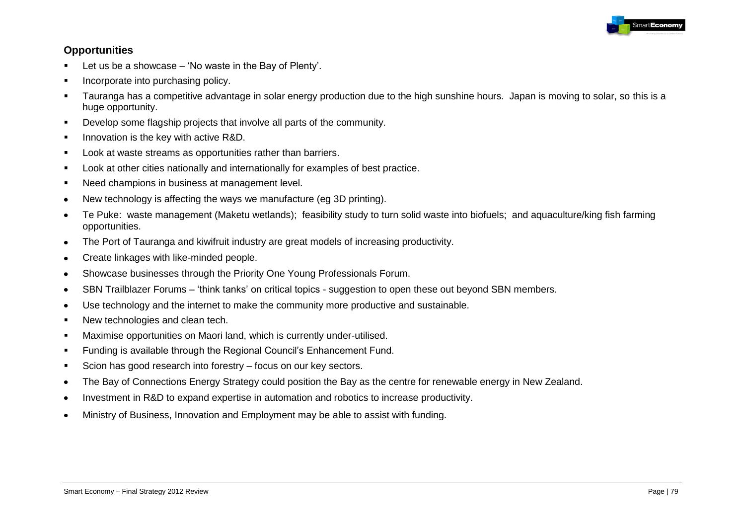**Opportunities**

- Let us be a showcase – 'No waste in the Bay of Plenty'.
- Incorporate into purchasing policy.
- Tauranga has a competitive advantage in solar energy production due to the high sunshine hours. Japan is moving to solar, so this is a huge opportunity.
- Develop some flagship projects that involve all parts of the community.
- Innovation is the key with active R&D.
- Look at waste streams as opportunities rather than barriers.
- Look at other cities nationally and internationally for examples of best practice.
- Need champions in business at management level.
- New technology is affecting the ways we manufacture (eg 3D printing).
- Te Puke: waste management (Maketu wetlands); feasibility study to turn solid waste into biofuels; and aquaculture/king fish farming opportunities.
- The Port of Tauranga and kiwifruit industry are great models of increasing productivity.
- Create linkages with like-minded people.
- Showcase businesses through the Priority One Young Professionals Forum.
- SBN Trailblazer Forums – 'think tanks' on critical topics - suggestion to open these out beyond SBN members.
- Use technology and the internet to make the community more productive and sustainable.
- New technologies and clean tech.
- Maximise opportunities on Maori land, which is currently under-utilised.
- Funding is available through the Regional Council's Enhancement Fund.
- Scion has good research into forestry – focus on our key sectors.
- The Bay of Connections Energy Strategy could position the Bay as the centre for renewable energy in New Zealand.
- Investment in R&D to expand expertise in automation and robotics to increase productivity.
- Ministry of Business, Innovation and Employment may be able to assist with funding.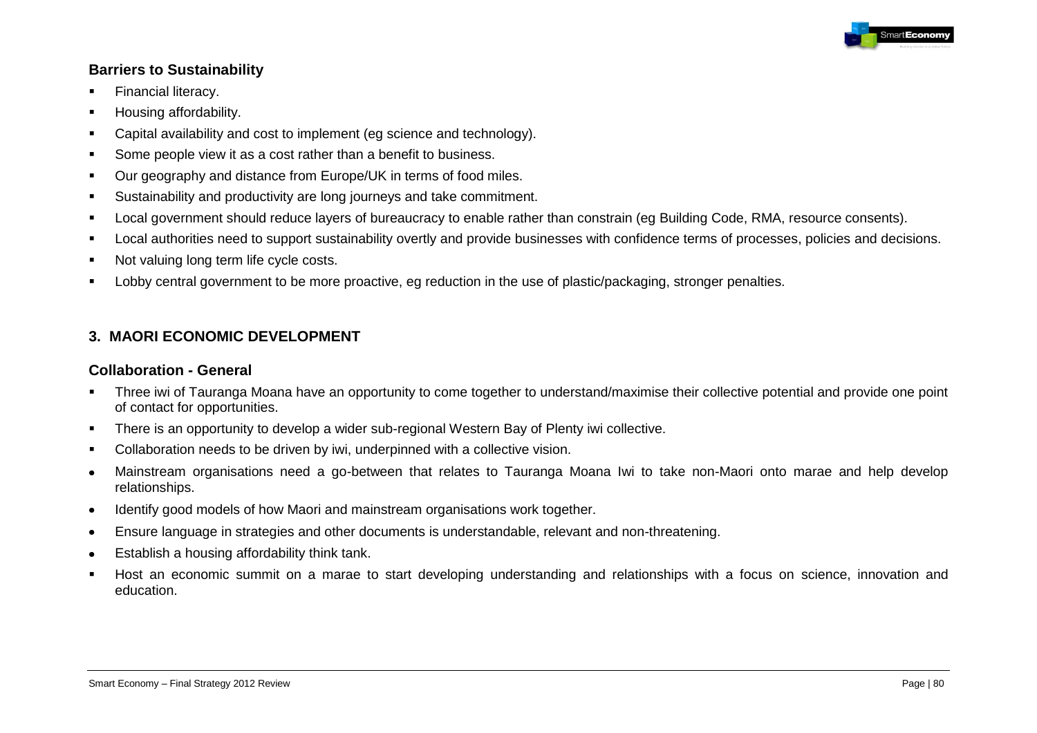### Barriers to Sustainability

- Financial literacy.
- Housing affordability.
- Capital availability and cost to implement (eg science and technology).
- Some people view it as a cost rather than a benefit to business.
- Our geography and distance from Europe/UK in terms of food miles.
- Sustainability and productivity are long journeys and take commitment.
- Local government should reduce layers of bureaucracy to enable rather than constrain (eg Building Code, RMA, resource consents).
- Local authorities need to support sustainability overtly and provide businesses with confidence terms of processes, policies and decisions.
- Not valuing long term life cycle costs.
- Lobby central government to be more proactive, eg reduction in the use of plastic/packaging, stronger penalties.

## 3. MAORI ECONOMIC DEVELOPMENT

### Collaboration - General

- Three iwi of Tauranga Moana have an opportunity to come together to understand/maximise their collective potential and provide one point of contact for opportunities.
- There is an opportunity to develop a wider sub-regional Western Bay of Plenty iwi collective.
- Collaboration needs to be driven by iwi, underpinned with a collective vision.
- Mainstream organisations need a go-between that relates to Tauranga Moana Iwi to take non-Maori onto marae and help develop relationships.
- Identify good models of how Maori and mainstream organisations work together.
- Ensure language in strategies and other documents is understandable, relevant and non-threatening.
- Establish a housing affordability think tank.
- Host an economic summit on a marae to start developing understanding and relationships with a focus on science, innovation and education.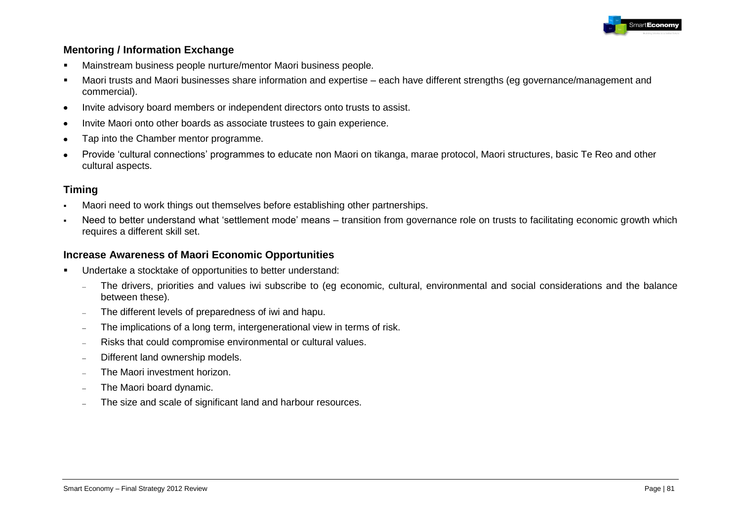### Mentoring / Information Exchange

- Mainstream business people nurture/mentor Maori business people.
- Maori trusts and Maori businesses share information and expertise – each have different strengths (eg governance/management and commercial).
- Invite advisory board members or independent directors onto trusts to assist.
- Invite Maori onto other boards as associate trustees to gain experience.
- Tap into the Chamber mentor programme.
- Provide 'cultural connections' programmes to educate non Maori on tikanga, marae protocol, Maori structures, basic Te Reo and other cultural aspects.

### Timing

- Maori need to work things out themselves before establishing other partnerships.
- Need to better understand what 'settlement mode' means – transition from governance role on trusts to facilitating economic growth which requires a different skill set.

### Increase Awareness of Maori Economic Opportunities

- Undertake a stocktake of opportunities to better understand:
  - The drivers, priorities and values iwi subscribe to (eg economic, cultural, environmental and social considerations and the balance between these).
  - The different levels of preparedness of iwi and hapu.
  - The implications of a long term, intergenerational view in terms of risk.
  - Risks that could compromise environmental or cultural values.
  - Different land ownership models.
  - The Maori investment horizon.
  - The Maori board dynamic.
  - The size and scale of significant land and harbour resources.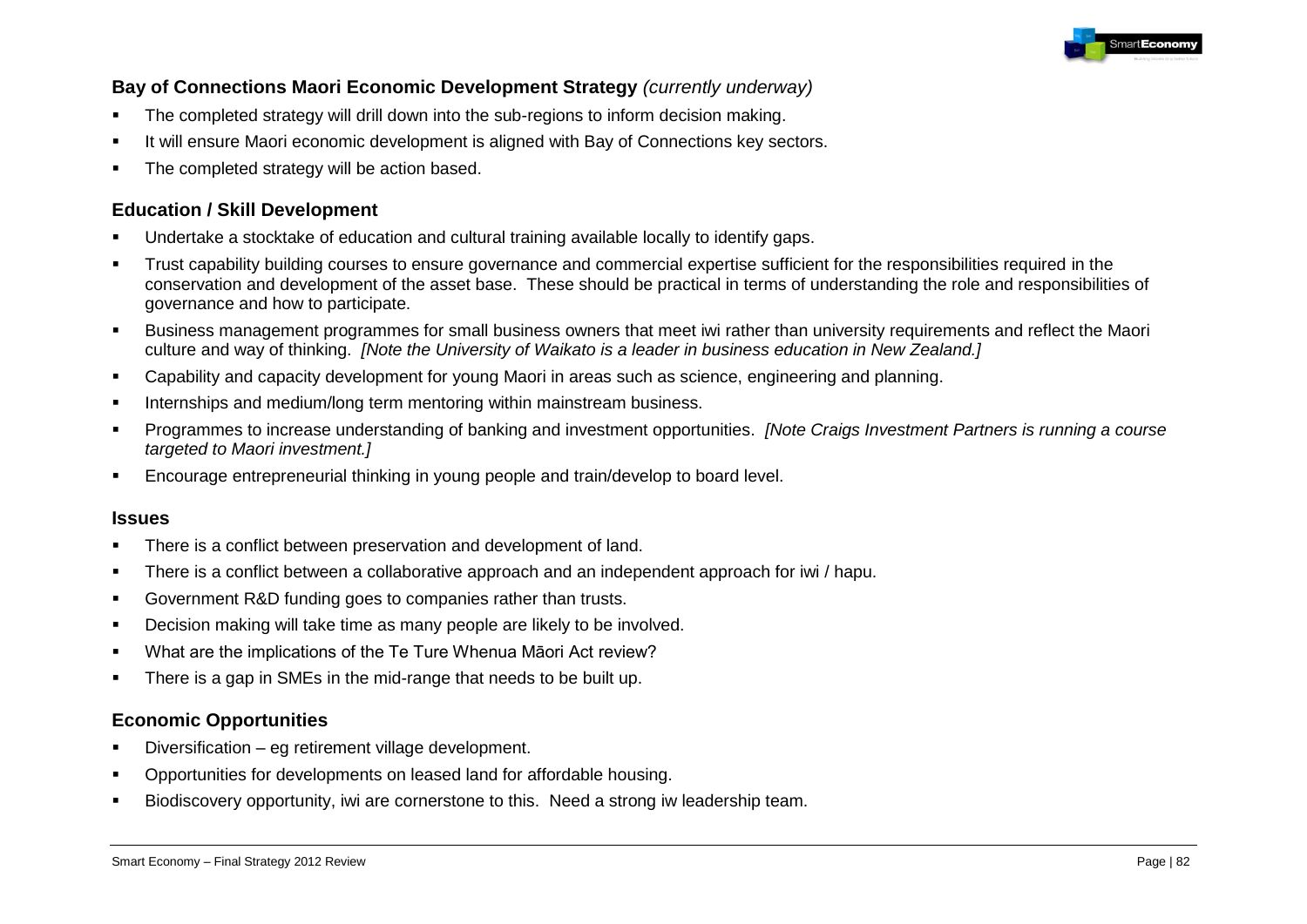### Bay of Connections Maori Economic Development Strategy *(currently underway)*

- The completed strategy will drill down into the sub-regions to inform decision making.
- It will ensure Maori economic development is aligned with Bay of Connections key sectors.
- The completed strategy will be action based.

### Education / Skill Development

- Undertake a stocktake of education and cultural training available locally to identify gaps.
- Trust capability building courses to ensure governance and commercial expertise sufficient for the responsibilities required in the conservation and development of the asset base. These should be practical in terms of understanding the role and responsibilities of governance and how to participate.
- Business management programmes for small business owners that meet iwi rather than university requirements and reflect the Maori culture and way of thinking. *[Note the University of Waikato is a leader in business education in New Zealand.]*
- Capability and capacity development for young Maori in areas such as science, engineering and planning.
- Internships and medium/long term mentoring within mainstream business.
- Programmes to increase understanding of banking and investment opportunities. *[Note Craigs Investment Partners is running a course targeted to Maori investment.]*
- Encourage entrepreneurial thinking in young people and train/develop to board level.

### Issues

- There is a conflict between preservation and development of land.
- There is a conflict between a collaborative approach and an independent approach for iwi / hapu.
- Government R&D funding goes to companies rather than trusts.
- Decision making will take time as many people are likely to be involved.
- What are the implications of the Te Ture Whenua Māori Act review?
- There is a gap in SMEs in the mid-range that needs to be built up.

### Economic Opportunities

- Diversification – eg retirement village development.
- Opportunities for developments on leased land for affordable housing.
- Biodiscovery opportunity, iwi are cornerstone to this. Need a strong iw leadership team.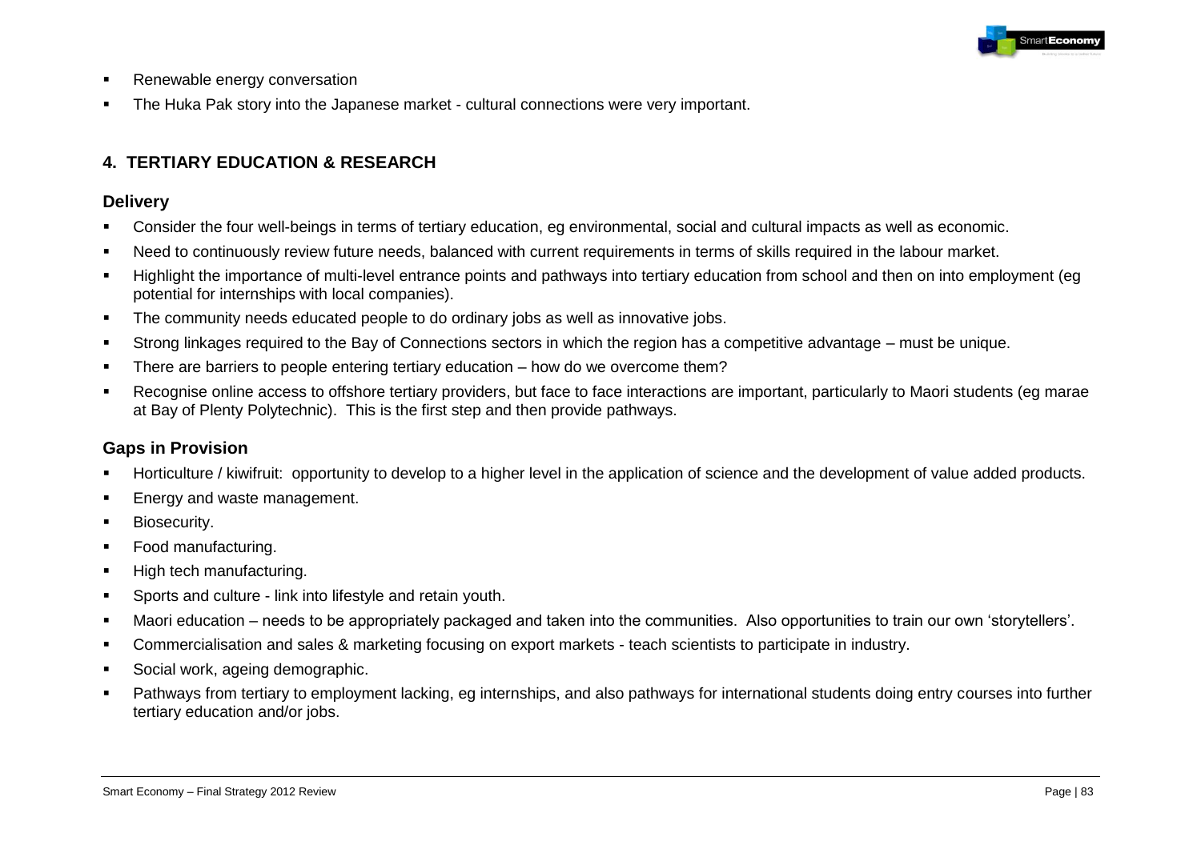- Renewable energy conversation
- The Huka Pak story into the Japanese market - cultural connections were very important.

### 4. TERTIARY EDUCATION & RESEARCH

#### Delivery

- Consider the four well-beings in terms of tertiary education, eg environmental, social and cultural impacts as well as economic.
- Need to continuously review future needs, balanced with current requirements in terms of skills required in the labour market.
- Highlight the importance of multi-level entrance points and pathways into tertiary education from school and then on into employment (eg potential for internships with local companies).
- The community needs educated people to do ordinary jobs as well as innovative jobs.
- Strong linkages required to the Bay of Connections sectors in which the region has a competitive advantage – must be unique.
- There are barriers to people entering tertiary education – how do we overcome them?
- Recognise online access to offshore tertiary providers, but face to face interactions are important, particularly to Maori students (eg marae at Bay of Plenty Polytechnic). This is the first step and then provide pathways.

#### Gaps in Provision

- Horticulture / kiwifruit: opportunity to develop to a higher level in the application of science and the development of value added products.
- Energy and waste management.
- Biosecurity.
- Food manufacturing.
- High tech manufacturing.
- Sports and culture - link into lifestyle and retain youth.
- Maori education – needs to be appropriately packaged and taken into the communities. Also opportunities to train our own 'storytellers'.
- Commercialisation and sales & marketing focusing on export markets - teach scientists to participate in industry.
- Social work, ageing demographic.
- Pathways from tertiary to employment lacking, eg internships, and also pathways for international students doing entry courses into further tertiary education and/or jobs.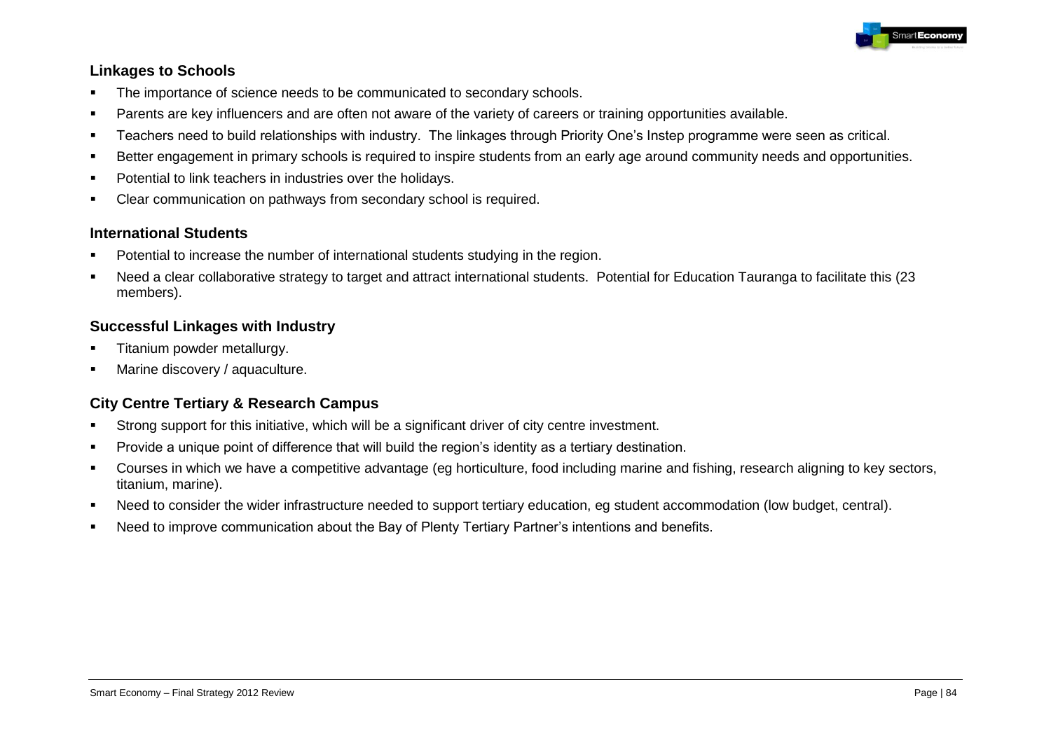### Linkages to Schools

- The importance of science needs to be communicated to secondary schools.
- Parents are key influencers and are often not aware of the variety of careers or training opportunities available.
- Teachers need to build relationships with industry. The linkages through Priority One's Instep programme were seen as critical.
- Better engagement in primary schools is required to inspire students from an early age around community needs and opportunities.
- Potential to link teachers in industries over the holidays.
- Clear communication on pathways from secondary school is required.

### International Students

- Potential to increase the number of international students studying in the region.
- Need a clear collaborative strategy to target and attract international students. Potential for Education Tauranga to facilitate this (23 members).

### Successful Linkages with Industry

- Titanium powder metallurgy.
- Marine discovery / aquaculture.

### City Centre Tertiary & Research Campus

- Strong support for this initiative, which will be a significant driver of city centre investment.
- Provide a unique point of difference that will build the region's identity as a tertiary destination.
- Courses in which we have a competitive advantage (eg horticulture, food including marine and fishing, research aligning to key sectors, titanium, marine).
- Need to consider the wider infrastructure needed to support tertiary education, eg student accommodation (low budget, central).
- Need to improve communication about the Bay of Plenty Tertiary Partner's intentions and benefits.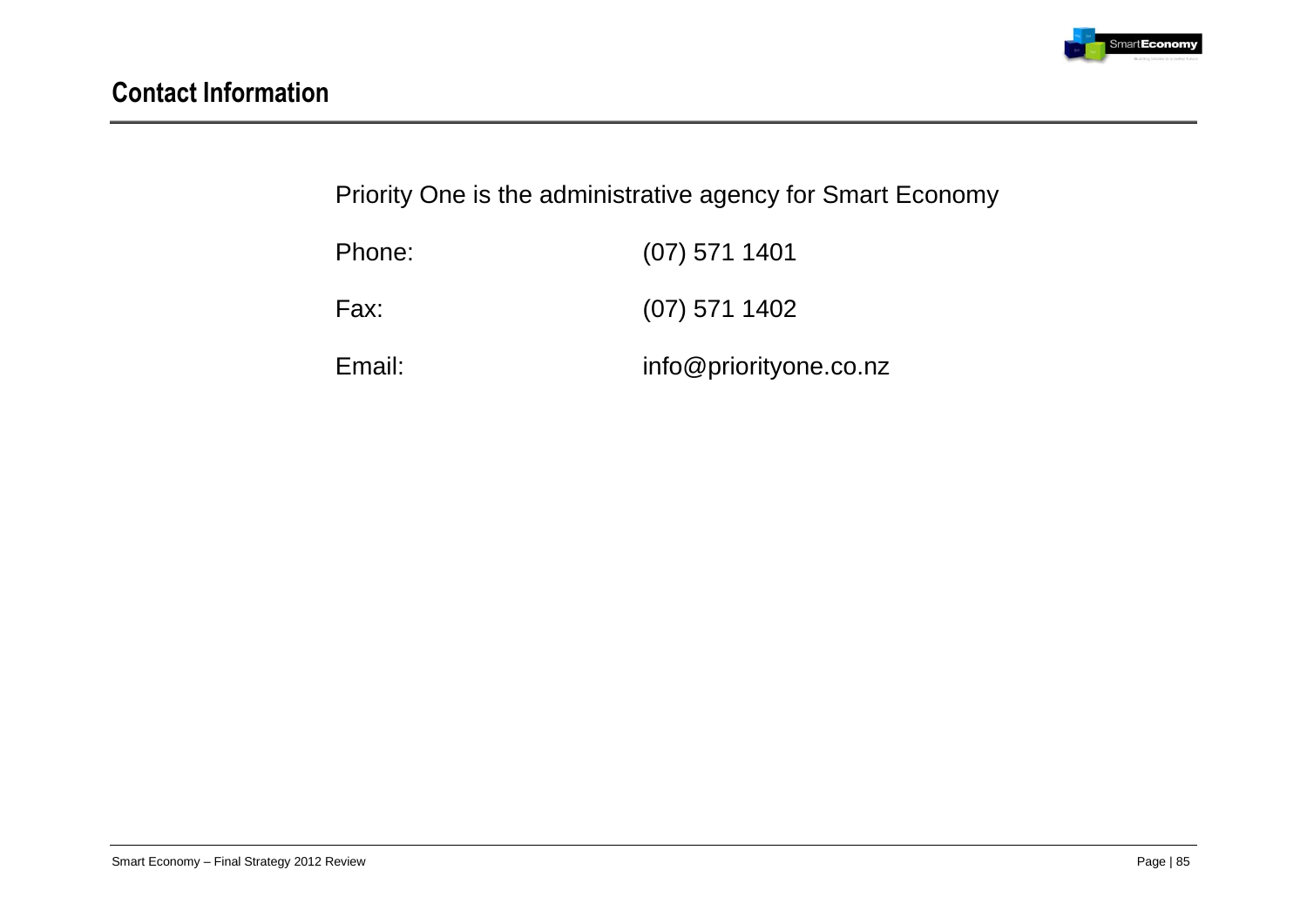# Contact Information

Priority One is the administrative agency for Smart Economy

| | |
|---|---|
| Phone: | (07) 571 1401 |
| Fax: | (07) 571 1402 |
| Email: | info@priorityone.co.nz |